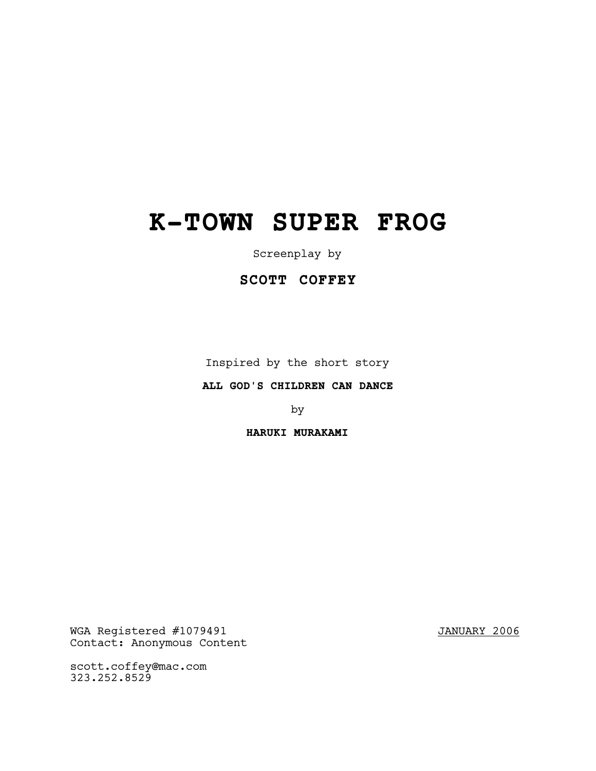# K-TOWN SUPER FROG

Screenplay by

**SCOTT COFFEY**

Inspired by the short story

**ALL GOD'S CHILDREN CAN DANCE**

by

**HARUKI MURAKAMI**

WGA Registered #1079491
Contact: Anonymous Content

JANUARY 2006

scott.coffey@mac.com
323.252.8529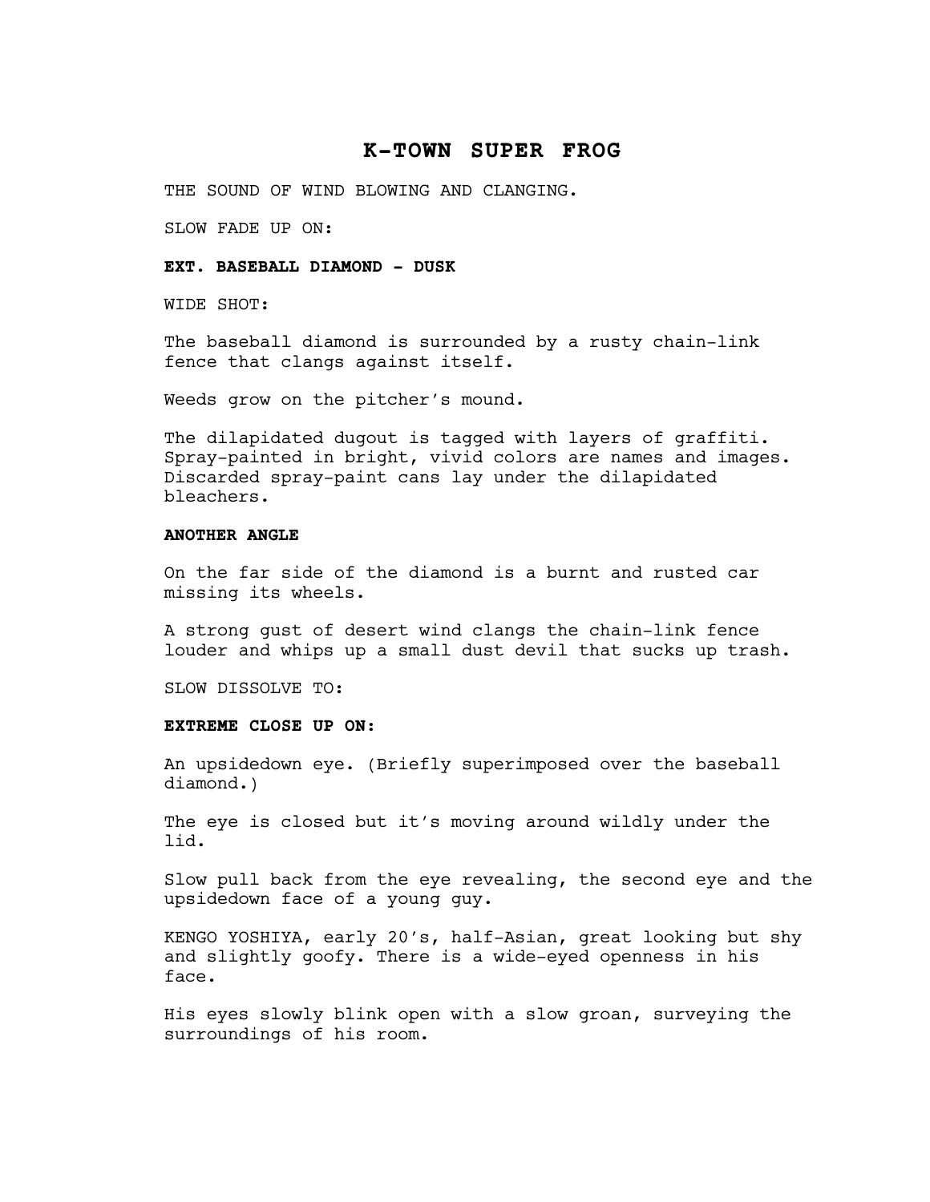# K-TOWN SUPER FROG

THE SOUND OF WIND BLOWING AND CLANGING.

SLOW FADE UP ON:

**EXT. BASEBALL DIAMOND - DUSK**

WIDE SHOT:

The baseball diamond is surrounded by a rusty chain-link fence that clangs against itself.

Weeds grow on the pitcher's mound.

The dilapidated dugout is tagged with layers of graffiti. Spray-painted in bright, vivid colors are names and images. Discarded spray-paint cans lay under the dilapidated bleachers.

**ANOTHER ANGLE**

On the far side of the diamond is a burnt and rusted car missing its wheels.

A strong gust of desert wind clangs the chain-link fence louder and whips up a small dust devil that sucks up trash.

SLOW DISSOLVE TO:

**EXTREME CLOSE UP ON:**

An upsidedown eye. (Briefly superimposed over the baseball diamond.)

The eye is closed but it's moving around wildly under the lid.

Slow pull back from the eye revealing, the second eye and the upsidedown face of a young guy.

KENGO YOSHIYA, early 20's, half-Asian, great looking but shy and slightly goofy. There is a wide-eyed openness in his face.

His eyes slowly blink open with a slow groan, surveying the surroundings of his room.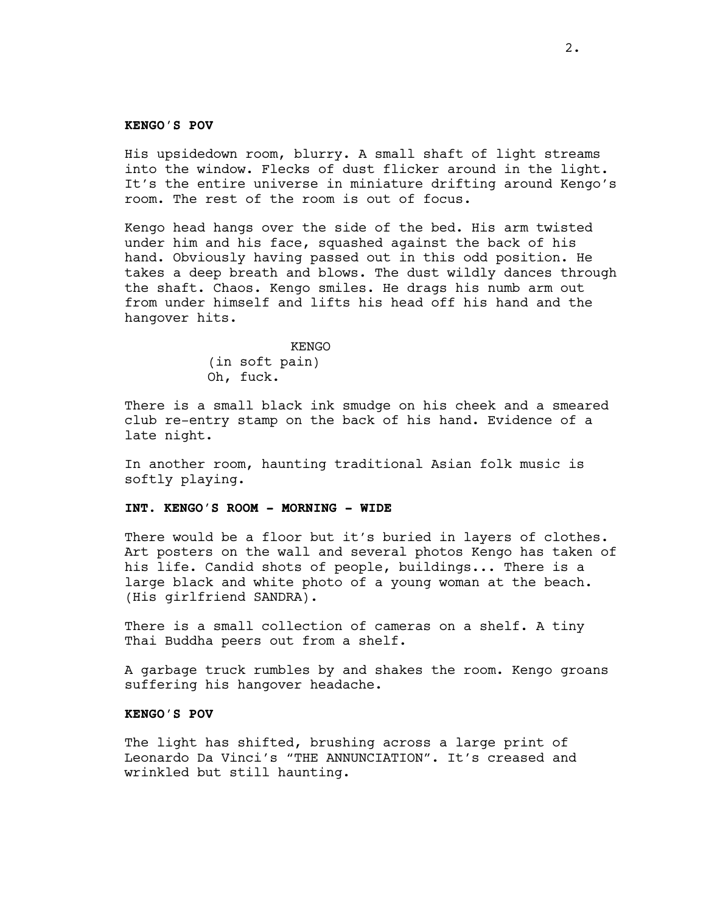**KENGO'S POV**

His upsidedown room, blurry. A small shaft of light streams into the window. Flecks of dust flicker around in the light. It's the entire universe in miniature drifting around Kengo's room. The rest of the room is out of focus.

Kengo head hangs over the side of the bed. His arm twisted under him and his face, squashed against the back of his hand. Obviously having passed out in this odd position. He takes a deep breath and blows. The dust wildly dances through the shaft. Chaos. Kengo smiles. He drags his numb arm out from under himself and lifts his head off his hand and the hangover hits.

KENGO
(in soft pain)
Oh, fuck.

There is a small black ink smudge on his cheek and a smeared club re-entry stamp on the back of his hand. Evidence of a late night.

In another room, haunting traditional Asian folk music is softly playing.

**INT. KENGO'S ROOM - MORNING - WIDE**

There would be a floor but it's buried in layers of clothes. Art posters on the wall and several photos Kengo has taken of his life. Candid shots of people, buildings... There is a large black and white photo of a young woman at the beach. (His girlfriend SANDRA).

There is a small collection of cameras on a shelf. A tiny Thai Buddha peers out from a shelf.

A garbage truck rumbles by and shakes the room. Kengo groans suffering his hangover headache.

**KENGO'S POV**

The light has shifted, brushing across a large print of Leonardo Da Vinci's "THE ANNUNCIATION". It's creased and wrinkled but still haunting.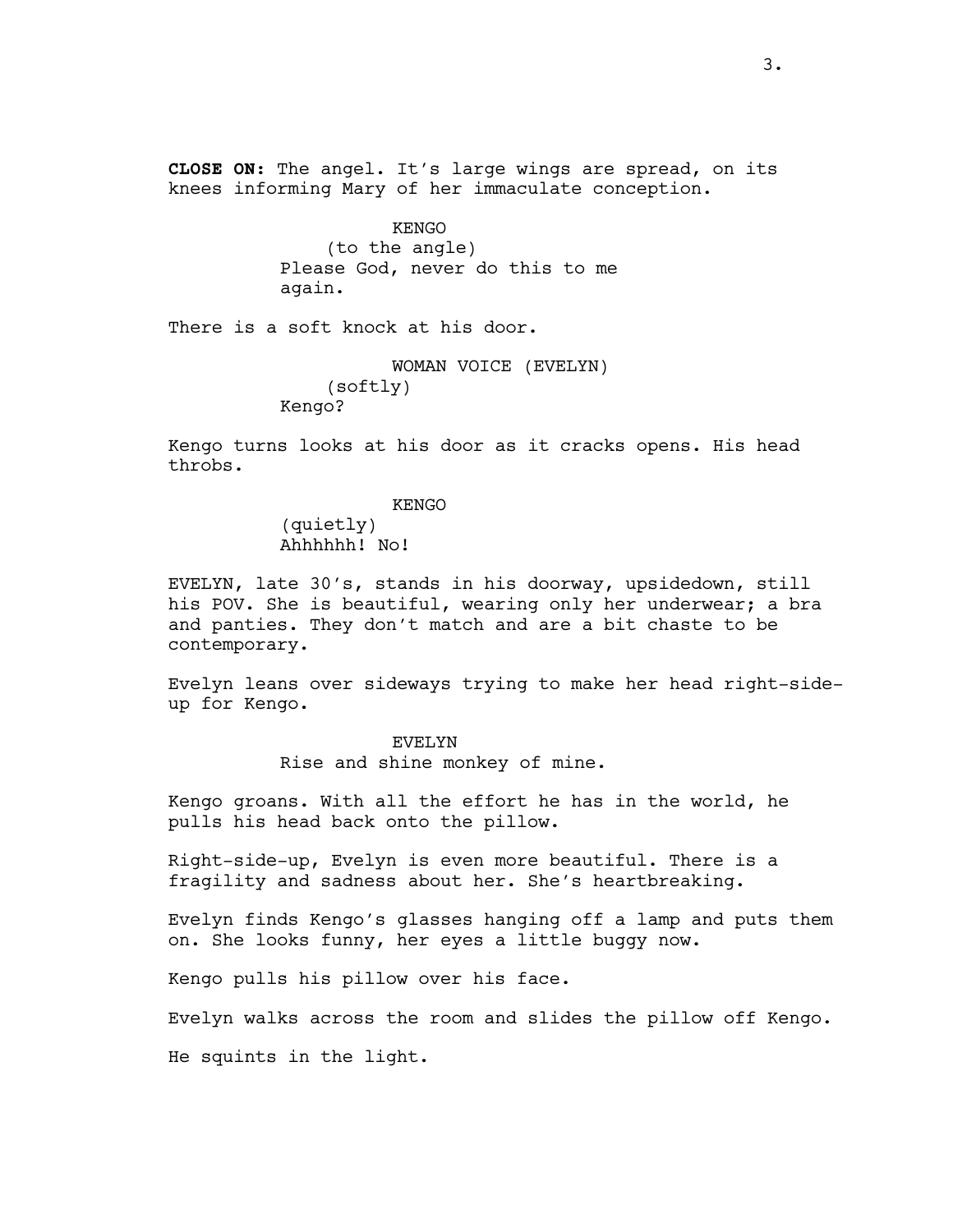**CLOSE ON:** The angel. It's large wings are spread, on its knees informing Mary of her immaculate conception.

KENGO
(to the angle)
Please God, never do this to me again.

There is a soft knock at his door.

WOMAN VOICE (EVELYN)
(softly)
Kengo?

Kengo turns looks at his door as it cracks opens. His head throbs.

KENGO
(quietly)
Ahhhhhh! No!

EVELYN, late 30's, stands in his doorway, upsidedown, still his POV. She is beautiful, wearing only her underwear; a bra and panties. They don't match and are a bit chaste to be contemporary.

Evelyn leans over sideways trying to make her head right-side-up for Kengo.

EVELYN
Rise and shine monkey of mine.

Kengo groans. With all the effort he has in the world, he pulls his head back onto the pillow.

Right-side-up, Evelyn is even more beautiful. There is a fragility and sadness about her. She's heartbreaking.

Evelyn finds Kengo's glasses hanging off a lamp and puts them on. She looks funny, her eyes a little buggy now.

Kengo pulls his pillow over his face.

Evelyn walks across the room and slides the pillow off Kengo.

He squints in the light.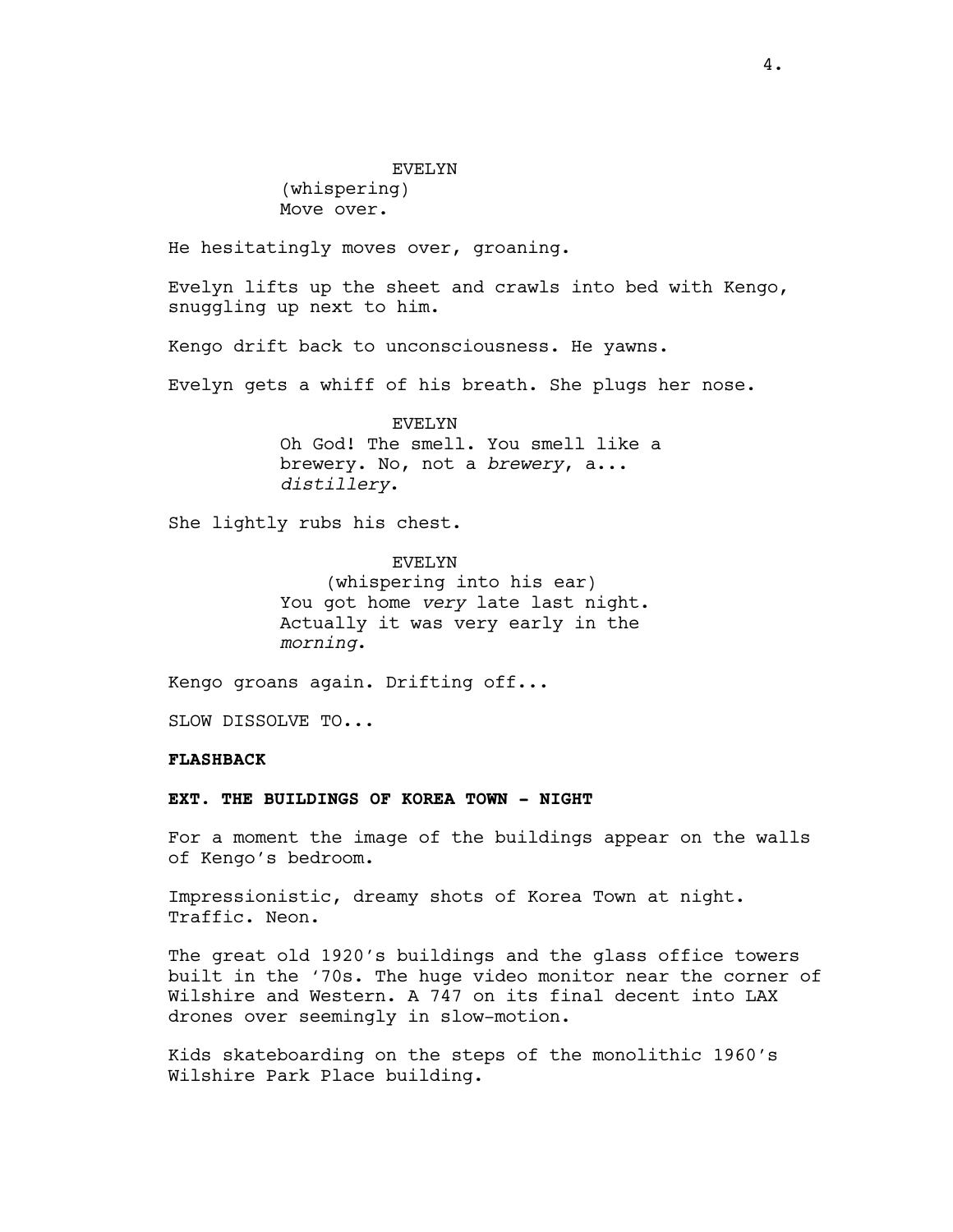EVELYN
(whispering)
Move over.

He hesitatingly moves over, groaning.

Evelyn lifts up the sheet and crawls into bed with Kengo, snuggling up next to him.

Kengo drift back to unconsciousness. He yawns.

Evelyn gets a whiff of his breath. She plugs her nose.

EVELYN
Oh God! The smell. You smell like a brewery. No, not a *brewery*, a... *distillery*.

She lightly rubs his chest.

EVELYN
(whispering into his ear)
You got home *very* late last night. Actually it was very early in the *morning*.

Kengo groans again. Drifting off...

SLOW DISSOLVE TO...

**FLASHBACK**

**EXT. THE BUILDINGS OF KOREA TOWN - NIGHT**

For a moment the image of the buildings appear on the walls of Kengo's bedroom.

Impressionistic, dreamy shots of Korea Town at night. Traffic. Neon.

The great old 1920's buildings and the glass office towers built in the '70s. The huge video monitor near the corner of Wilshire and Western. A 747 on its final decent into LAX drones over seemingly in slow-motion.

Kids skateboarding on the steps of the monolithic 1960's Wilshire Park Place building.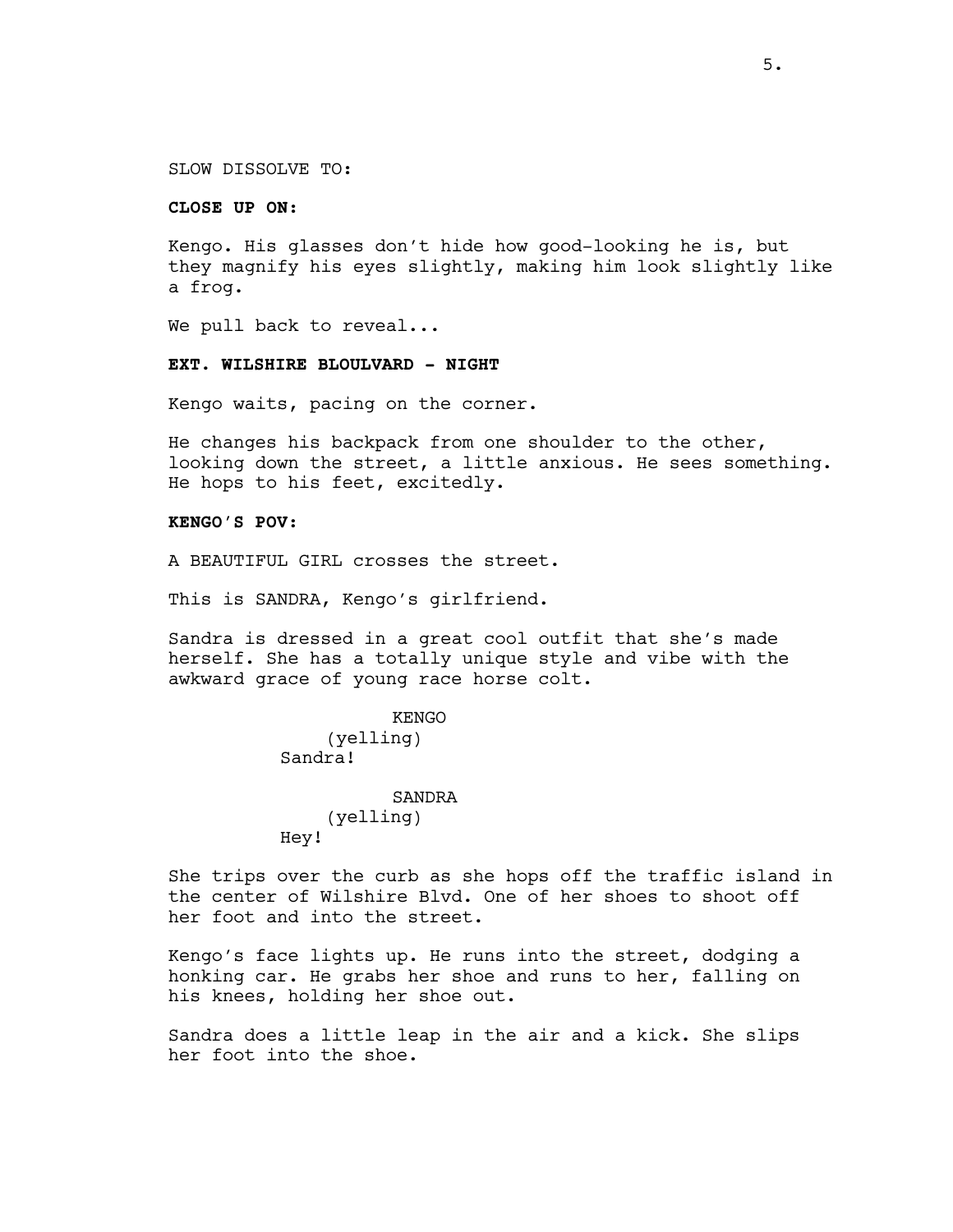SLOW DISSOLVE TO:

**CLOSE UP ON:**

Kengo. His glasses don’t hide how good-looking he is, but they magnify his eyes slightly, making him look slightly like a frog.

We pull back to reveal...

**EXT. WILSHIRE BLOULVARD - NIGHT**

Kengo waits, pacing on the corner.

He changes his backpack from one shoulder to the other, looking down the street, a little anxious. He sees something. He hops to his feet, excitedly.

**KENGO’S POV:**

A BEAUTIFUL GIRL crosses the street.

This is SANDRA, Kengo’s girlfriend.

Sandra is dressed in a great cool outfit that she’s made herself. She has a totally unique style and vibe with the awkward grace of young race horse colt.

KENGO
(yelling)
Sandra!

SANDRA
(yelling)
Hey!

She trips over the curb as she hops off the traffic island in the center of Wilshire Blvd. One of her shoes to shoot off her foot and into the street.

Kengo’s face lights up. He runs into the street, dodging a honking car. He grabs her shoe and runs to her, falling on his knees, holding her shoe out.

Sandra does a little leap in the air and a kick. She slips her foot into the shoe.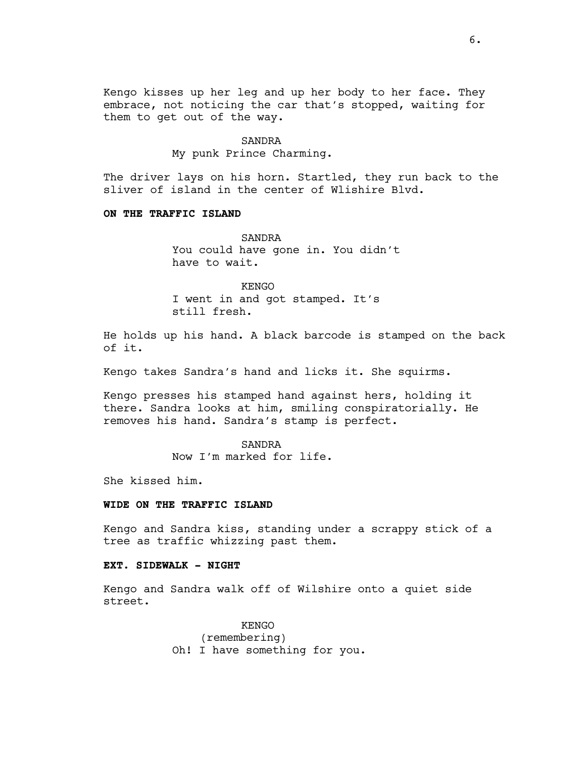Kengo kisses up her leg and up her body to her face. They embrace, not noticing the car that's stopped, waiting for them to get out of the way.

SANDRA
My punk Prince Charming.

The driver lays on his horn. Startled, they run back to the sliver of island in the center of Wlishire Blvd.

**ON THE TRAFFIC ISLAND**

SANDRA
You could have gone in. You didn't have to wait.

KENGO
I went in and got stamped. It's still fresh.

He holds up his hand. A black barcode is stamped on the back of it.

Kengo takes Sandra's hand and licks it. She squirms.

Kengo presses his stamped hand against hers, holding it there. Sandra looks at him, smiling conspiratorially. He removes his hand. Sandra's stamp is perfect.

SANDRA
Now I'm marked for life.

She kissed him.

**WIDE ON THE TRAFFIC ISLAND**

Kengo and Sandra kiss, standing under a scrappy stick of a tree as traffic whizzing past them.

**EXT. SIDEWALK - NIGHT**

Kengo and Sandra walk off of Wilshire onto a quiet side street.

KENGO
(remembering)
Oh! I have something for you.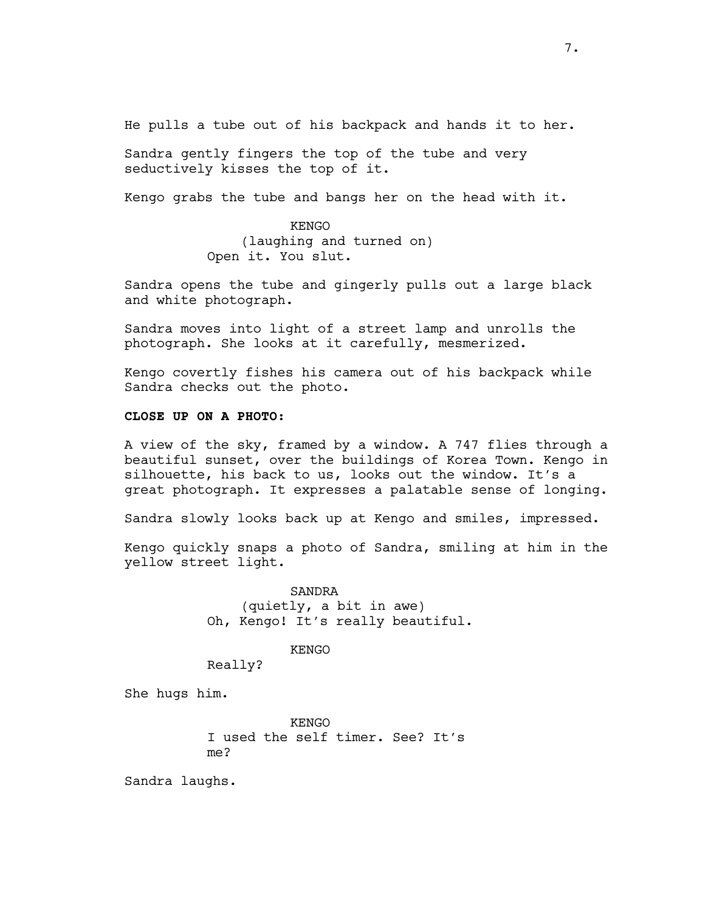He pulls a tube out of his backpack and hands it to her.

Sandra gently fingers the top of the tube and very seductively kisses the top of it.

Kengo grabs the tube and bangs her on the head with it.

KENGO
(laughing and turned on)
Open it. You slut.

Sandra opens the tube and gingerly pulls out a large black and white photograph.

Sandra moves into light of a street lamp and unrolls the photograph. She looks at it carefully, mesmerized.

Kengo covertly fishes his camera out of his backpack while Sandra checks out the photo.

**CLOSE UP ON A PHOTO:**

A view of the sky, framed by a window. A 747 flies through a beautiful sunset, over the buildings of Korea Town. Kengo in silhouette, his back to us, looks out the window. It's a great photograph. It expresses a palatable sense of longing.

Sandra slowly looks back up at Kengo and smiles, impressed.

Kengo quickly snaps a photo of Sandra, smiling at him in the yellow street light.

SANDRA
(quietly, a bit in awe)
Oh, Kengo! It's really beautiful.

KENGO
Really?

She hugs him.

KENGO
I used the self timer. See? It's me?

Sandra laughs.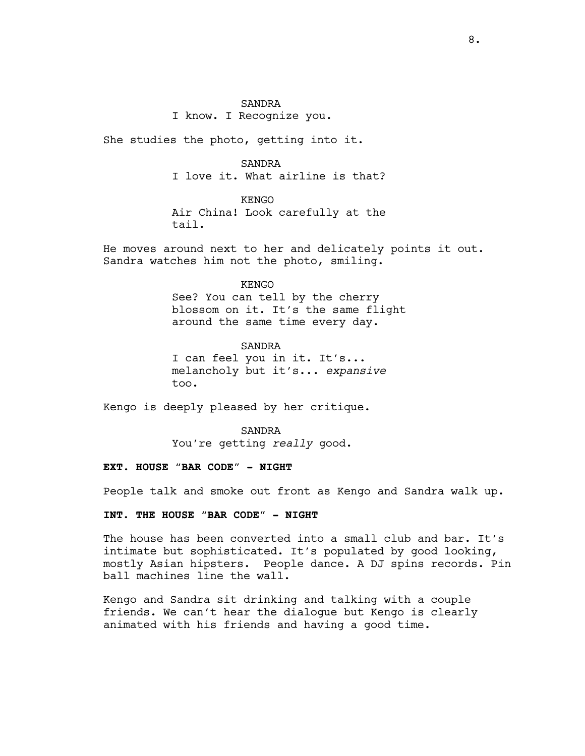SANDRA
I know. I Recognize you.

She studies the photo, getting into it.

SANDRA
I love it. What airline is that?

KENGO
Air China! Look carefully at the tail.

He moves around next to her and delicately points it out. Sandra watches him not the photo, smiling.

KENGO
See? You can tell by the cherry blossom on it. It's the same flight around the same time every day.

SANDRA
I can feel you in it. It's... melancholy but it's... *expansive* too.

Kengo is deeply pleased by her critique.

SANDRA
You're getting *really* good.

**EXT. HOUSE "BAR CODE" - NIGHT**

People talk and smoke out front as Kengo and Sandra walk up.

**INT. THE HOUSE "BAR CODE" - NIGHT**

The house has been converted into a small club and bar. It's intimate but sophisticated. It's populated by good looking, mostly Asian hipsters. People dance. A DJ spins records. Pin ball machines line the wall.

Kengo and Sandra sit drinking and talking with a couple friends. We can't hear the dialogue but Kengo is clearly animated with his friends and having a good time.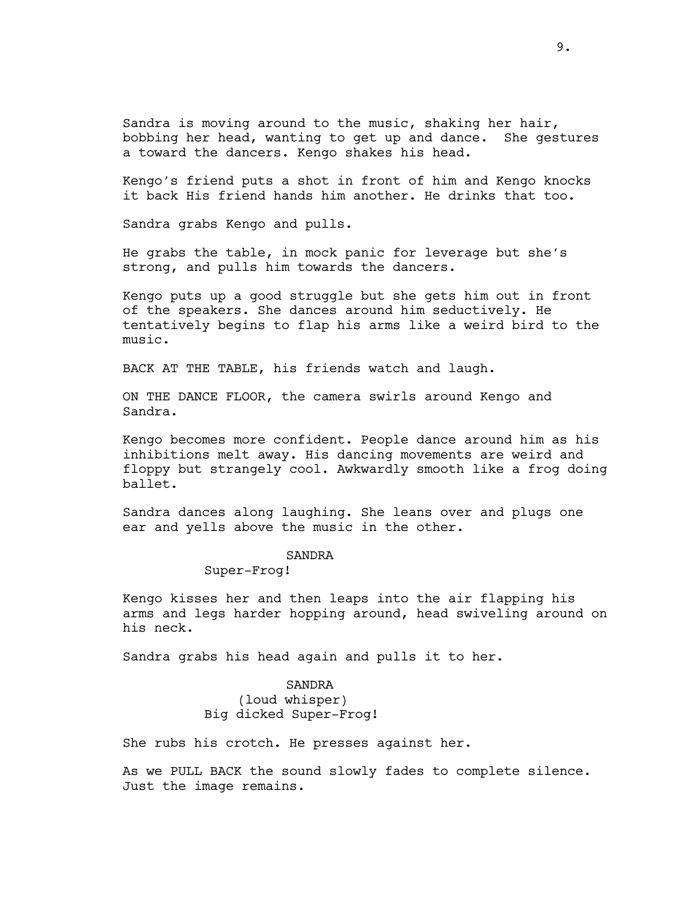Sandra is moving around to the music, shaking her hair, bobbing her head, wanting to get up and dance.  She gestures a toward the dancers. Kengo shakes his head.

Kengo's friend puts a shot in front of him and Kengo knocks it back His friend hands him another. He drinks that too.

Sandra grabs Kengo and pulls.

He grabs the table, in mock panic for leverage but she's strong, and pulls him towards the dancers.

Kengo puts up a good struggle but she gets him out in front of the speakers. She dances around him seductively. He tentatively begins to flap his arms like a weird bird to the music.

BACK AT THE TABLE, his friends watch and laugh.

ON THE DANCE FLOOR, the camera swirls around Kengo and Sandra.

Kengo becomes more confident. People dance around him as his inhibitions melt away. His dancing movements are weird and floppy but strangely cool. Awkwardly smooth like a frog doing ballet.

Sandra dances along laughing. She leans over and plugs one ear and yells above the music in the other.

SANDRA
Super-Frog!

Kengo kisses her and then leaps into the air flapping his arms and legs harder hopping around, head swiveling around on his neck.

Sandra grabs his head again and pulls it to her.

SANDRA
(loud whisper)
Big dicked Super-Frog!

She rubs his crotch. He presses against her.

As we PULL BACK the sound slowly fades to complete silence. Just the image remains.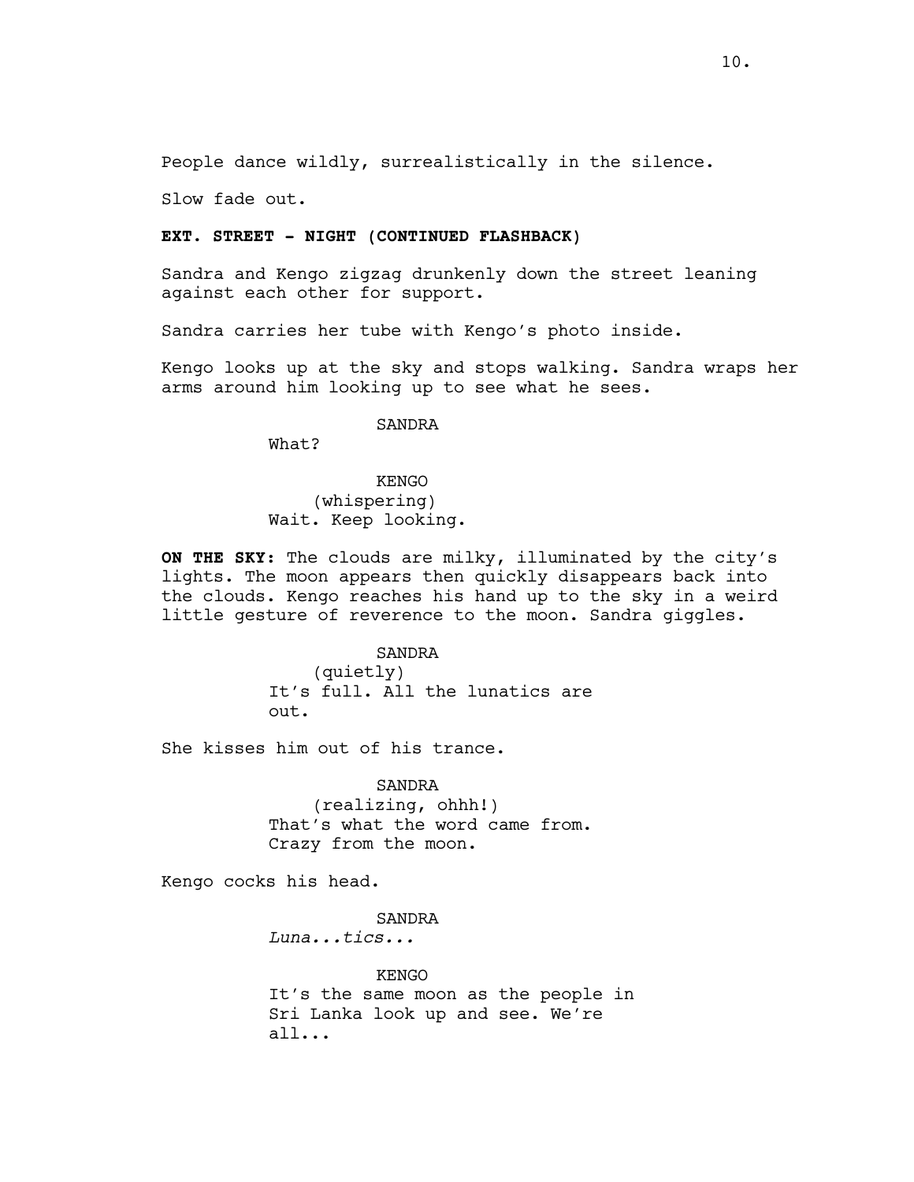People dance wildly, surrealistically in the silence.

Slow fade out.

**EXT. STREET - NIGHT (CONTINUED FLASHBACK)**

Sandra and Kengo zigzag drunkenly down the street leaning against each other for support.

Sandra carries her tube with Kengo's photo inside.

Kengo looks up at the sky and stops walking. Sandra wraps her arms around him looking up to see what he sees.

SANDRA
What?

KENGO
(whispering)
Wait. Keep looking.

**ON THE SKY:** The clouds are milky, illuminated by the city's lights. The moon appears then quickly disappears back into the clouds. Kengo reaches his hand up to the sky in a weird little gesture of reverence to the moon. Sandra giggles.

SANDRA
(quietly)
It's full. All the lunatics are out.

She kisses him out of his trance.

SANDRA
(realizing, ohhh!)
That's what the word came from. Crazy from the moon.

Kengo cocks his head.

SANDRA
*Luna...tics...*

KENGO
It's the same moon as the people in Sri Lanka look up and see. We're all...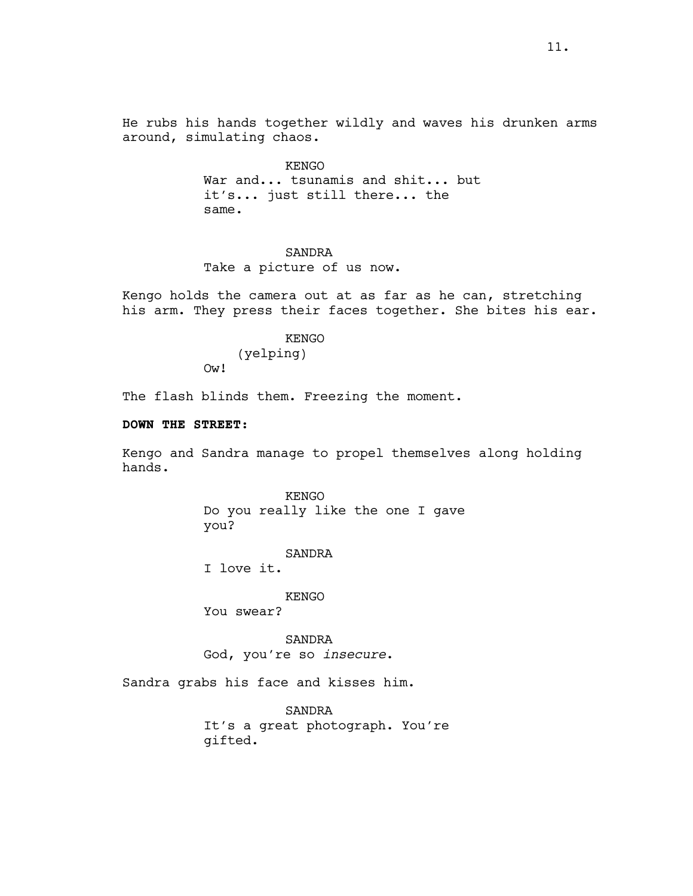He rubs his hands together wildly and waves his drunken arms around, simulating chaos.

KENGO
War and... tsunamis and shit... but it's... just still there... the same.

SANDRA
Take a picture of us now.

Kengo holds the camera out at as far as he can, stretching his arm. They press their faces together. She bites his ear.

KENGO
(yelping)
Ow!

The flash blinds them. Freezing the moment.

**DOWN THE STREET:**

Kengo and Sandra manage to propel themselves along holding hands.

KENGO
Do you really like the one I gave you?

SANDRA
I love it.

KENGO
You swear?

SANDRA
God, you're so *insecure*.

Sandra grabs his face and kisses him.

SANDRA
It's a great photograph. You're gifted.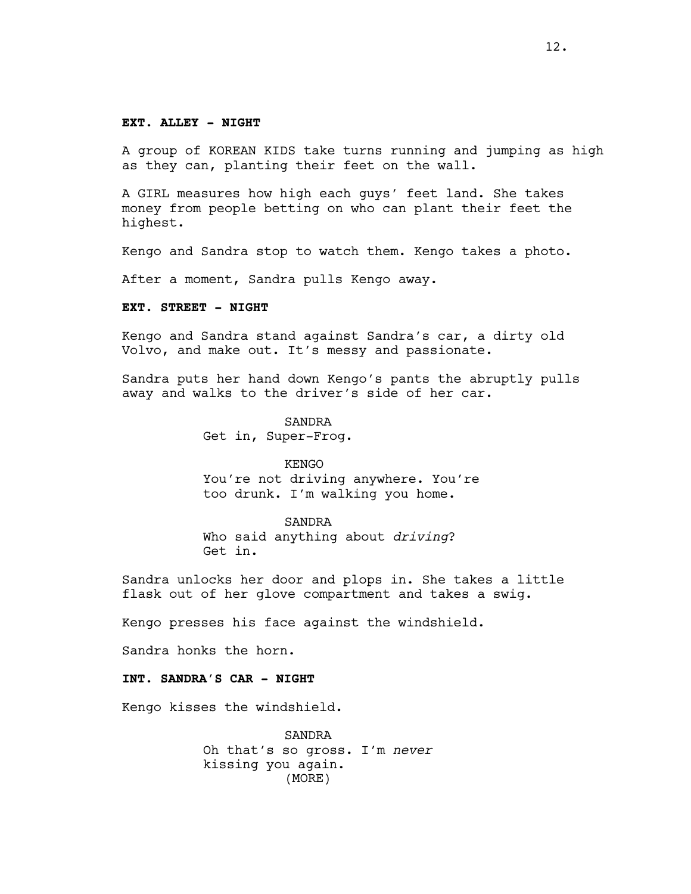**EXT. ALLEY - NIGHT**

A group of KOREAN KIDS take turns running and jumping as high as they can, planting their feet on the wall.

A GIRL measures how high each guys' feet land. She takes money from people betting on who can plant their feet the highest.

Kengo and Sandra stop to watch them. Kengo takes a photo.

After a moment, Sandra pulls Kengo away.

**EXT. STREET - NIGHT**

Kengo and Sandra stand against Sandra's car, a dirty old Volvo, and make out. It's messy and passionate.

Sandra puts her hand down Kengo's pants the abruptly pulls away and walks to the driver's side of her car.

SANDRA
Get in, Super-Frog.

KENGO
You're not driving anywhere. You're too drunk. I'm walking you home.

SANDRA
Who said anything about *driving*? Get in.

Sandra unlocks her door and plops in. She takes a little flask out of her glove compartment and takes a swig.

Kengo presses his face against the windshield.

Sandra honks the horn.

**INT. SANDRA'S CAR - NIGHT**

Kengo kisses the windshield.

SANDRA
Oh that's so gross. I'm *never* kissing you again.
(MORE)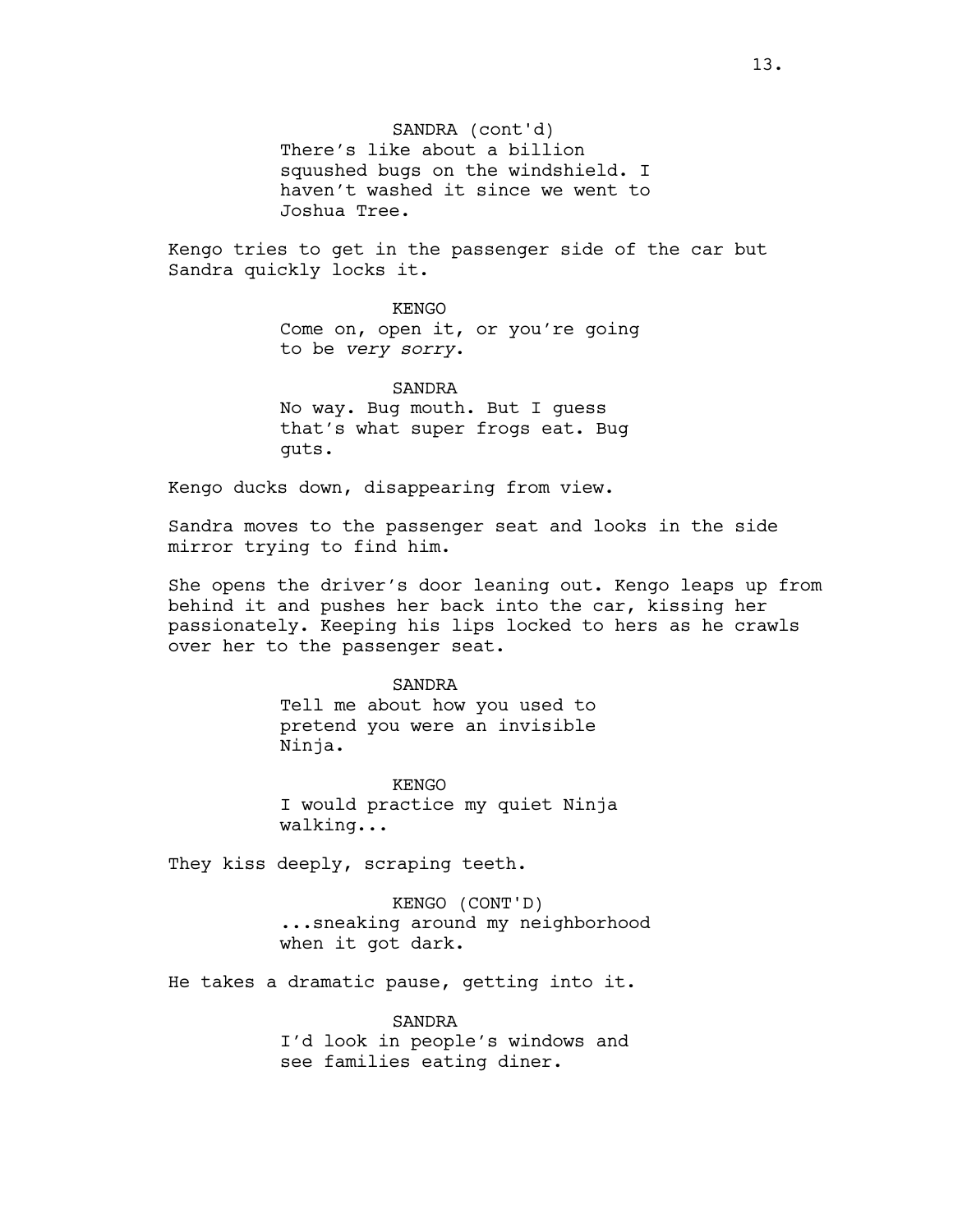SANDRA (cont'd)
There's like about a billion squushed bugs on the windshield. I haven't washed it since we went to Joshua Tree.

Kengo tries to get in the passenger side of the car but Sandra quickly locks it.

KENGO
Come on, open it, or you're going to be *very sorry*.

SANDRA
No way. Bug mouth. But I guess that's what super frogs eat. Bug guts.

Kengo ducks down, disappearing from view.

Sandra moves to the passenger seat and looks in the side mirror trying to find him.

She opens the driver's door leaning out. Kengo leaps up from behind it and pushes her back into the car, kissing her passionately. Keeping his lips locked to hers as he crawls over her to the passenger seat.

SANDRA
Tell me about how you used to pretend you were an invisible Ninja.

KENGO
I would practice my quiet Ninja walking...

They kiss deeply, scraping teeth.

KENGO (CONT'D)
...sneaking around my neighborhood when it got dark.

He takes a dramatic pause, getting into it.

SANDRA
I'd look in people's windows and see families eating diner.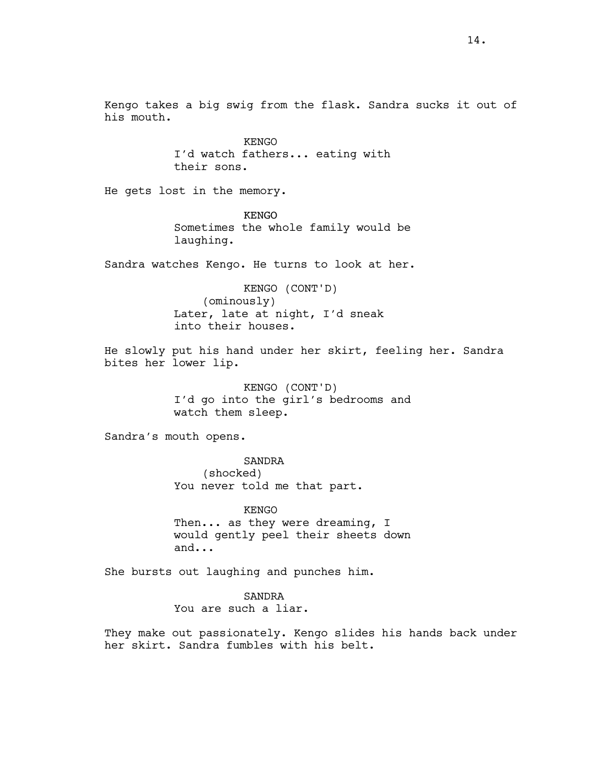Kengo takes a big swig from the flask. Sandra sucks it out of his mouth.

KENGO
I'd watch fathers... eating with their sons.

He gets lost in the memory.

KENGO
Sometimes the whole family would be laughing.

Sandra watches Kengo. He turns to look at her.

KENGO (CONT'D)
(ominously)
Later, late at night, I'd sneak into their houses.

He slowly put his hand under her skirt, feeling her. Sandra bites her lower lip.

KENGO (CONT'D)
I'd go into the girl's bedrooms and watch them sleep.

Sandra's mouth opens.

SANDRA
(shocked)
You never told me that part.

KENGO
Then... as they were dreaming, I would gently peel their sheets down and...

She bursts out laughing and punches him.

SANDRA
You are such a liar.

They make out passionately. Kengo slides his hands back under her skirt. Sandra fumbles with his belt.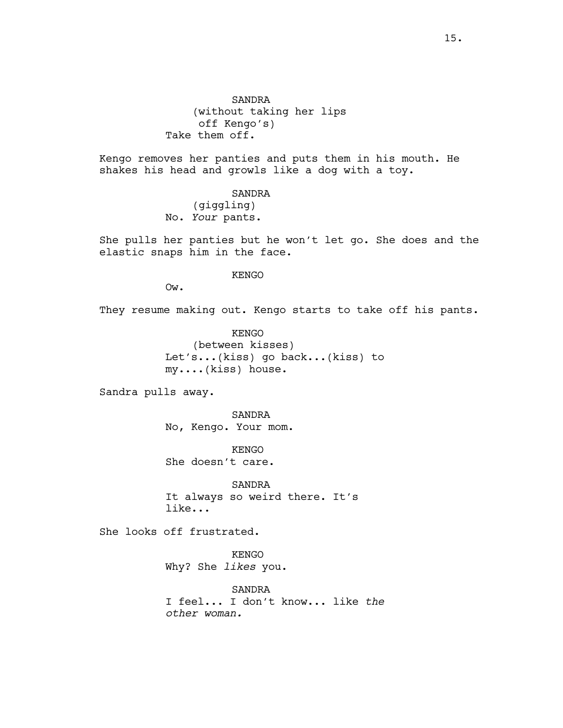SANDRA
(without taking her lips off Kengo's)
Take them off.

Kengo removes her panties and puts them in his mouth. He shakes his head and growls like a dog with a toy.

SANDRA
(giggling)
No. *Your* pants.

She pulls her panties but he won't let go. She does and the elastic snaps him in the face.

KENGO
Ow.

They resume making out. Kengo starts to take off his pants.

KENGO
(between kisses)
Let's...(kiss) go back...(kiss) to my....(kiss) house.

Sandra pulls away.

SANDRA
No, Kengo. Your mom.

KENGO
She doesn't care.

SANDRA
It always so weird there. It's like...

She looks off frustrated.

KENGO
Why? She *likes* you.

SANDRA
I feel... I don't know... like *the other woman.*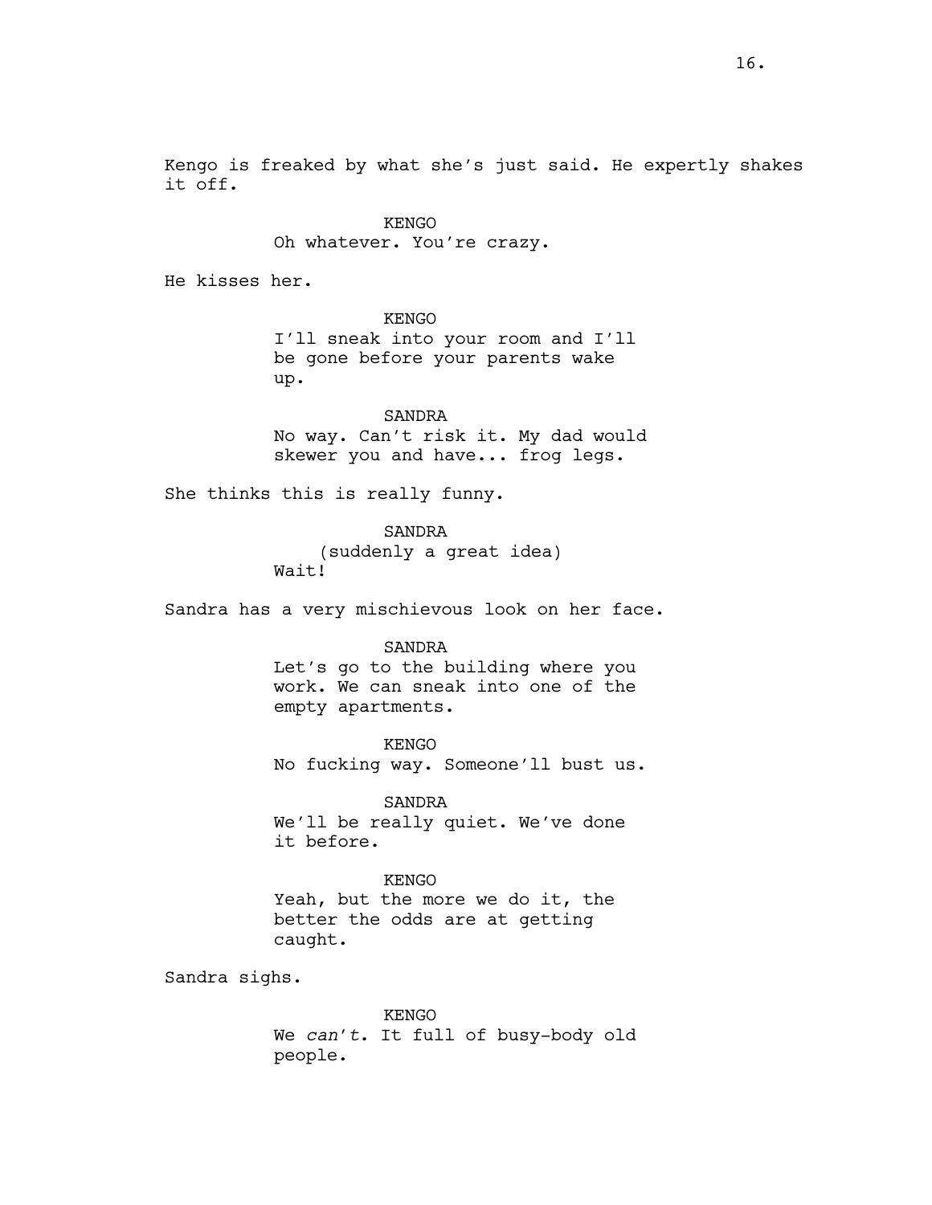Kengo is freaked by what she's just said. He expertly shakes it off.

KENGO
Oh whatever. You're crazy.

He kisses her.

KENGO
I'll sneak into your room and I'll be gone before your parents wake up.

SANDRA
No way. Can't risk it. My dad would skewer you and have... frog legs.

She thinks this is really funny.

SANDRA
(suddenly a great idea)
Wait!

Sandra has a very mischievous look on her face.

SANDRA
Let's go to the building where you work. We can sneak into one of the empty apartments.

KENGO
No fucking way. Someone'll bust us.

SANDRA
We'll be really quiet. We've done it before.

KENGO
Yeah, but the more we do it, the better the odds are at getting caught.

Sandra sighs.

KENGO
We *can't*. It full of busy-body old people.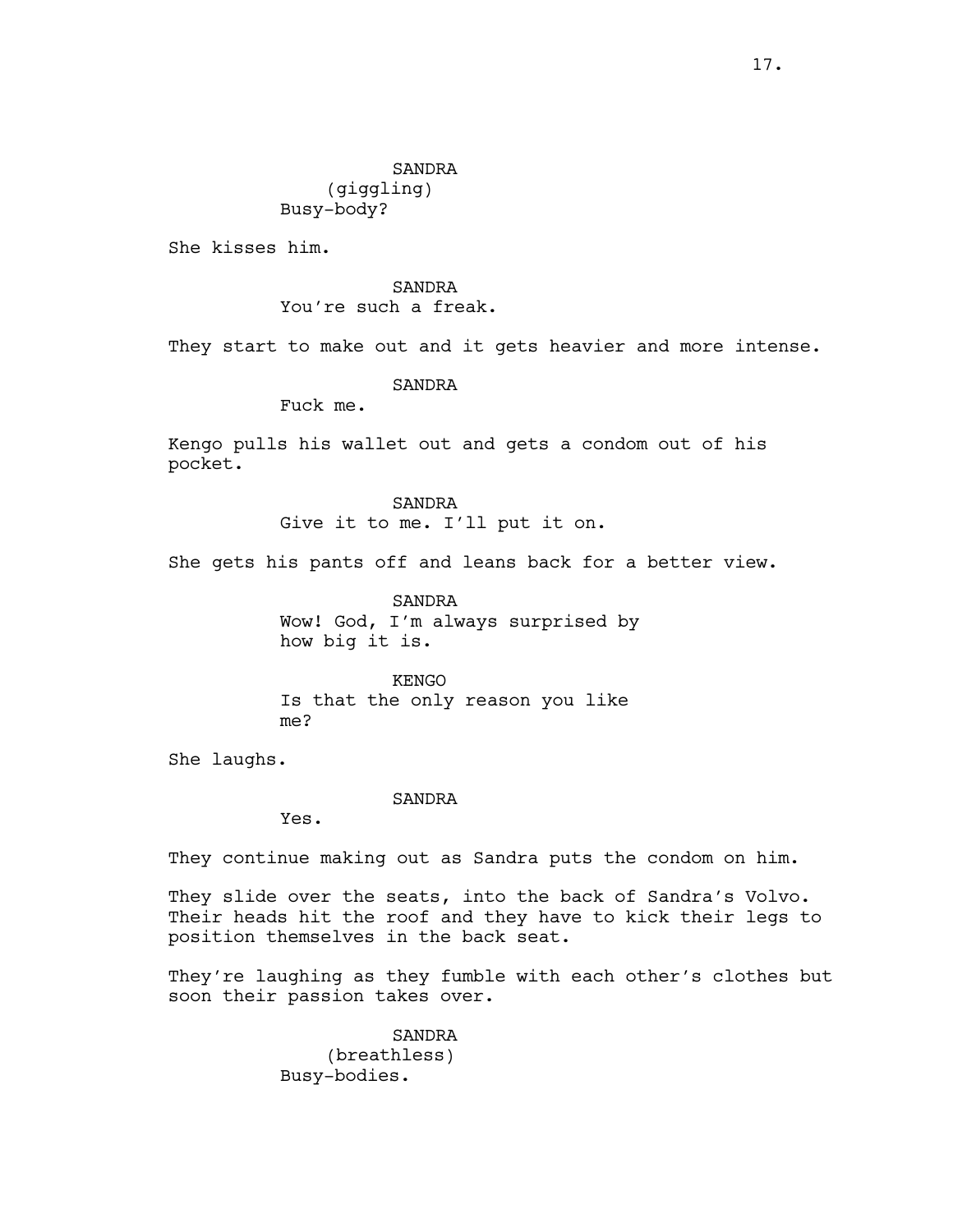SANDRA
(giggling)
Busy-body?

She kisses him.

SANDRA
You're such a freak.

They start to make out and it gets heavier and more intense.

SANDRA
Fuck me.

Kengo pulls his wallet out and gets a condom out of his pocket.

SANDRA
Give it to me. I'll put it on.

She gets his pants off and leans back for a better view.

SANDRA
Wow! God, I'm always surprised by how big it is.

KENGO
Is that the only reason you like me?

She laughs.

SANDRA
Yes.

They continue making out as Sandra puts the condom on him.

They slide over the seats, into the back of Sandra's Volvo. Their heads hit the roof and they have to kick their legs to position themselves in the back seat.

They're laughing as they fumble with each other's clothes but soon their passion takes over.

SANDRA
(breathless)
Busy-bodies.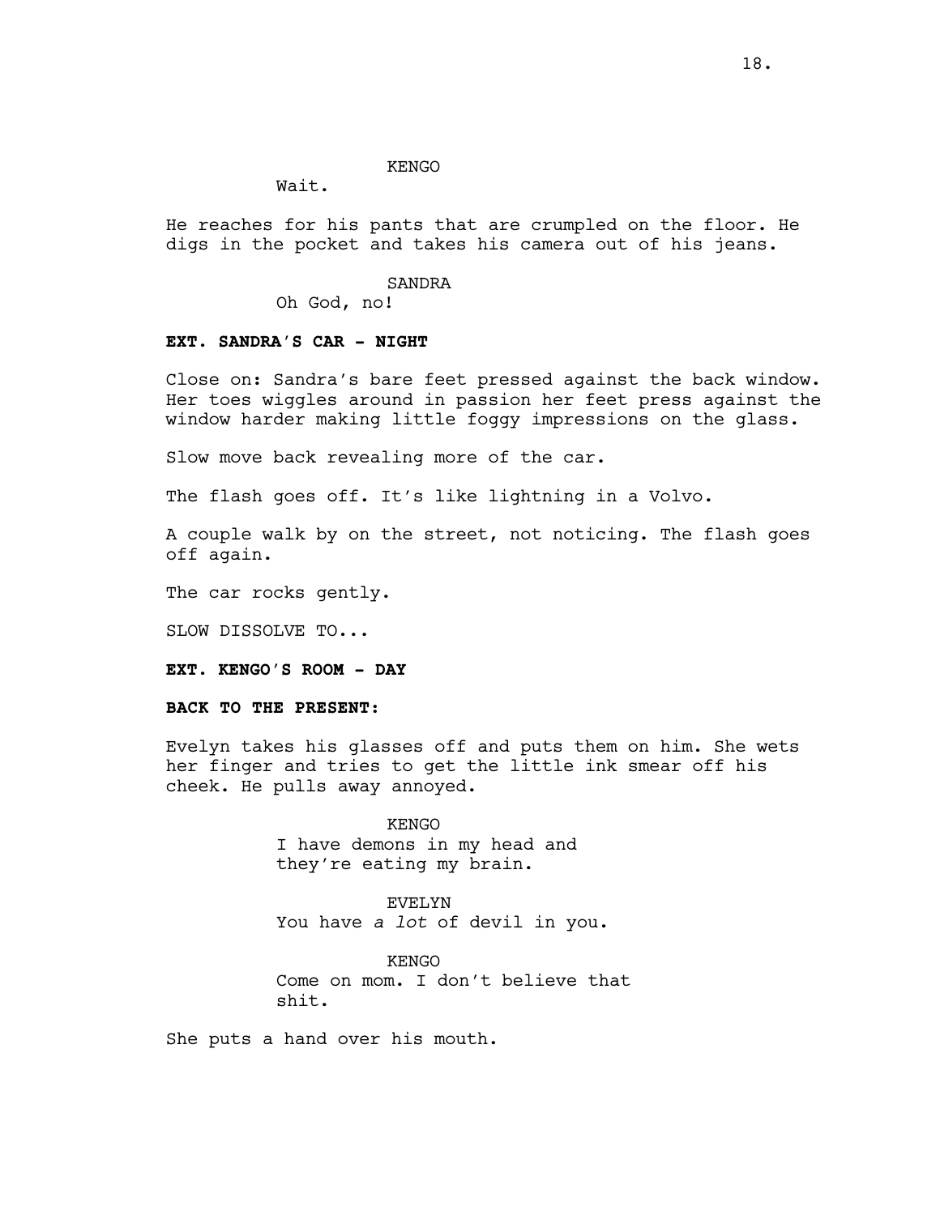KENGO

Wait.

He reaches for his pants that are crumpled on the floor. He digs in the pocket and takes his camera out of his jeans.

SANDRA

Oh God, no!

**EXT. SANDRA'S CAR - NIGHT**

Close on: Sandra's bare feet pressed against the back window. Her toes wiggles around in passion her feet press against the window harder making little foggy impressions on the glass.

Slow move back revealing more of the car.

The flash goes off. It's like lightning in a Volvo.

A couple walk by on the street, not noticing. The flash goes off again.

The car rocks gently.

SLOW DISSOLVE TO...

**EXT. KENGO'S ROOM - DAY**

**BACK TO THE PRESENT:**

Evelyn takes his glasses off and puts them on him. She wets her finger and tries to get the little ink smear off his cheek. He pulls away annoyed.

KENGO

I have demons in my head and they're eating my brain.

EVELYN

You have *a lot* of devil in you.

KENGO

Come on mom. I don't believe that shit.

She puts a hand over his mouth.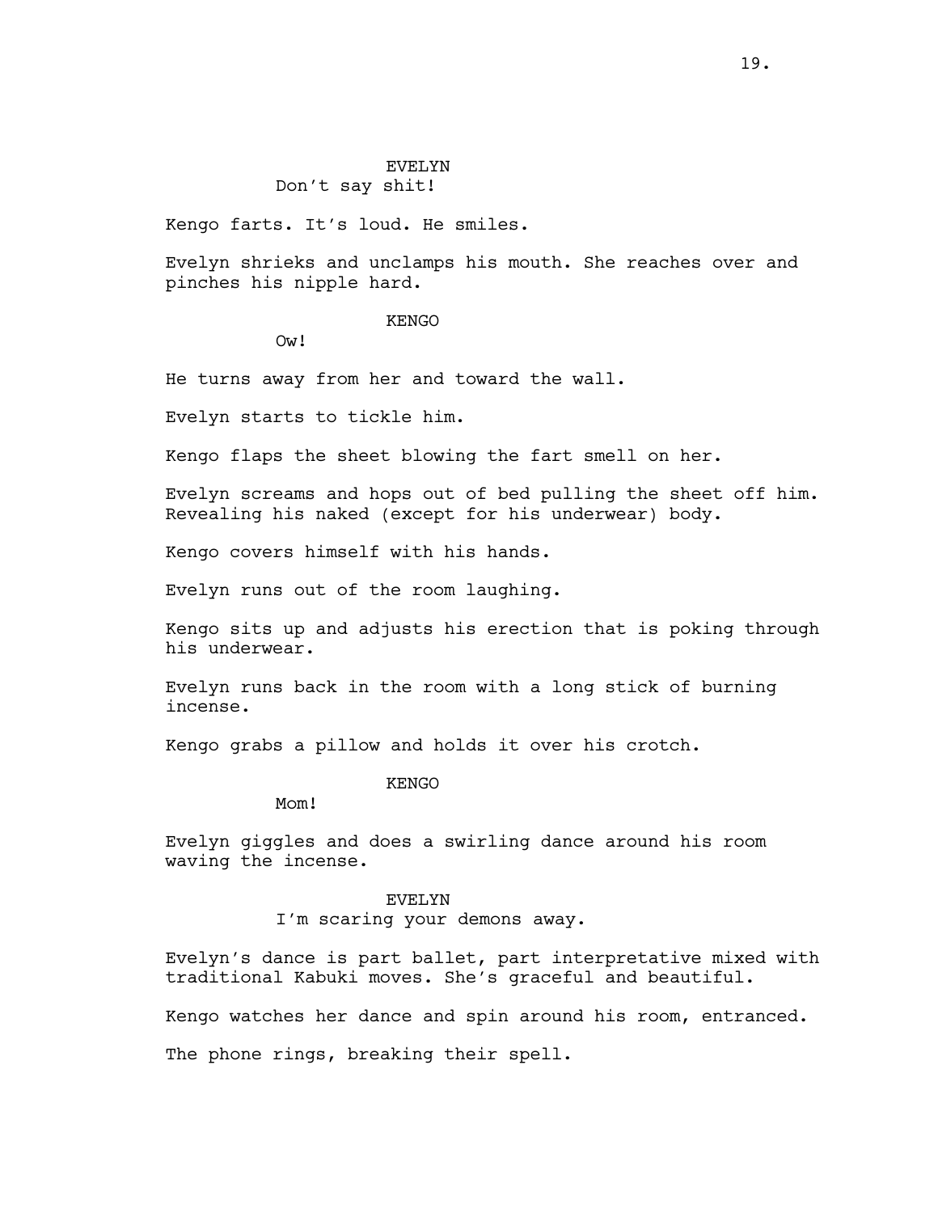EVELYN
Don't say shit!

Kengo farts. It's loud. He smiles.

Evelyn shrieks and unclamps his mouth. She reaches over and pinches his nipple hard.

KENGO
Ow!

He turns away from her and toward the wall.

Evelyn starts to tickle him.

Kengo flaps the sheet blowing the fart smell on her.

Evelyn screams and hops out of bed pulling the sheet off him. Revealing his naked (except for his underwear) body.

Kengo covers himself with his hands.

Evelyn runs out of the room laughing.

Kengo sits up and adjusts his erection that is poking through his underwear.

Evelyn runs back in the room with a long stick of burning incense.

Kengo grabs a pillow and holds it over his crotch.

KENGO
Mom!

Evelyn giggles and does a swirling dance around his room waving the incense.

EVELYN
I'm scaring your demons away.

Evelyn's dance is part ballet, part interpretative mixed with traditional Kabuki moves. She's graceful and beautiful.

Kengo watches her dance and spin around his room, entranced.

The phone rings, breaking their spell.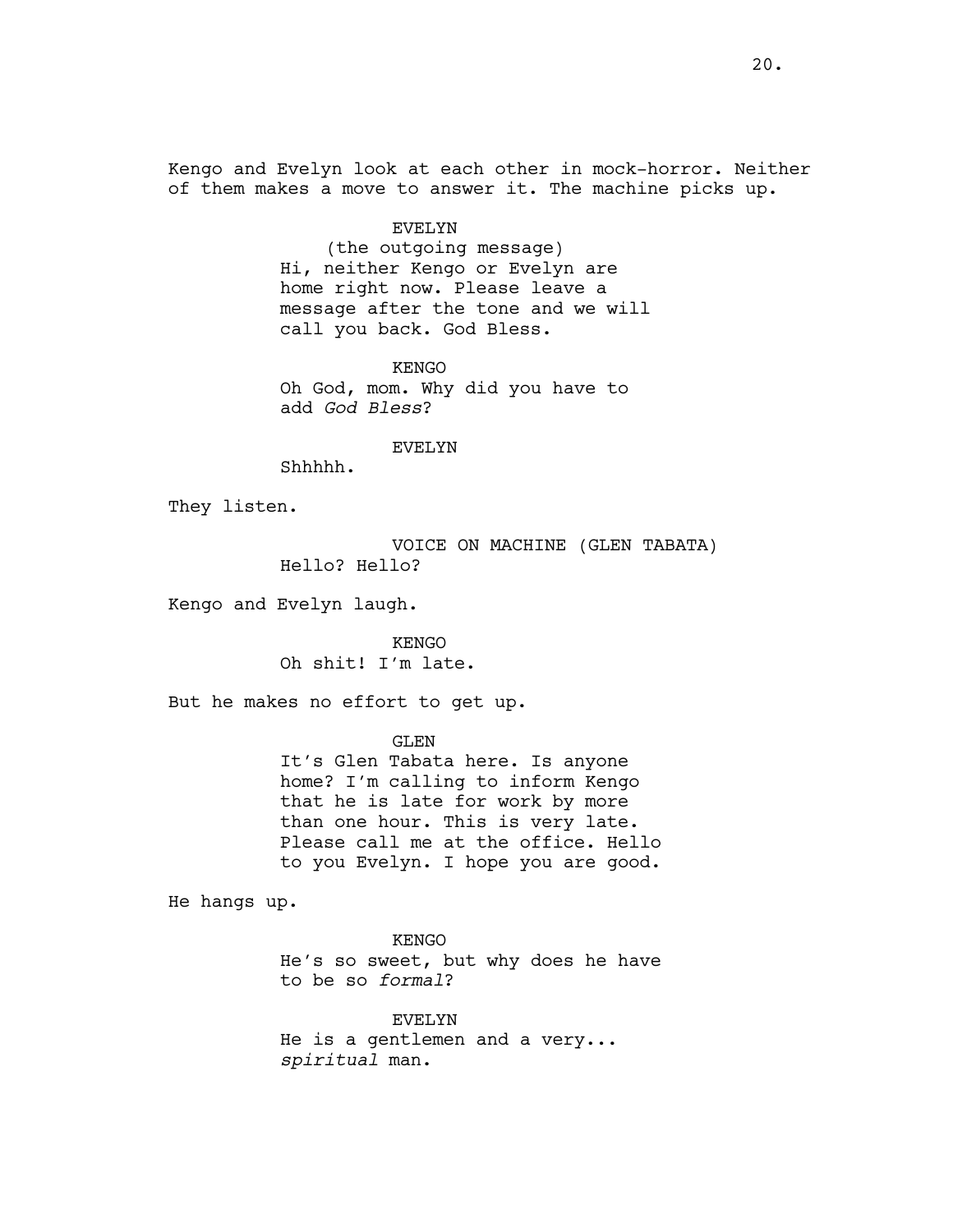Kengo and Evelyn look at each other in mock-horror. Neither of them makes a move to answer it. The machine picks up.

EVELYN
(the outgoing message)
Hi, neither Kengo or Evelyn are home right now. Please leave a message after the tone and we will call you back. God Bless.

KENGO
Oh God, mom. Why did you have to add *God Bless*?

EVELYN
Shhhhh.

They listen.

VOICE ON MACHINE (GLEN TABATA)
Hello? Hello?

Kengo and Evelyn laugh.

KENGO
Oh shit! I'm late.

But he makes no effort to get up.

GLEN
It's Glen Tabata here. Is anyone home? I'm calling to inform Kengo that he is late for work by more than one hour. This is very late. Please call me at the office. Hello to you Evelyn. I hope you are good.

He hangs up.

KENGO
He's so sweet, but why does he have to be so *formal*?

EVELYN
He is a gentlemen and a very... *spiritual* man.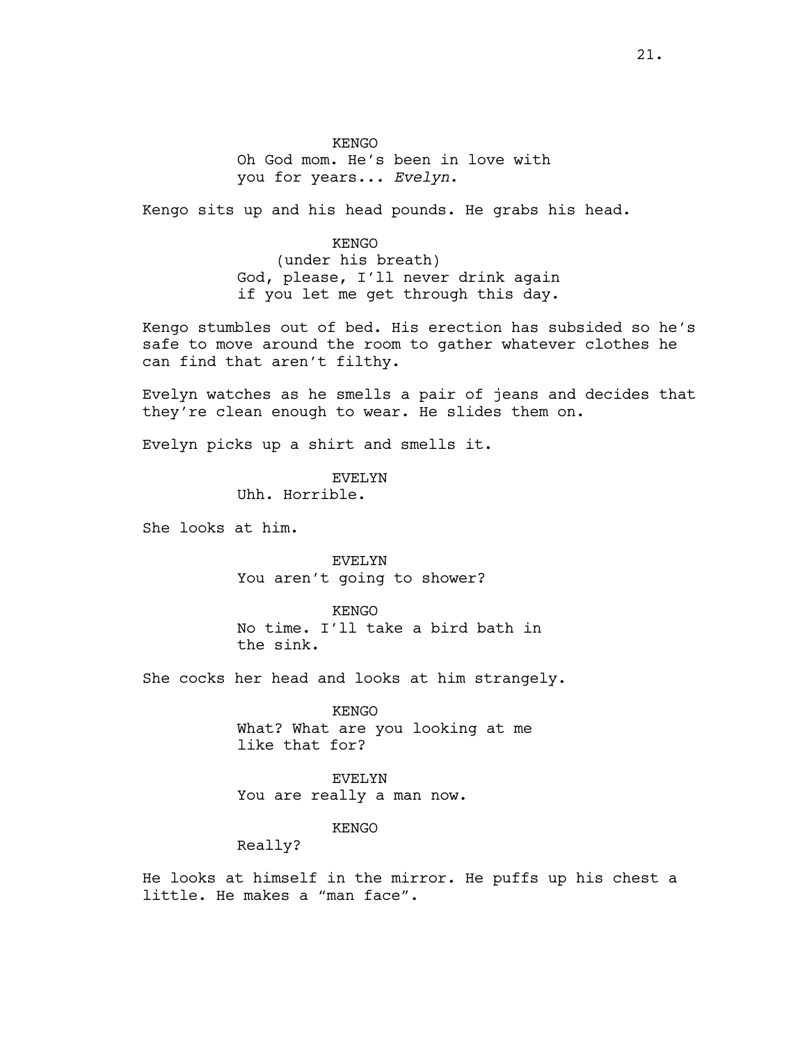KENGO

Oh God mom. He's been in love with you for years... *Evelyn*.

Kengo sits up and his head pounds. He grabs his head.

KENGO

(under his breath)

God, please, I'll never drink again if you let me get through this day.

Kengo stumbles out of bed. His erection has subsided so he's safe to move around the room to gather whatever clothes he can find that aren't filthy.

Evelyn watches as he smells a pair of jeans and decides that they're clean enough to wear. He slides them on.

Evelyn picks up a shirt and smells it.

EVELYN

Uhh. Horrible.

She looks at him.

EVELYN

You aren't going to shower?

KENGO

No time. I'll take a bird bath in the sink.

She cocks her head and looks at him strangely.

KENGO

What? What are you looking at me like that for?

EVELYN

You are really a man now.

KENGO

Really?

He looks at himself in the mirror. He puffs up his chest a little. He makes a "man face".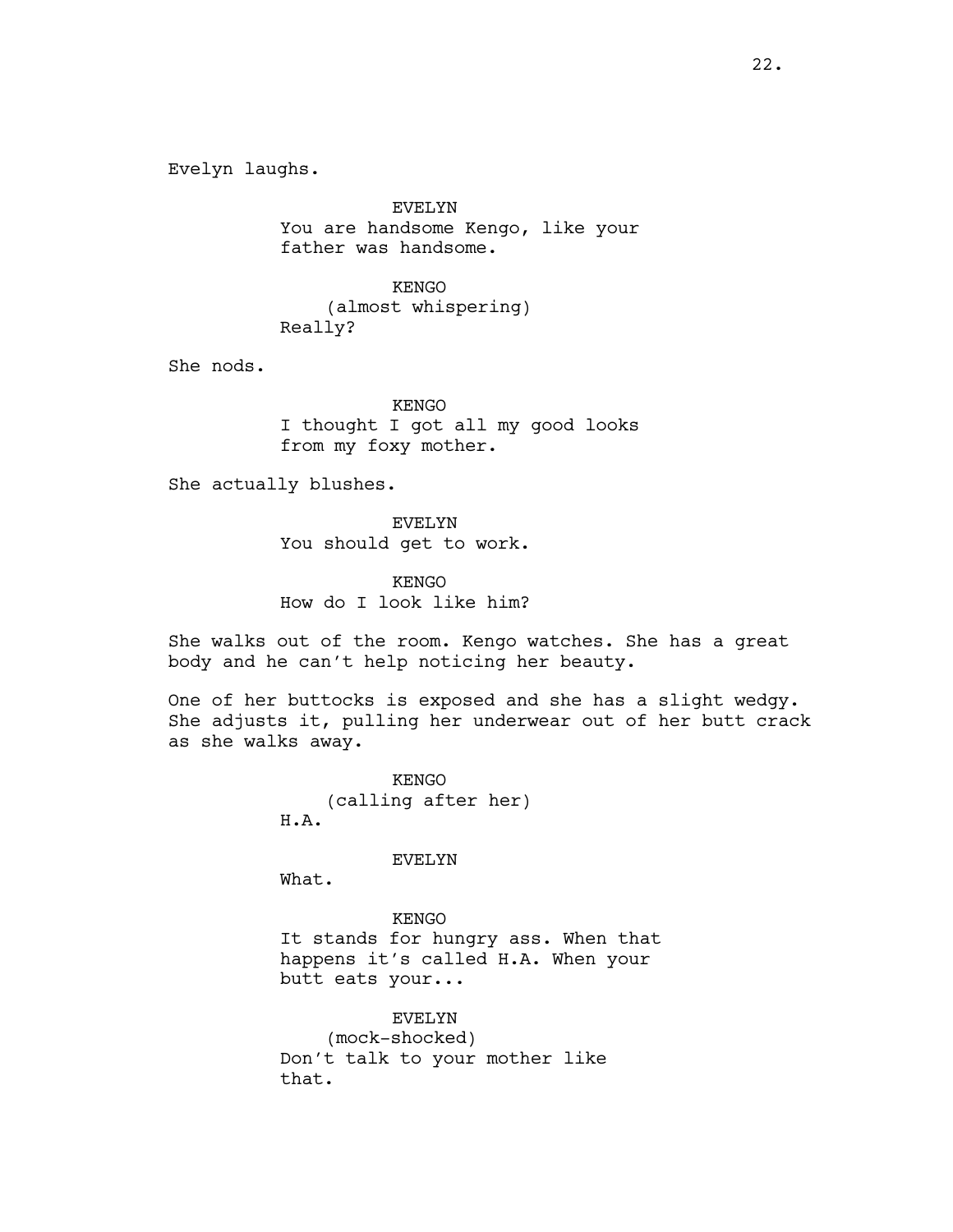Evelyn laughs.

EVELYN
You are handsome Kengo, like your father was handsome.

KENGO
(almost whispering)
Really?

She nods.

KENGO
I thought I got all my good looks from my foxy mother.

She actually blushes.

EVELYN
You should get to work.

KENGO
How do I look like him?

She walks out of the room. Kengo watches. She has a great body and he can't help noticing her beauty.

One of her buttocks is exposed and she has a slight wedgy. She adjusts it, pulling her underwear out of her butt crack as she walks away.

KENGO
(calling after her)
H.A.

EVELYN
What.

KENGO
It stands for hungry ass. When that happens it's called H.A. When your butt eats your...

EVELYN
(mock-shocked)
Don't talk to your mother like that.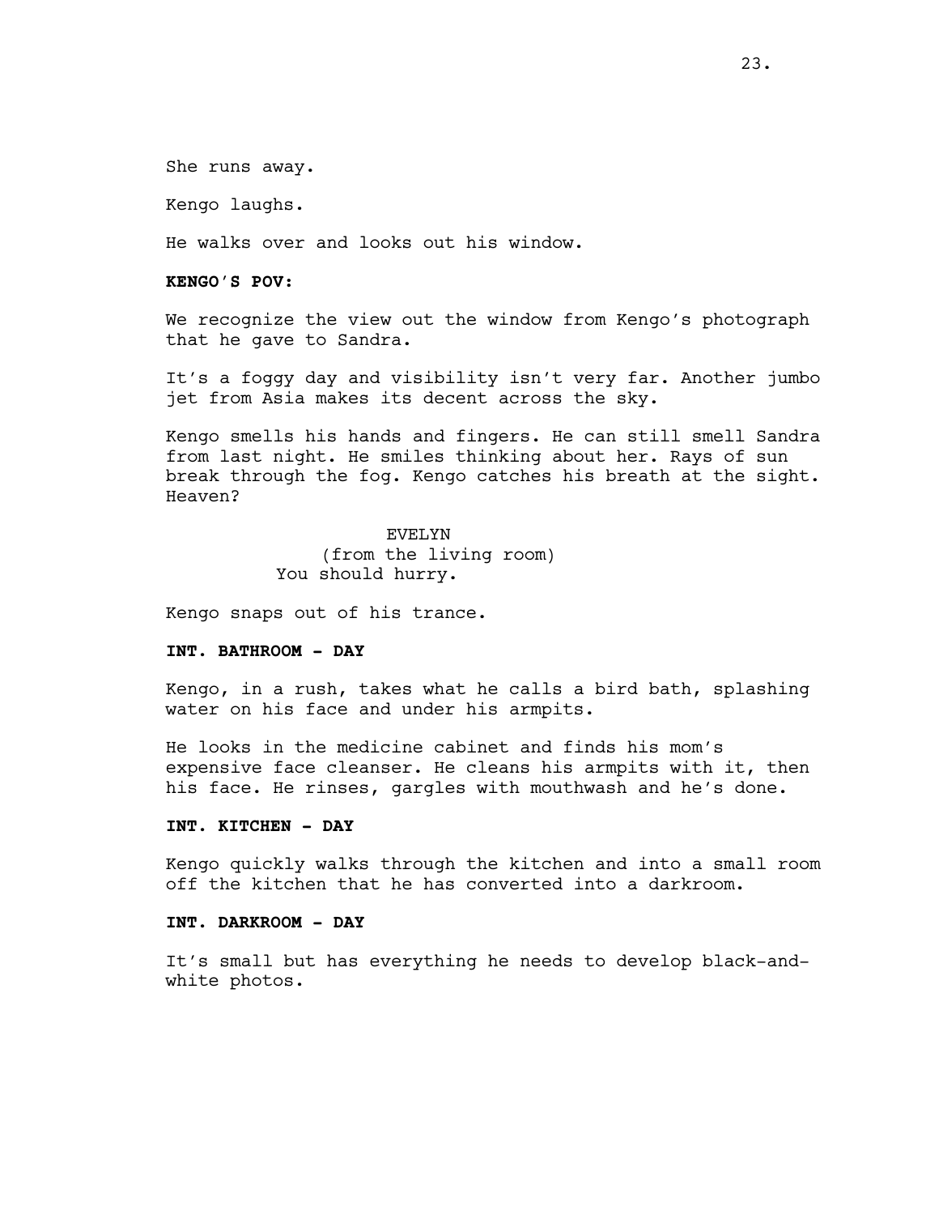She runs away.

Kengo laughs.

He walks over and looks out his window.

**KENGO'S POV:**

We recognize the view out the window from Kengo's photograph that he gave to Sandra.

It's a foggy day and visibility isn't very far. Another jumbo jet from Asia makes its decent across the sky.

Kengo smells his hands and fingers. He can still smell Sandra from last night. He smiles thinking about her. Rays of sun break through the fog. Kengo catches his breath at the sight. Heaven?

EVELYN
(from the living room)
You should hurry.

Kengo snaps out of his trance.

**INT. BATHROOM - DAY**

Kengo, in a rush, takes what he calls a bird bath, splashing water on his face and under his armpits.

He looks in the medicine cabinet and finds his mom's expensive face cleanser. He cleans his armpits with it, then his face. He rinses, gargles with mouthwash and he's done.

**INT. KITCHEN - DAY**

Kengo quickly walks through the kitchen and into a small room off the kitchen that he has converted into a darkroom.

**INT. DARKROOM - DAY**

It's small but has everything he needs to develop black-and-white photos.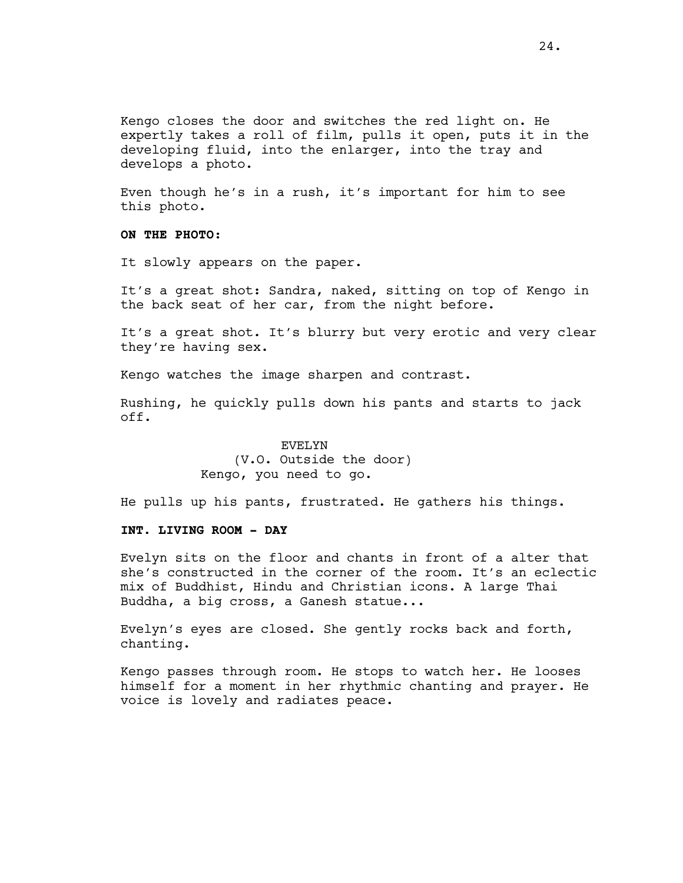Kengo closes the door and switches the red light on. He expertly takes a roll of film, pulls it open, puts it in the developing fluid, into the enlarger, into the tray and develops a photo.

Even though he's in a rush, it's important for him to see this photo.

**ON THE PHOTO:**

It slowly appears on the paper.

It's a great shot: Sandra, naked, sitting on top of Kengo in the back seat of her car, from the night before.

It's a great shot. It's blurry but very erotic and very clear they're having sex.

Kengo watches the image sharpen and contrast.

Rushing, he quickly pulls down his pants and starts to jack off.

EVELYN
(V.O. Outside the door)
Kengo, you need to go.

He pulls up his pants, frustrated. He gathers his things.

**INT. LIVING ROOM - DAY**

Evelyn sits on the floor and chants in front of a alter that she's constructed in the corner of the room. It's an eclectic mix of Buddhist, Hindu and Christian icons. A large Thai Buddha, a big cross, a Ganesh statue...

Evelyn's eyes are closed. She gently rocks back and forth, chanting.

Kengo passes through room. He stops to watch her. He looses himself for a moment in her rhythmic chanting and prayer. He voice is lovely and radiates peace.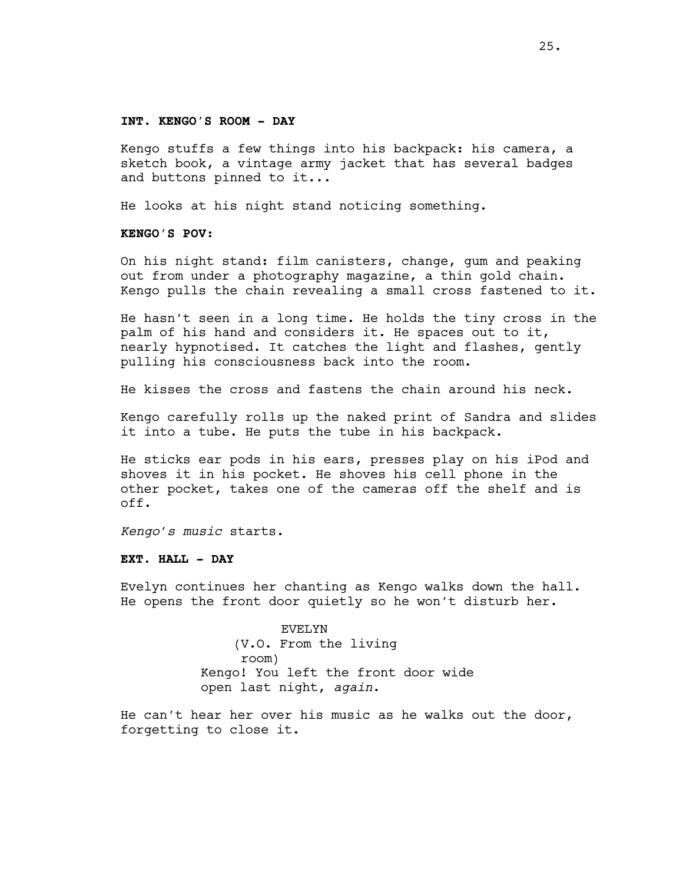**INT. KENGO'S ROOM - DAY**

Kengo stuffs a few things into his backpack: his camera, a sketch book, a vintage army jacket that has several badges and buttons pinned to it...

He looks at his night stand noticing something.

**KENGO'S POV:**

On his night stand: film canisters, change, gum and peaking out from under a photography magazine, a thin gold chain. Kengo pulls the chain revealing a small cross fastened to it.

He hasn't seen in a long time. He holds the tiny cross in the palm of his hand and considers it. He spaces out to it, nearly hypnotised. It catches the light and flashes, gently pulling his consciousness back into the room.

He kisses the cross and fastens the chain around his neck.

Kengo carefully rolls up the naked print of Sandra and slides it into a tube. He puts the tube in his backpack.

He sticks ear pods in his ears, presses play on his iPod and shoves it in his pocket. He shoves his cell phone in the other pocket, takes one of the cameras off the shelf and is off.

*Kengo's music* starts.

**EXT. HALL - DAY**

Evelyn continues her chanting as Kengo walks down the hall. He opens the front door quietly so he won't disturb her.

EVELYN
(V.O. From the living room)
Kengo! You left the front door wide open last night, *again*.

He can't hear her over his music as he walks out the door, forgetting to close it.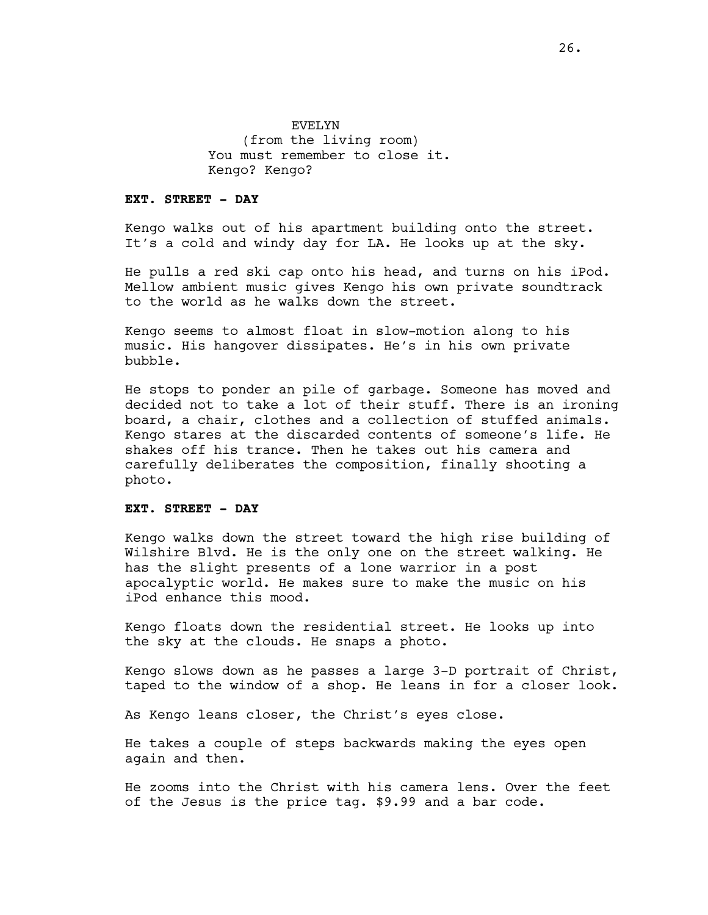EVELYN
(from the living room)
You must remember to close it.
Kengo? Kengo?

**EXT. STREET - DAY**

Kengo walks out of his apartment building onto the street. It's a cold and windy day for LA. He looks up at the sky.

He pulls a red ski cap onto his head, and turns on his iPod. Mellow ambient music gives Kengo his own private soundtrack to the world as he walks down the street.

Kengo seems to almost float in slow-motion along to his music. His hangover dissipates. He's in his own private bubble.

He stops to ponder an pile of garbage. Someone has moved and decided not to take a lot of their stuff. There is an ironing board, a chair, clothes and a collection of stuffed animals. Kengo stares at the discarded contents of someone's life. He shakes off his trance. Then he takes out his camera and carefully deliberates the composition, finally shooting a photo.

**EXT. STREET - DAY**

Kengo walks down the street toward the high rise building of Wilshire Blvd. He is the only one on the street walking. He has the slight presents of a lone warrior in a post apocalyptic world. He makes sure to make the music on his iPod enhance this mood.

Kengo floats down the residential street. He looks up into the sky at the clouds. He snaps a photo.

Kengo slows down as he passes a large 3-D portrait of Christ, taped to the window of a shop. He leans in for a closer look.

As Kengo leans closer, the Christ's eyes close.

He takes a couple of steps backwards making the eyes open again and then.

He zooms into the Christ with his camera lens. Over the feet of the Jesus is the price tag. $9.99 and a bar code.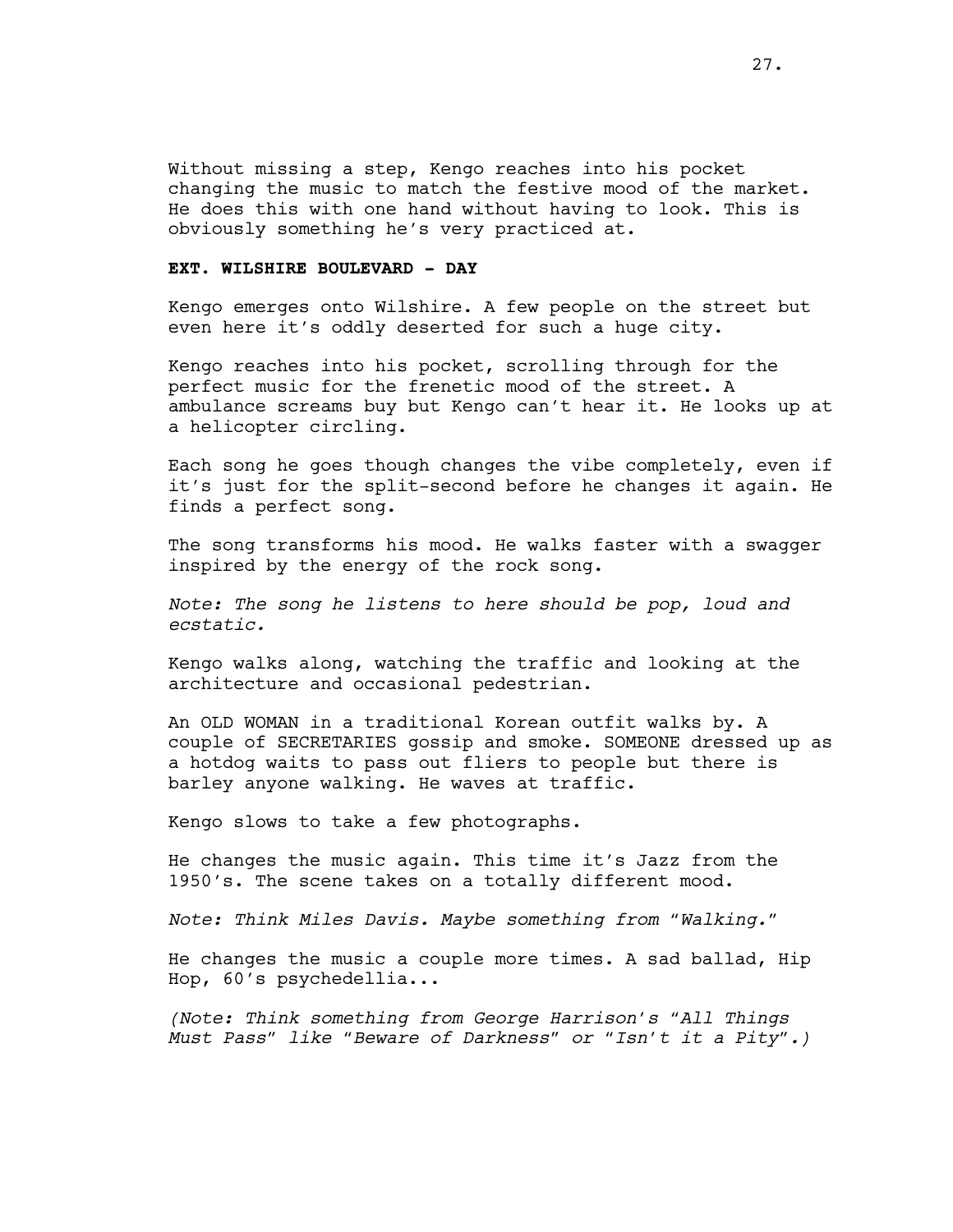Without missing a step, Kengo reaches into his pocket changing the music to match the festive mood of the market. He does this with one hand without having to look. This is obviously something he's very practiced at.

**EXT. WILSHIRE BOULEVARD - DAY**

Kengo emerges onto Wilshire. A few people on the street but even here it's oddly deserted for such a huge city.

Kengo reaches into his pocket, scrolling through for the perfect music for the frenetic mood of the street. A ambulance screams buy but Kengo can't hear it. He looks up at a helicopter circling.

Each song he goes though changes the vibe completely, even if it's just for the split-second before he changes it again. He finds a perfect song.

The song transforms his mood. He walks faster with a swagger inspired by the energy of the rock song.

*Note: The song he listens to here should be pop, loud and ecstatic.*

Kengo walks along, watching the traffic and looking at the architecture and occasional pedestrian.

An OLD WOMAN in a traditional Korean outfit walks by. A couple of SECRETARIES gossip and smoke. SOMEONE dressed up as a hotdog waits to pass out fliers to people but there is barley anyone walking. He waves at traffic.

Kengo slows to take a few photographs.

He changes the music again. This time it's Jazz from the 1950's. The scene takes on a totally different mood.

*Note: Think Miles Davis. Maybe something from "Walking."*

He changes the music a couple more times. A sad ballad, Hip Hop, 60's psychedellia...

*(Note: Think something from George Harrison's "All Things Must Pass" like "Beware of Darkness" or "Isn't it a Pity".)*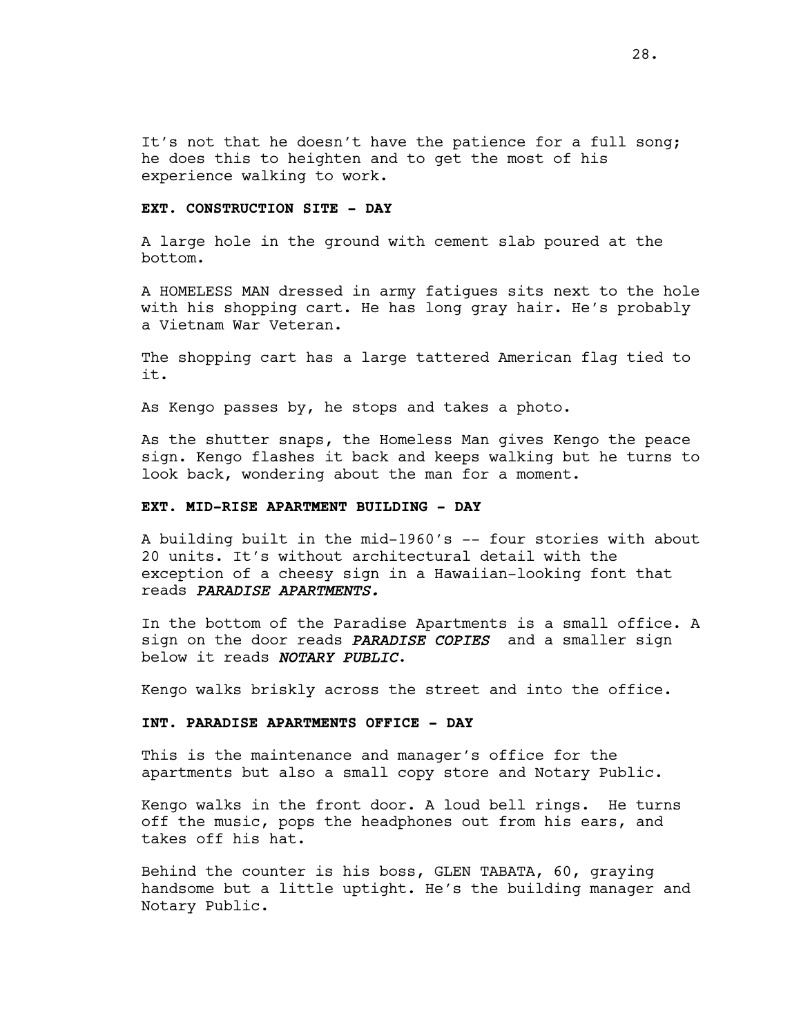It's not that he doesn't have the patience for a full song; he does this to heighten and to get the most of his experience walking to work.

**EXT. CONSTRUCTION SITE - DAY**

A large hole in the ground with cement slab poured at the bottom.

A HOMELESS MAN dressed in army fatigues sits next to the hole with his shopping cart. He has long gray hair. He's probably a Vietnam War Veteran.

The shopping cart has a large tattered American flag tied to it.

As Kengo passes by, he stops and takes a photo.

As the shutter snaps, the Homeless Man gives Kengo the peace sign. Kengo flashes it back and keeps walking but he turns to look back, wondering about the man for a moment.

**EXT. MID-RISE APARTMENT BUILDING - DAY**

A building built in the mid-1960's -- four stories with about 20 units. It's without architectural detail with the exception of a cheesy sign in a Hawaiian-looking font that reads ***PARADISE APARTMENTS.***

In the bottom of the Paradise Apartments is a small office. A sign on the door reads ***PARADISE COPIES*** and a smaller sign below it reads ***NOTARY PUBLIC***.

Kengo walks briskly across the street and into the office.

**INT. PARADISE APARTMENTS OFFICE - DAY**

This is the maintenance and manager's office for the apartments but also a small copy store and Notary Public.

Kengo walks in the front door. A loud bell rings. He turns off the music, pops the headphones out from his ears, and takes off his hat.

Behind the counter is his boss, GLEN TABATA, 60, graying handsome but a little uptight. He's the building manager and Notary Public.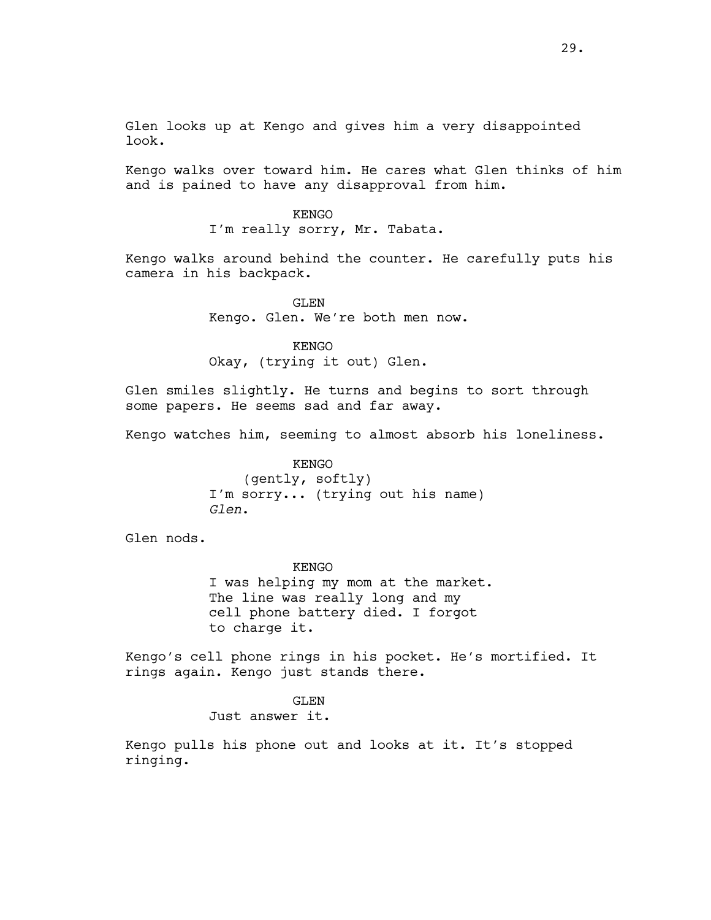Glen looks up at Kengo and gives him a very disappointed look.

Kengo walks over toward him. He cares what Glen thinks of him and is pained to have any disapproval from him.

KENGO
I'm really sorry, Mr. Tabata.

Kengo walks around behind the counter. He carefully puts his camera in his backpack.

GLEN
Kengo. Glen. We're both men now.

KENGO
Okay, (trying it out) Glen.

Glen smiles slightly. He turns and begins to sort through some papers. He seems sad and far away.

Kengo watches him, seeming to almost absorb his loneliness.

KENGO
(gently, softly)
I'm sorry... (trying out his name) *Glen*.

Glen nods.

KENGO
I was helping my mom at the market. The line was really long and my cell phone battery died. I forgot to charge it.

Kengo's cell phone rings in his pocket. He's mortified. It rings again. Kengo just stands there.

GLEN
Just answer it.

Kengo pulls his phone out and looks at it. It's stopped ringing.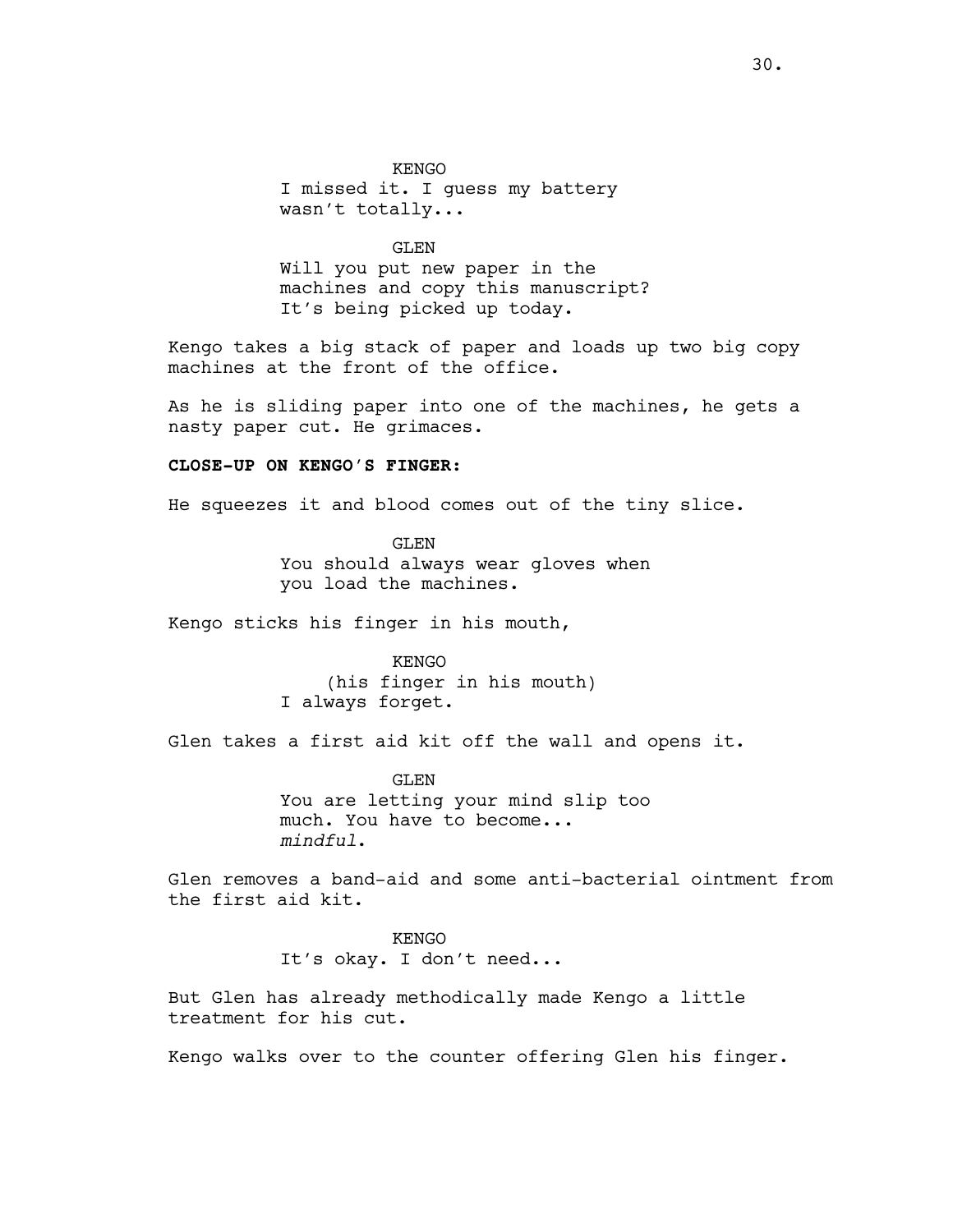KENGO
I missed it. I guess my battery
wasn't totally...

GLEN
Will you put new paper in the
machines and copy this manuscript?
It's being picked up today.

Kengo takes a big stack of paper and loads up two big copy machines at the front of the office.

As he is sliding paper into one of the machines, he gets a nasty paper cut. He grimaces.

**CLOSE-UP ON KENGO'S FINGER:**

He squeezes it and blood comes out of the tiny slice.

GLEN
You should always wear gloves when
you load the machines.

Kengo sticks his finger in his mouth,

KENGO
(his finger in his mouth)
I always forget.

Glen takes a first aid kit off the wall and opens it.

GLEN
You are letting your mind slip too
much. You have to become...
*mindful*.

Glen removes a band-aid and some anti-bacterial ointment from the first aid kit.

KENGO
It's okay. I don't need...

But Glen has already methodically made Kengo a little treatment for his cut.

Kengo walks over to the counter offering Glen his finger.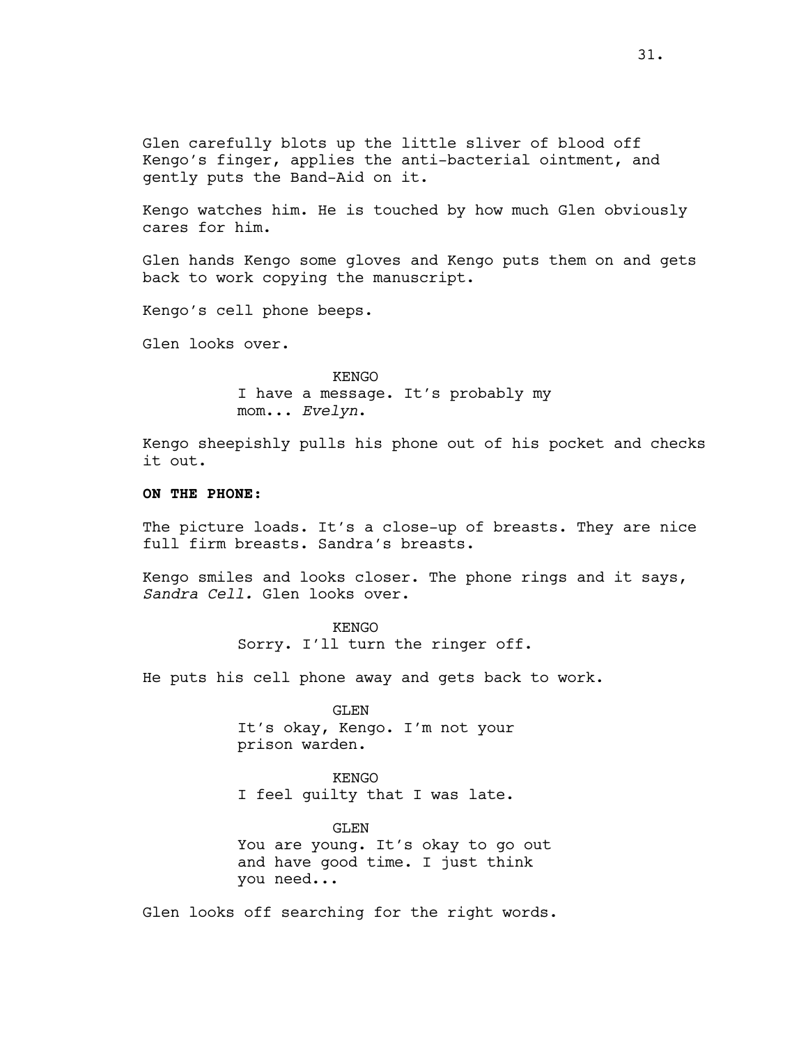Glen carefully blots up the little sliver of blood off Kengo's finger, applies the anti-bacterial ointment, and gently puts the Band-Aid on it.

Kengo watches him. He is touched by how much Glen obviously cares for him.

Glen hands Kengo some gloves and Kengo puts them on and gets back to work copying the manuscript.

Kengo's cell phone beeps.

Glen looks over.

KENGO
I have a message. It's probably my mom... *Evelyn*.

Kengo sheepishly pulls his phone out of his pocket and checks it out.

**ON THE PHONE:**

The picture loads. It's a close-up of breasts. They are nice full firm breasts. Sandra's breasts.

Kengo smiles and looks closer. The phone rings and it says, *Sandra Cell.* Glen looks over.

KENGO
Sorry. I'll turn the ringer off.

He puts his cell phone away and gets back to work.

GLEN
It's okay, Kengo. I'm not your prison warden.

KENGO
I feel guilty that I was late.

GLEN
You are young. It's okay to go out and have good time. I just think you need...

Glen looks off searching for the right words.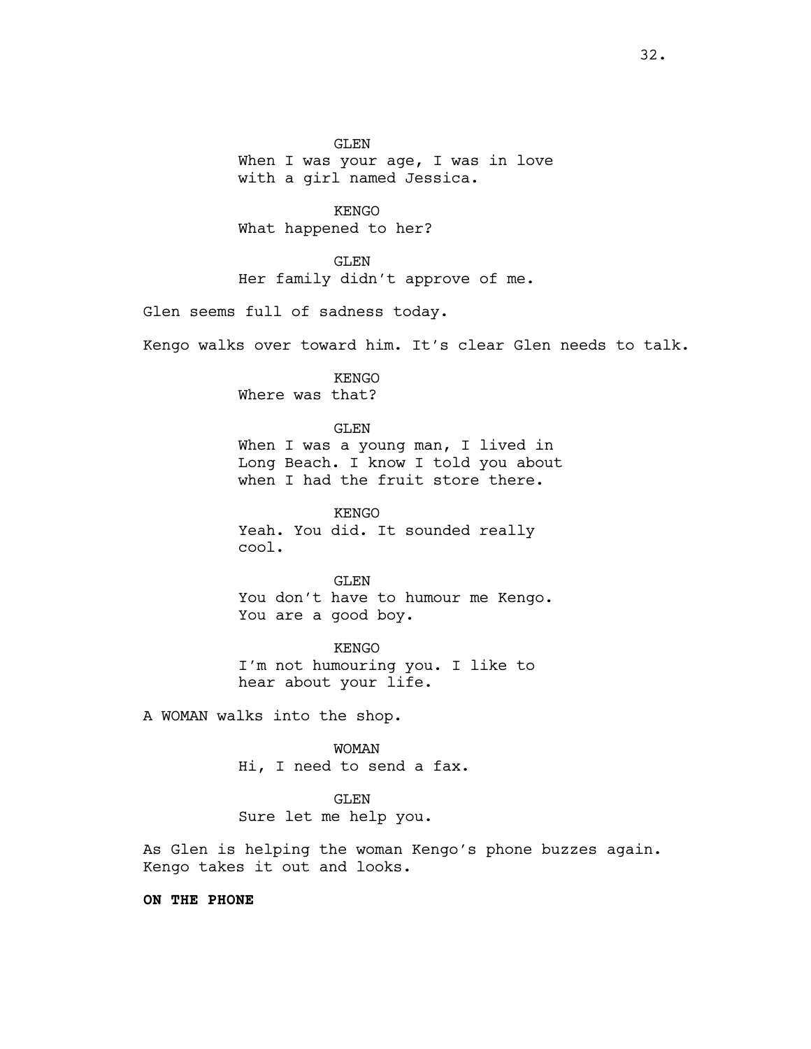GLEN
When I was your age, I was in love with a girl named Jessica.

KENGO
What happened to her?

GLEN
Her family didn't approve of me.

Glen seems full of sadness today.

Kengo walks over toward him. It's clear Glen needs to talk.

KENGO
Where was that?

GLEN
When I was a young man, I lived in Long Beach. I know I told you about when I had the fruit store there.

KENGO
Yeah. You did. It sounded really cool.

GLEN
You don't have to humour me Kengo. You are a good boy.

KENGO
I'm not humouring you. I like to hear about your life.

A WOMAN walks into the shop.

WOMAN
Hi, I need to send a fax.

GLEN
Sure let me help you.

As Glen is helping the woman Kengo's phone buzzes again. Kengo takes it out and looks.

**ON THE PHONE**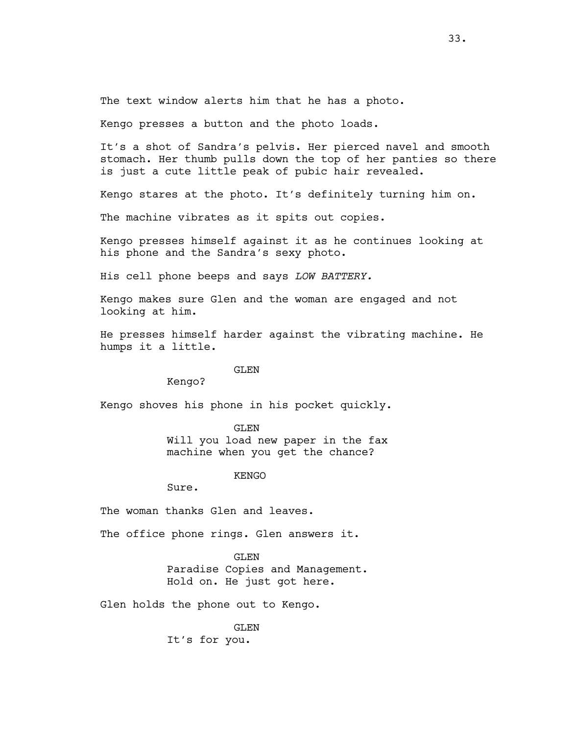The text window alerts him that he has a photo.

Kengo presses a button and the photo loads.

It's a shot of Sandra's pelvis. Her pierced navel and smooth stomach. Her thumb pulls down the top of her panties so there is just a cute little peak of pubic hair revealed.

Kengo stares at the photo. It's definitely turning him on.

The machine vibrates as it spits out copies.

Kengo presses himself against it as he continues looking at his phone and the Sandra's sexy photo.

His cell phone beeps and says *LOW BATTERY.*

Kengo makes sure Glen and the woman are engaged and not looking at him.

He presses himself harder against the vibrating machine. He humps it a little.

GLEN

Kengo?

Kengo shoves his phone in his pocket quickly.

GLEN

Will you load new paper in the fax machine when you get the chance?

KENGO

Sure.

The woman thanks Glen and leaves.

The office phone rings. Glen answers it.

GLEN

Paradise Copies and Management. Hold on. He just got here.

Glen holds the phone out to Kengo.

GLEN

It's for you.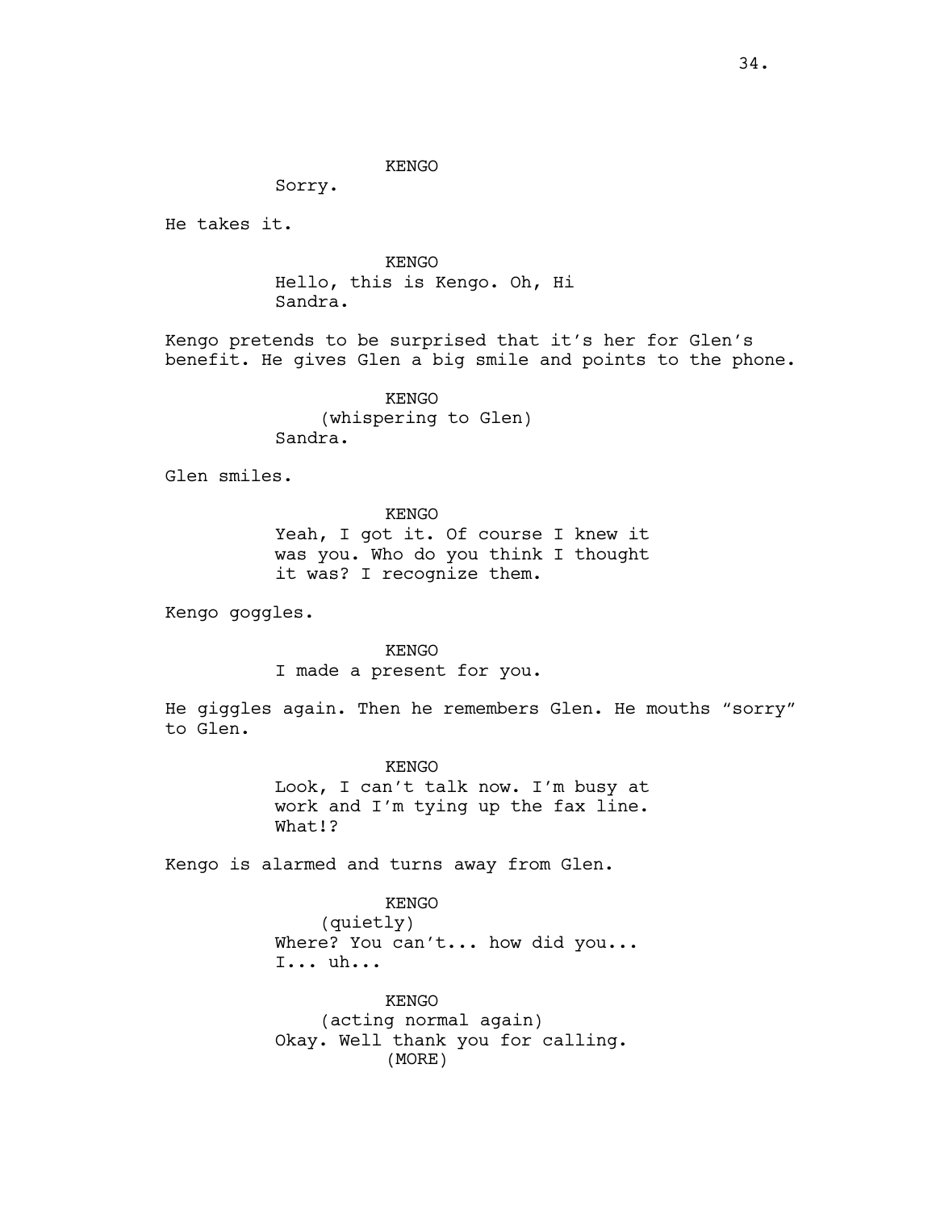KENGO

Sorry.

He takes it.

KENGO

Hello, this is Kengo. Oh, Hi Sandra.

Kengo pretends to be surprised that it's her for Glen's benefit. He gives Glen a big smile and points to the phone.

KENGO

(whispering to Glen)

Sandra.

Glen smiles.

KENGO

Yeah, I got it. Of course I knew it was you. Who do you think I thought it was? I recognize them.

Kengo goggles.

KENGO

I made a present for you.

He giggles again. Then he remembers Glen. He mouths "sorry" to Glen.

KENGO

Look, I can't talk now. I'm busy at work and I'm tying up the fax line. What!?

Kengo is alarmed and turns away from Glen.

KENGO

(quietly)

Where? You can't... how did you... I... uh...

KENGO

(acting normal again)

Okay. Well thank you for calling.

(MORE)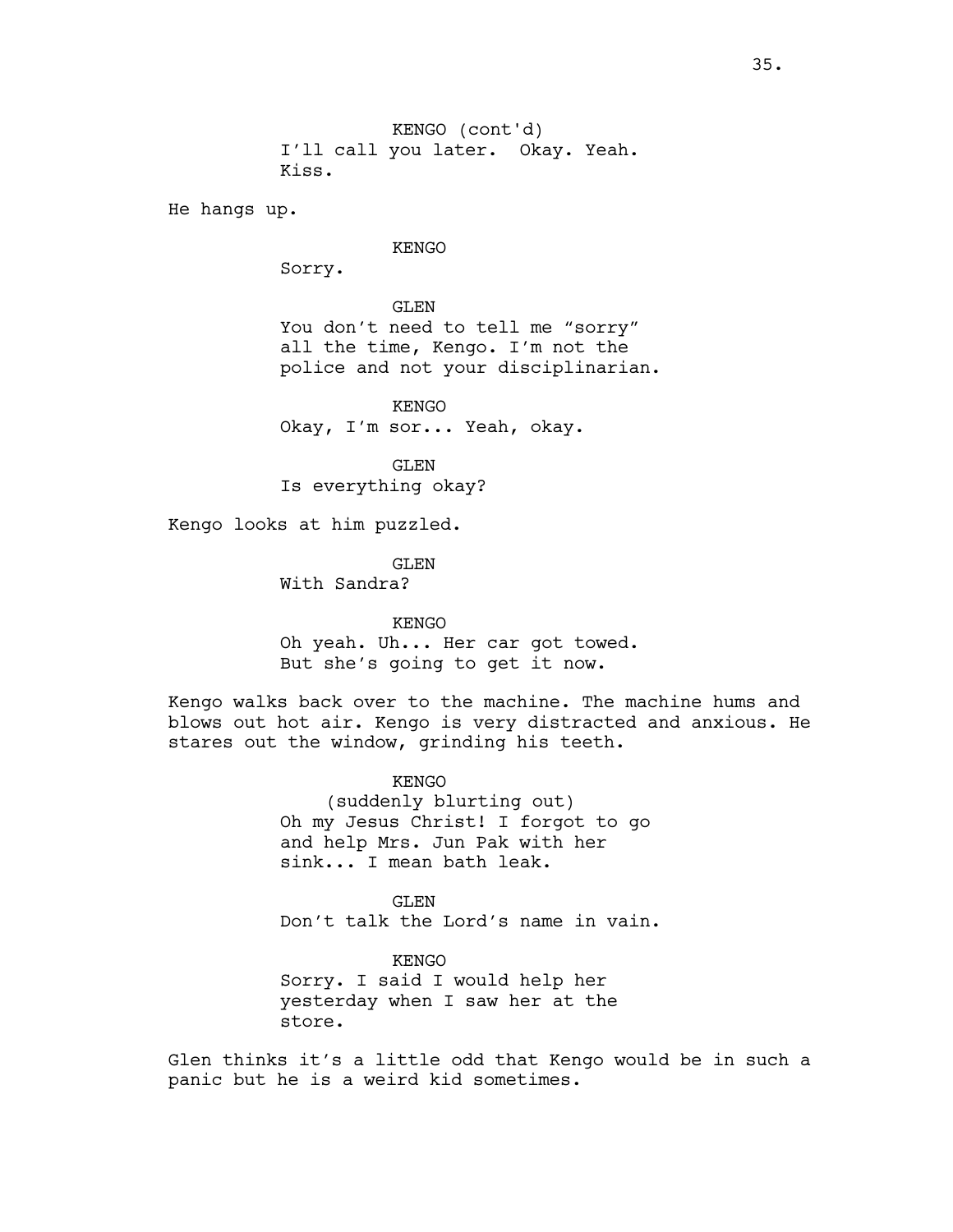KENGO (cont'd)
I'll call you later. Okay. Yeah. Kiss.

He hangs up.

KENGO
Sorry.

GLEN
You don't need to tell me "sorry" all the time, Kengo. I'm not the police and not your disciplinarian.

KENGO
Okay, I'm sor... Yeah, okay.

GLEN
Is everything okay?

Kengo looks at him puzzled.

GLEN
With Sandra?

KENGO
Oh yeah. Uh... Her car got towed. But she's going to get it now.

Kengo walks back over to the machine. The machine hums and blows out hot air. Kengo is very distracted and anxious. He stares out the window, grinding his teeth.

KENGO
(suddenly blurting out)
Oh my Jesus Christ! I forgot to go and help Mrs. Jun Pak with her sink... I mean bath leak.

GLEN
Don't talk the Lord's name in vain.

KENGO
Sorry. I said I would help her yesterday when I saw her at the store.

Glen thinks it's a little odd that Kengo would be in such a panic but he is a weird kid sometimes.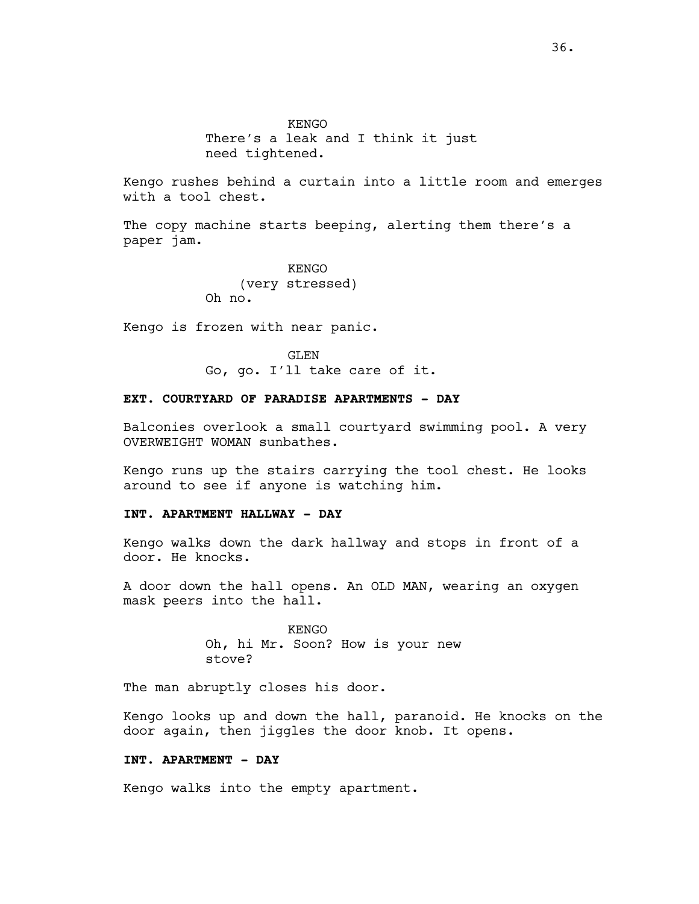KENGO
There's a leak and I think it just need tightened.

Kengo rushes behind a curtain into a little room and emerges with a tool chest.

The copy machine starts beeping, alerting them there's a paper jam.

KENGO
(very stressed)
Oh no.

Kengo is frozen with near panic.

GLEN
Go, go. I'll take care of it.

**EXT. COURTYARD OF PARADISE APARTMENTS - DAY**

Balconies overlook a small courtyard swimming pool. A very OVERWEIGHT WOMAN sunbathes.

Kengo runs up the stairs carrying the tool chest. He looks around to see if anyone is watching him.

**INT. APARTMENT HALLWAY - DAY**

Kengo walks down the dark hallway and stops in front of a door. He knocks.

A door down the hall opens. An OLD MAN, wearing an oxygen mask peers into the hall.

KENGO
Oh, hi Mr. Soon? How is your new stove?

The man abruptly closes his door.

Kengo looks up and down the hall, paranoid. He knocks on the door again, then jiggles the door knob. It opens.

**INT. APARTMENT - DAY**

Kengo walks into the empty apartment.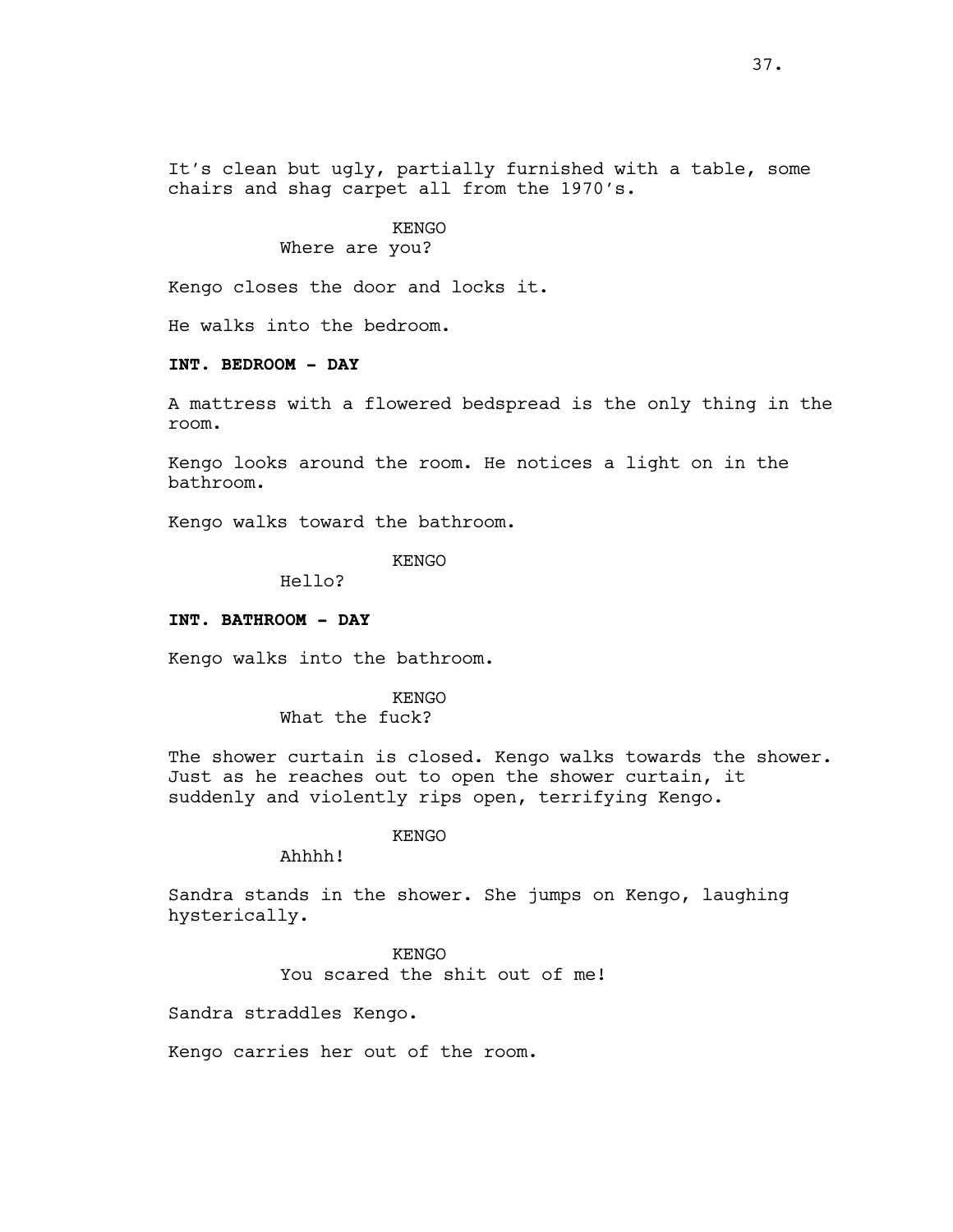It's clean but ugly, partially furnished with a table, some chairs and shag carpet all from the 1970's.

KENGO
Where are you?

Kengo closes the door and locks it.

He walks into the bedroom.

**INT. BEDROOM - DAY**

A mattress with a flowered bedspread is the only thing in the room.

Kengo looks around the room. He notices a light on in the bathroom.

Kengo walks toward the bathroom.

KENGO
Hello?

**INT. BATHROOM - DAY**

Kengo walks into the bathroom.

KENGO
What the fuck?

The shower curtain is closed. Kengo walks towards the shower. Just as he reaches out to open the shower curtain, it suddenly and violently rips open, terrifying Kengo.

KENGO
Ahhhh!

Sandra stands in the shower. She jumps on Kengo, laughing hysterically.

KENGO
You scared the shit out of me!

Sandra straddles Kengo.

Kengo carries her out of the room.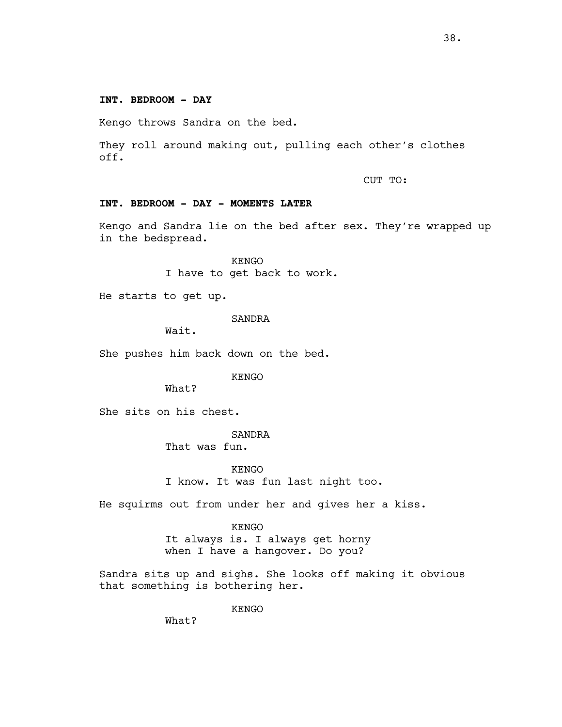**INT. BEDROOM - DAY**

Kengo throws Sandra on the bed.

They roll around making out, pulling each other's clothes off.

CUT TO:

**INT. BEDROOM - DAY - MOMENTS LATER**

Kengo and Sandra lie on the bed after sex. They're wrapped up in the bedspread.

KENGO
I have to get back to work.

He starts to get up.

SANDRA
Wait.

She pushes him back down on the bed.

KENGO
What?

She sits on his chest.

SANDRA
That was fun.

KENGO
I know. It was fun last night too.

He squirms out from under her and gives her a kiss.

KENGO
It always is. I always get horny when I have a hangover. Do you?

Sandra sits up and sighs. She looks off making it obvious that something is bothering her.

KENGO
What?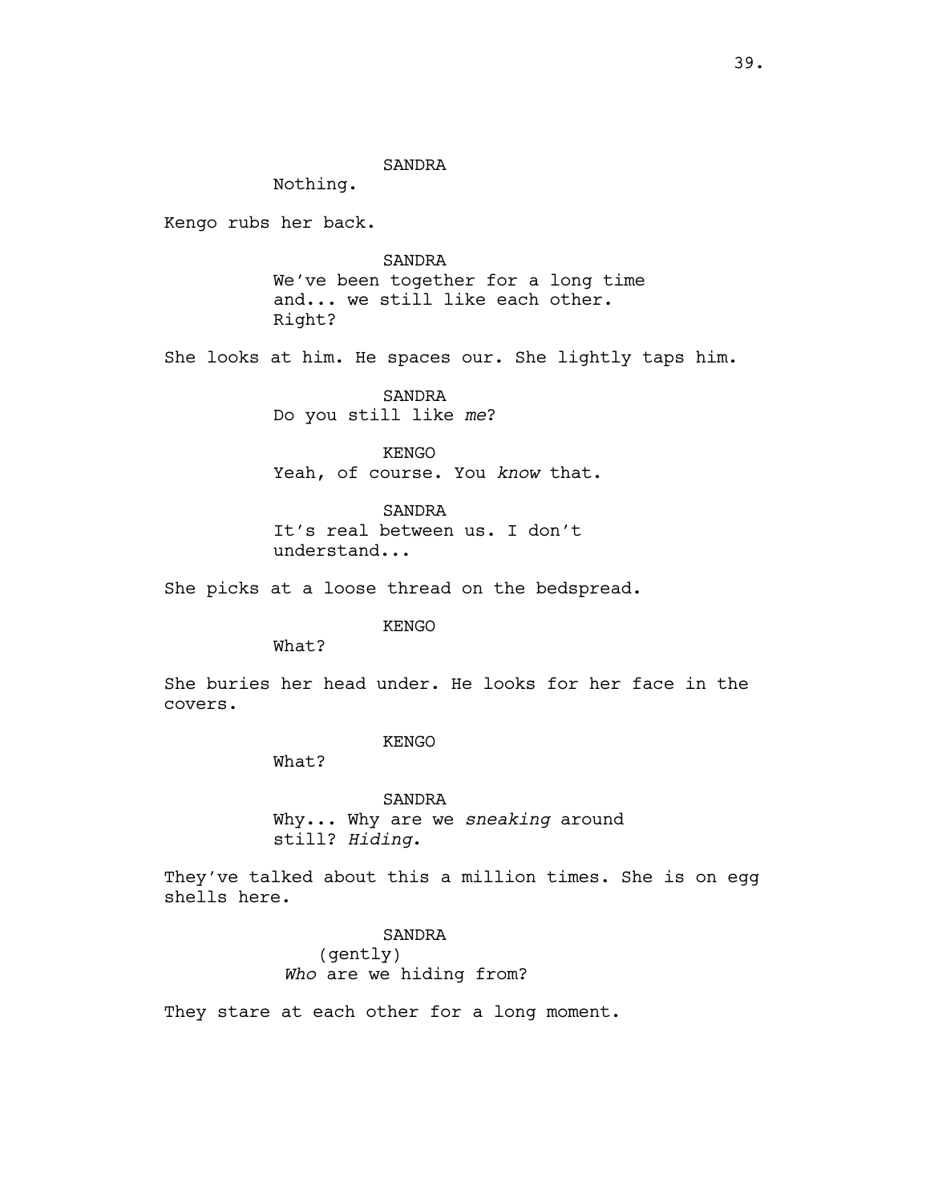SANDRA

Nothing.

Kengo rubs her back.

SANDRA

We've been together for a long time and... we still like each other. Right?

She looks at him. He spaces our. She lightly taps him.

SANDRA

Do you still like *me*?

KENGO

Yeah, of course. You *know* that.

SANDRA

It's real between us. I don't understand...

She picks at a loose thread on the bedspread.

KENGO

What?

She buries her head under. He looks for her face in the covers.

KENGO

What?

SANDRA

Why... Why are we *sneaking* around still? *Hiding.*

They've talked about this a million times. She is on egg shells here.

SANDRA

(gently)

*Who* are we hiding from?

They stare at each other for a long moment.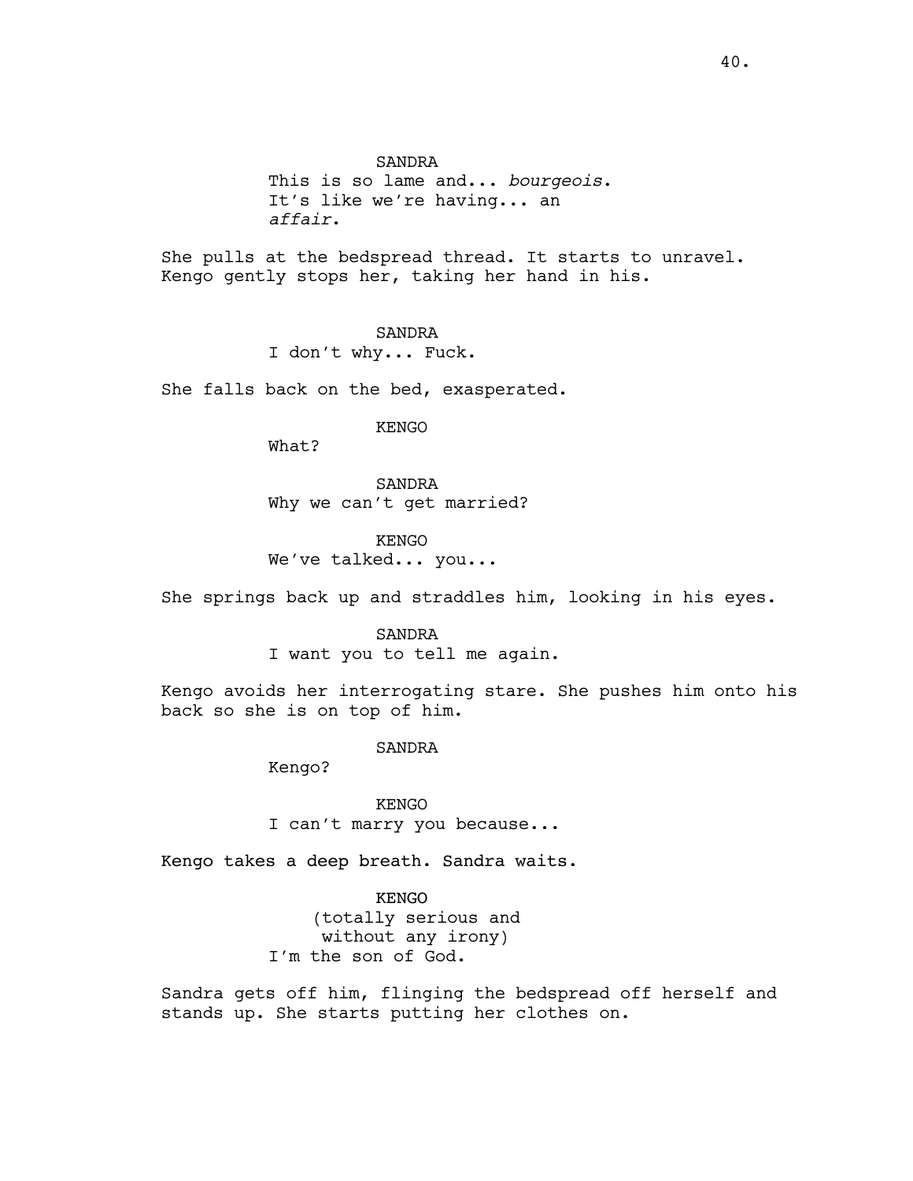SANDRA
This is so lame and... *bourgeois*.
It's like we're having... an
*affair*.

She pulls at the bedspread thread. It starts to unravel. Kengo gently stops her, taking her hand in his.

SANDRA
I don't why... Fuck.

She falls back on the bed, exasperated.

KENGO
What?

SANDRA
Why we can't get married?

KENGO
We've talked... you...

She springs back up and straddles him, looking in his eyes.

SANDRA
I want you to tell me again.

Kengo avoids her interrogating stare. She pushes him onto his back so she is on top of him.

SANDRA
Kengo?

KENGO
I can't marry you because...

Kengo takes a deep breath. Sandra waits.

KENGO
(totally serious and
without any irony)
I'm the son of God.

Sandra gets off him, flinging the bedspread off herself and stands up. She starts putting her clothes on.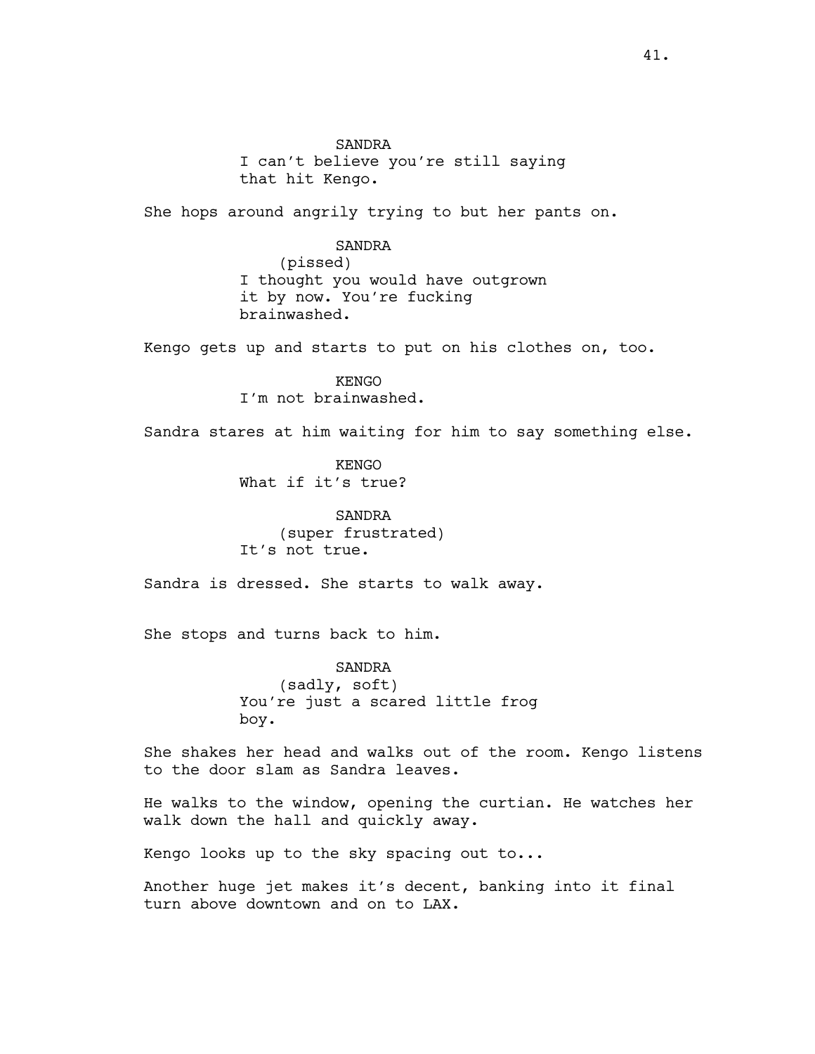SANDRA

I can't believe you're still saying that hit Kengo.

She hops around angrily trying to but her pants on.

SANDRA

(pissed)

I thought you would have outgrown it by now. You're fucking brainwashed.

Kengo gets up and starts to put on his clothes on, too.

KENGO

I'm not brainwashed.

Sandra stares at him waiting for him to say something else.

KENGO

What if it's true?

SANDRA

(super frustrated)

It's not true.

Sandra is dressed. She starts to walk away.

She stops and turns back to him.

SANDRA

(sadly, soft)

You're just a scared little frog boy.

She shakes her head and walks out of the room. Kengo listens to the door slam as Sandra leaves.

He walks to the window, opening the curtian. He watches her walk down the hall and quickly away.

Kengo looks up to the sky spacing out to...

Another huge jet makes it's decent, banking into it final turn above downtown and on to LAX.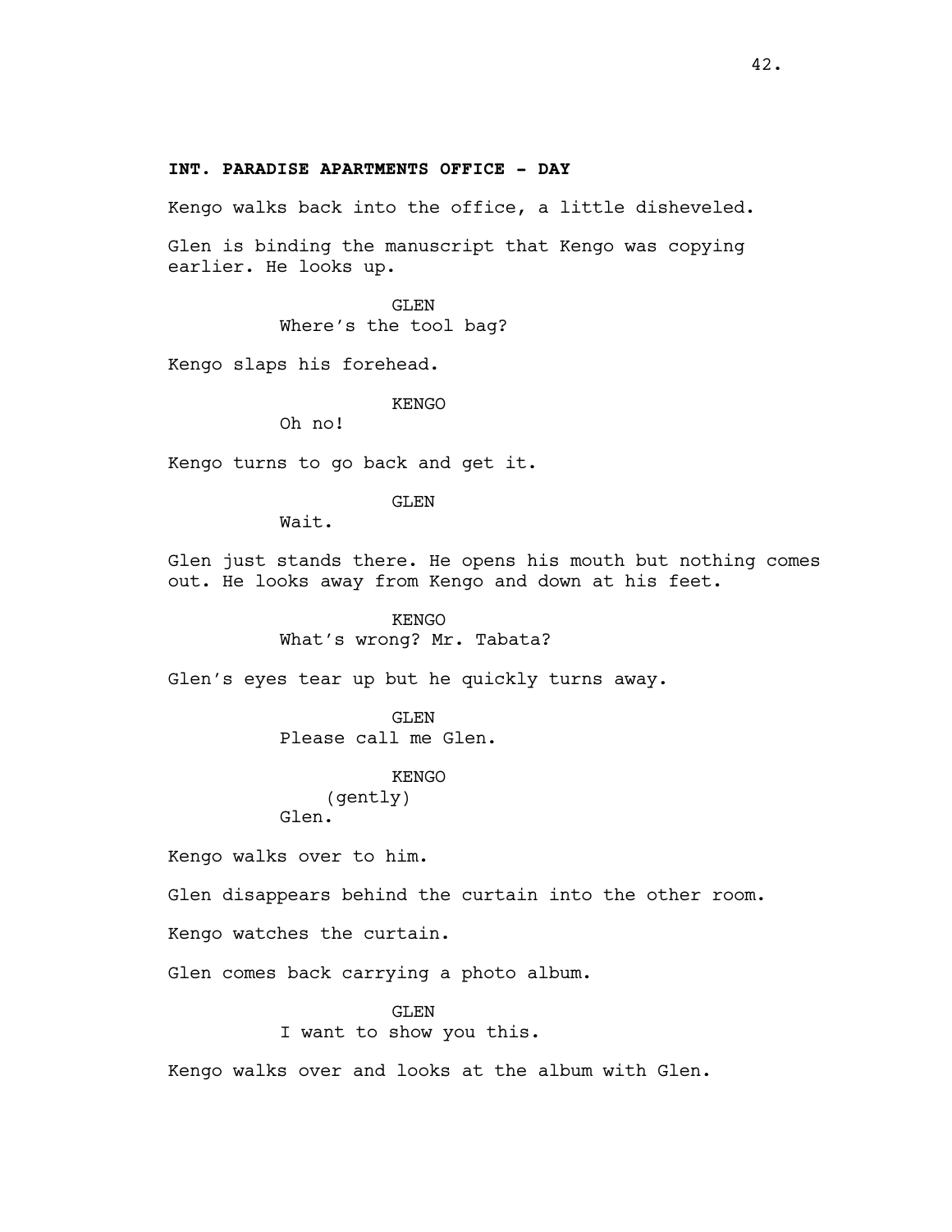**INT. PARADISE APARTMENTS OFFICE - DAY**

Kengo walks back into the office, a little disheveled.

Glen is binding the manuscript that Kengo was copying earlier. He looks up.

GLEN
Where's the tool bag?

Kengo slaps his forehead.

KENGO
Oh no!

Kengo turns to go back and get it.

GLEN
Wait.

Glen just stands there. He opens his mouth but nothing comes out. He looks away from Kengo and down at his feet.

KENGO
What's wrong? Mr. Tabata?

Glen's eyes tear up but he quickly turns away.

GLEN
Please call me Glen.

KENGO
(gently)
Glen.

Kengo walks over to him.

Glen disappears behind the curtain into the other room.

Kengo watches the curtain.

Glen comes back carrying a photo album.

GLEN
I want to show you this.

Kengo walks over and looks at the album with Glen.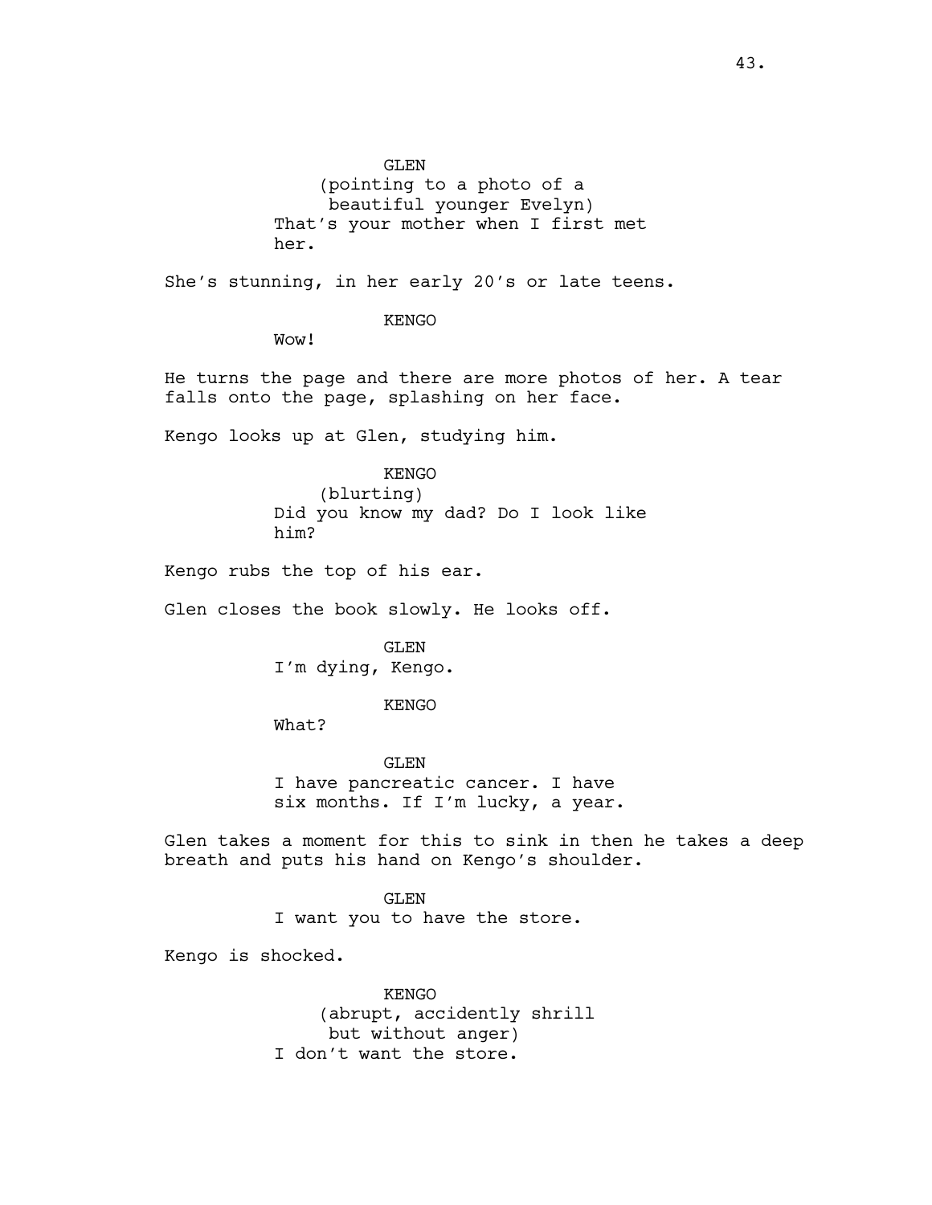GLEN
(pointing to a photo of a beautiful younger Evelyn)
That's your mother when I first met her.

She's stunning, in her early 20's or late teens.

KENGO
Wow!

He turns the page and there are more photos of her. A tear falls onto the page, splashing on her face.

Kengo looks up at Glen, studying him.

KENGO
(blurting)
Did you know my dad? Do I look like him?

Kengo rubs the top of his ear.

Glen closes the book slowly. He looks off.

GLEN
I'm dying, Kengo.

KENGO
What?

GLEN
I have pancreatic cancer. I have six months. If I'm lucky, a year.

Glen takes a moment for this to sink in then he takes a deep breath and puts his hand on Kengo's shoulder.

GLEN
I want you to have the store.

Kengo is shocked.

KENGO
(abrupt, accidently shrill but without anger)
I don't want the store.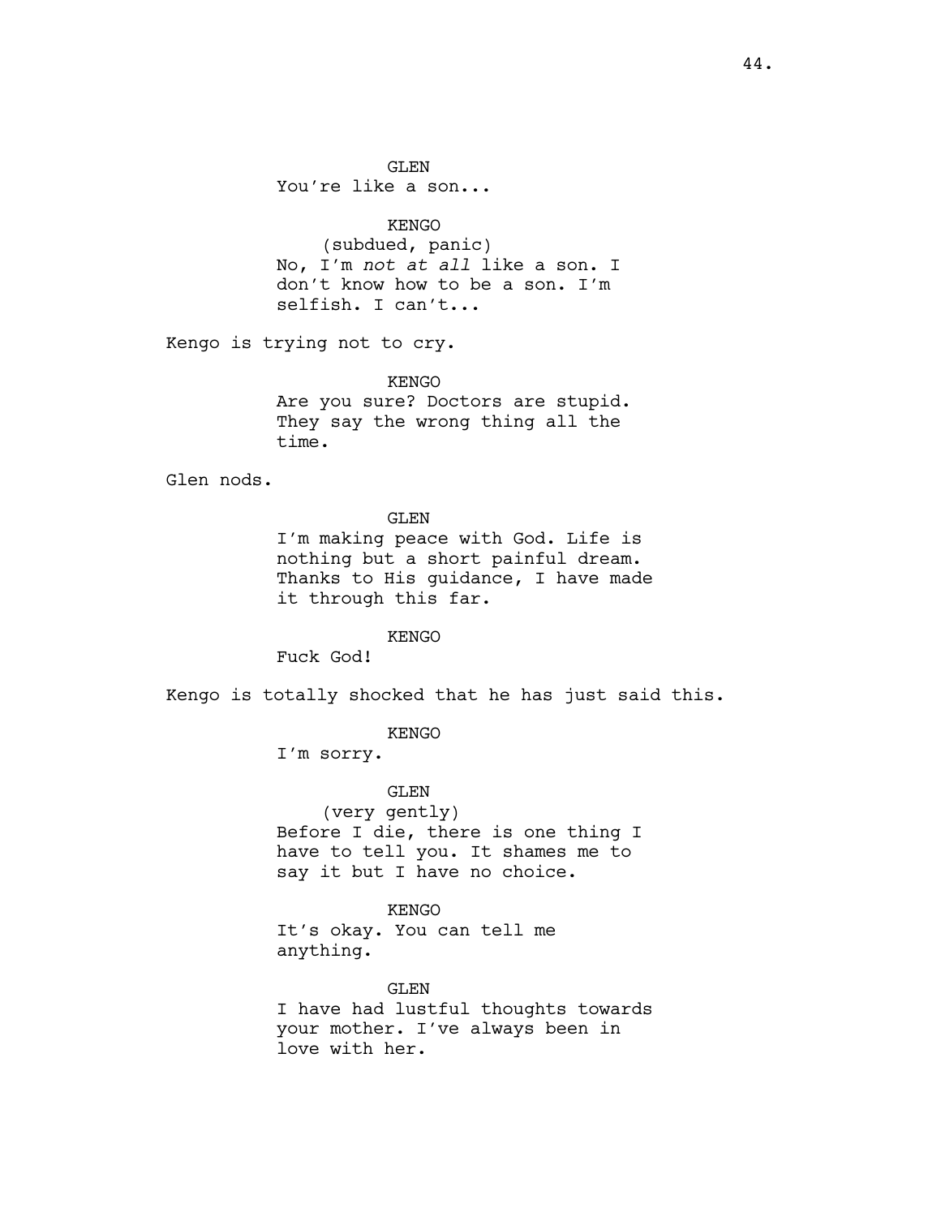GLEN
You're like a son...

KENGO
(subdued, panic)
No, I'm *not at all* like a son. I don't know how to be a son. I'm selfish. I can't...

Kengo is trying not to cry.

KENGO
Are you sure? Doctors are stupid. They say the wrong thing all the time.

Glen nods.

GLEN
I'm making peace with God. Life is nothing but a short painful dream. Thanks to His guidance, I have made it through this far.

KENGO
Fuck God!

Kengo is totally shocked that he has just said this.

KENGO
I'm sorry.

GLEN
(very gently)
Before I die, there is one thing I have to tell you. It shames me to say it but I have no choice.

KENGO
It's okay. You can tell me anything.

GLEN
I have had lustful thoughts towards your mother. I've always been in love with her.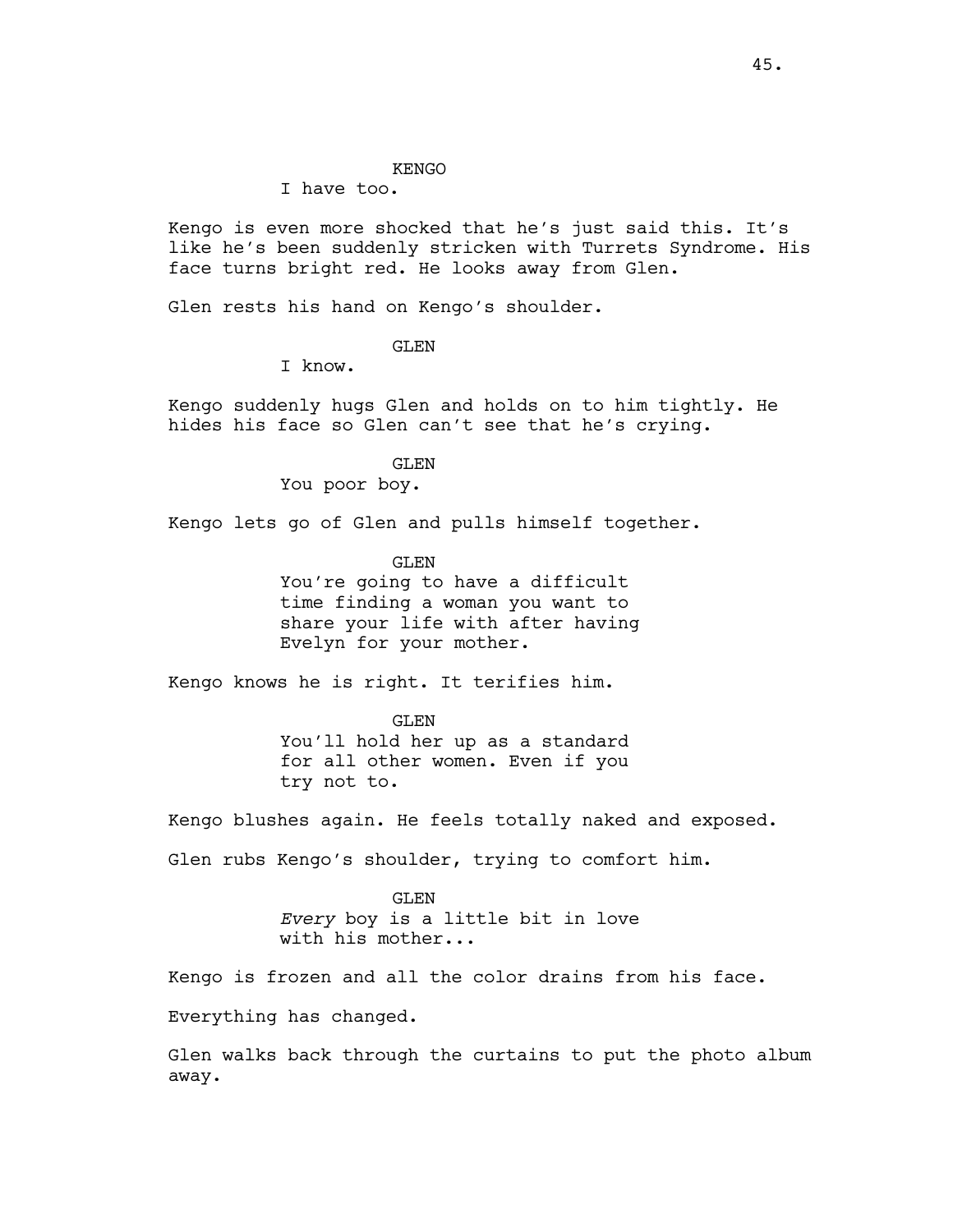KENGO

I have too.

Kengo is even more shocked that he's just said this. It's like he's been suddenly stricken with Turrets Syndrome. His face turns bright red. He looks away from Glen.

Glen rests his hand on Kengo's shoulder.

GLEN

I know.

Kengo suddenly hugs Glen and holds on to him tightly. He hides his face so Glen can't see that he's crying.

GLEN

You poor boy.

Kengo lets go of Glen and pulls himself together.

GLEN

You're going to have a difficult time finding a woman you want to share your life with after having Evelyn for your mother.

Kengo knows he is right. It terifies him.

GLEN

You'll hold her up as a standard for all other women. Even if you try not to.

Kengo blushes again. He feels totally naked and exposed.

Glen rubs Kengo's shoulder, trying to comfort him.

GLEN

*Every* boy is a little bit in love with his mother...

Kengo is frozen and all the color drains from his face.

Everything has changed.

Glen walks back through the curtains to put the photo album away.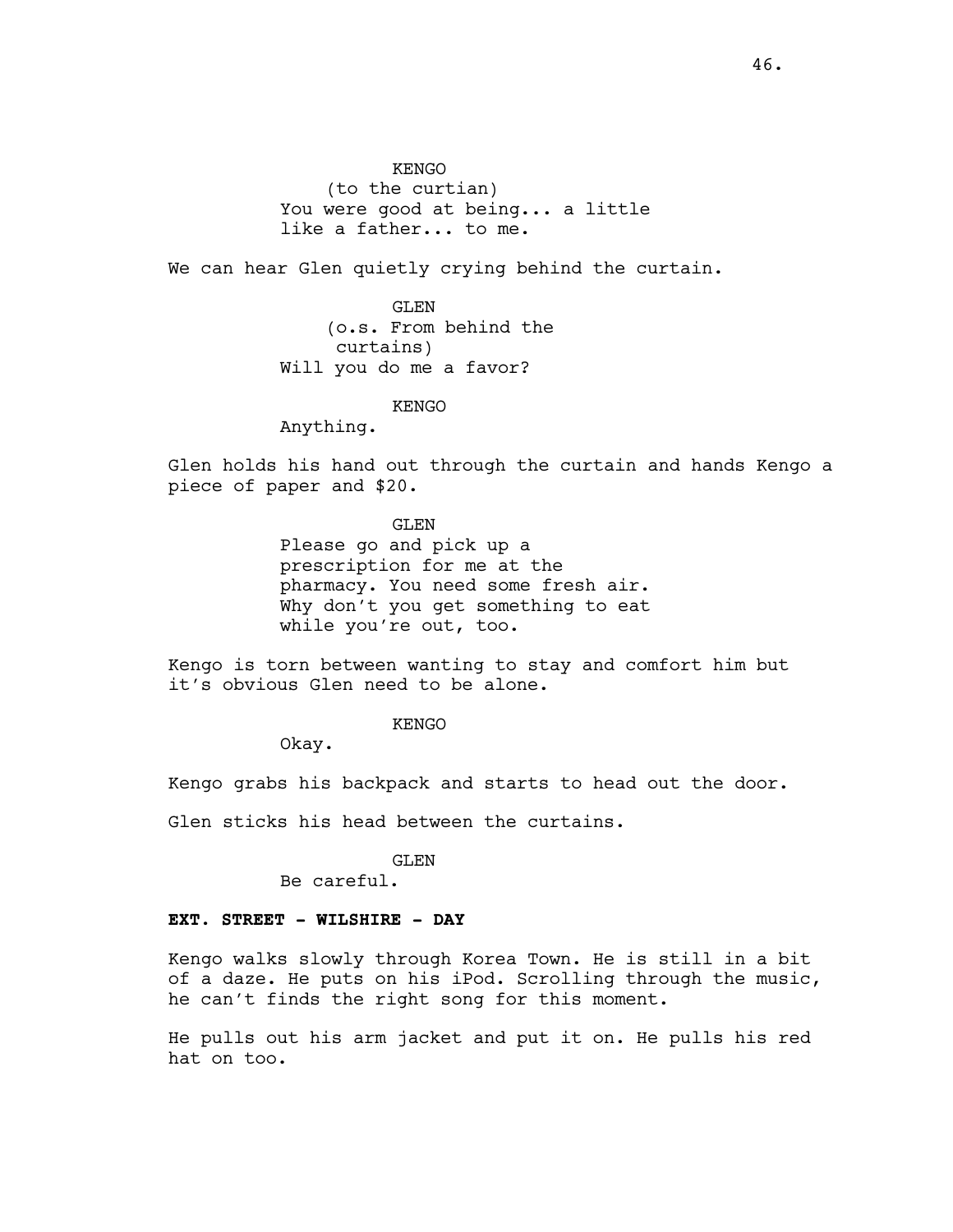KENGO
(to the curtian)
You were good at being... a little like a father... to me.

We can hear Glen quietly crying behind the curtain.

GLEN
(o.s. From behind the curtains)
Will you do me a favor?

KENGO
Anything.

Glen holds his hand out through the curtain and hands Kengo a piece of paper and $20.

GLEN
Please go and pick up a prescription for me at the pharmacy. You need some fresh air. Why don't you get something to eat while you're out, too.

Kengo is torn between wanting to stay and comfort him but it's obvious Glen need to be alone.

KENGO
Okay.

Kengo grabs his backpack and starts to head out the door.

Glen sticks his head between the curtains.

GLEN
Be careful.

**EXT. STREET - WILSHIRE - DAY**

Kengo walks slowly through Korea Town. He is still in a bit of a daze. He puts on his iPod. Scrolling through the music, he can't finds the right song for this moment.

He pulls out his arm jacket and put it on. He pulls his red hat on too.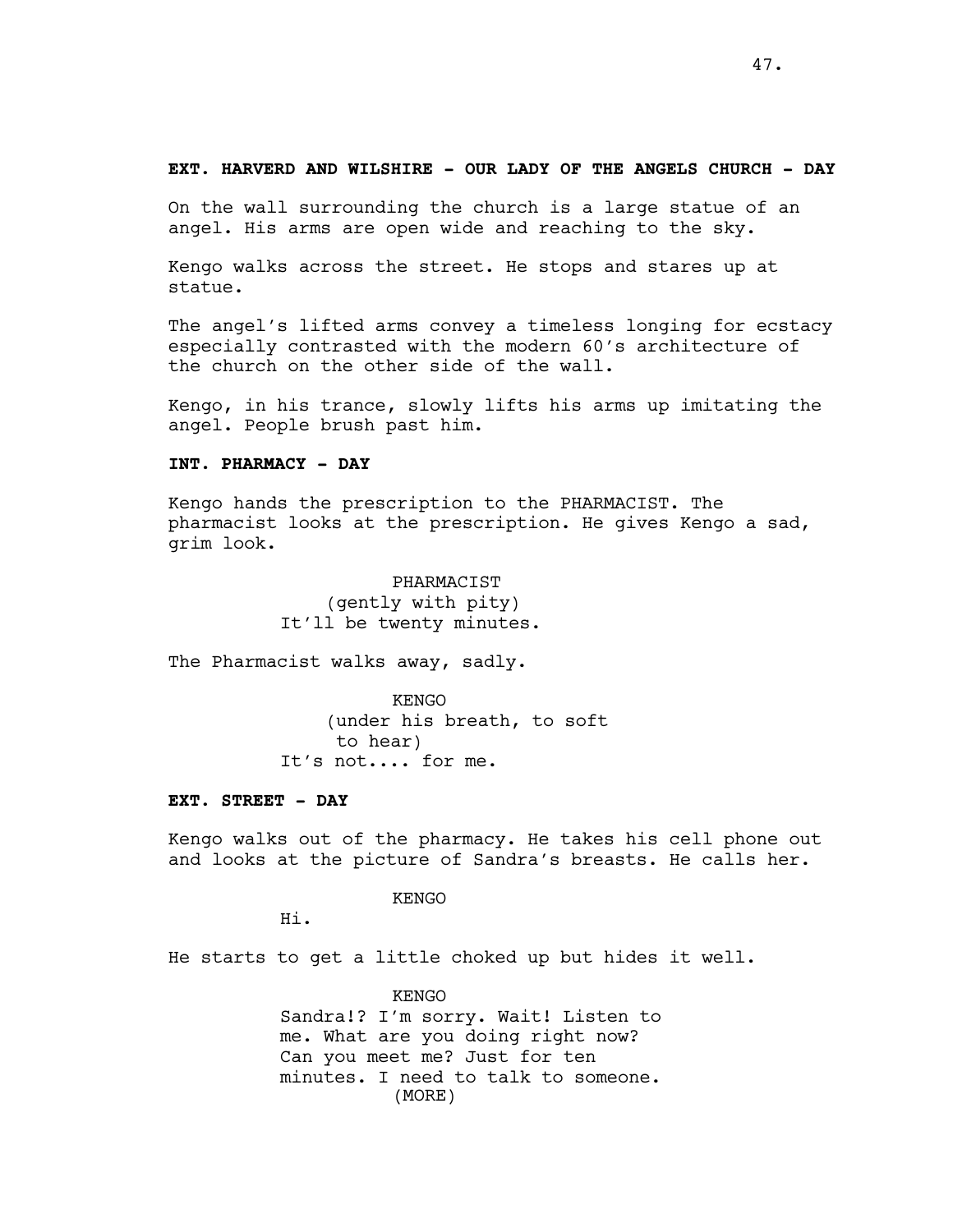**EXT. HARVERD AND WILSHIRE - OUR LADY OF THE ANGELS CHURCH - DAY**

On the wall surrounding the church is a large statue of an angel. His arms are open wide and reaching to the sky.

Kengo walks across the street. He stops and stares up at statue.

The angel's lifted arms convey a timeless longing for ecstacy especially contrasted with the modern 60's architecture of the church on the other side of the wall.

Kengo, in his trance, slowly lifts his arms up imitating the angel. People brush past him.

**INT. PHARMACY - DAY**

Kengo hands the prescription to the PHARMACIST. The pharmacist looks at the prescription. He gives Kengo a sad, grim look.

PHARMACIST
(gently with pity)
It'll be twenty minutes.

The Pharmacist walks away, sadly.

KENGO
(under his breath, to soft to hear)
It's not.... for me.

**EXT. STREET - DAY**

Kengo walks out of the pharmacy. He takes his cell phone out and looks at the picture of Sandra's breasts. He calls her.

KENGO
Hi.

He starts to get a little choked up but hides it well.

KENGO
Sandra!? I'm sorry. Wait! Listen to me. What are you doing right now? Can you meet me? Just for ten minutes. I need to talk to someone.
(MORE)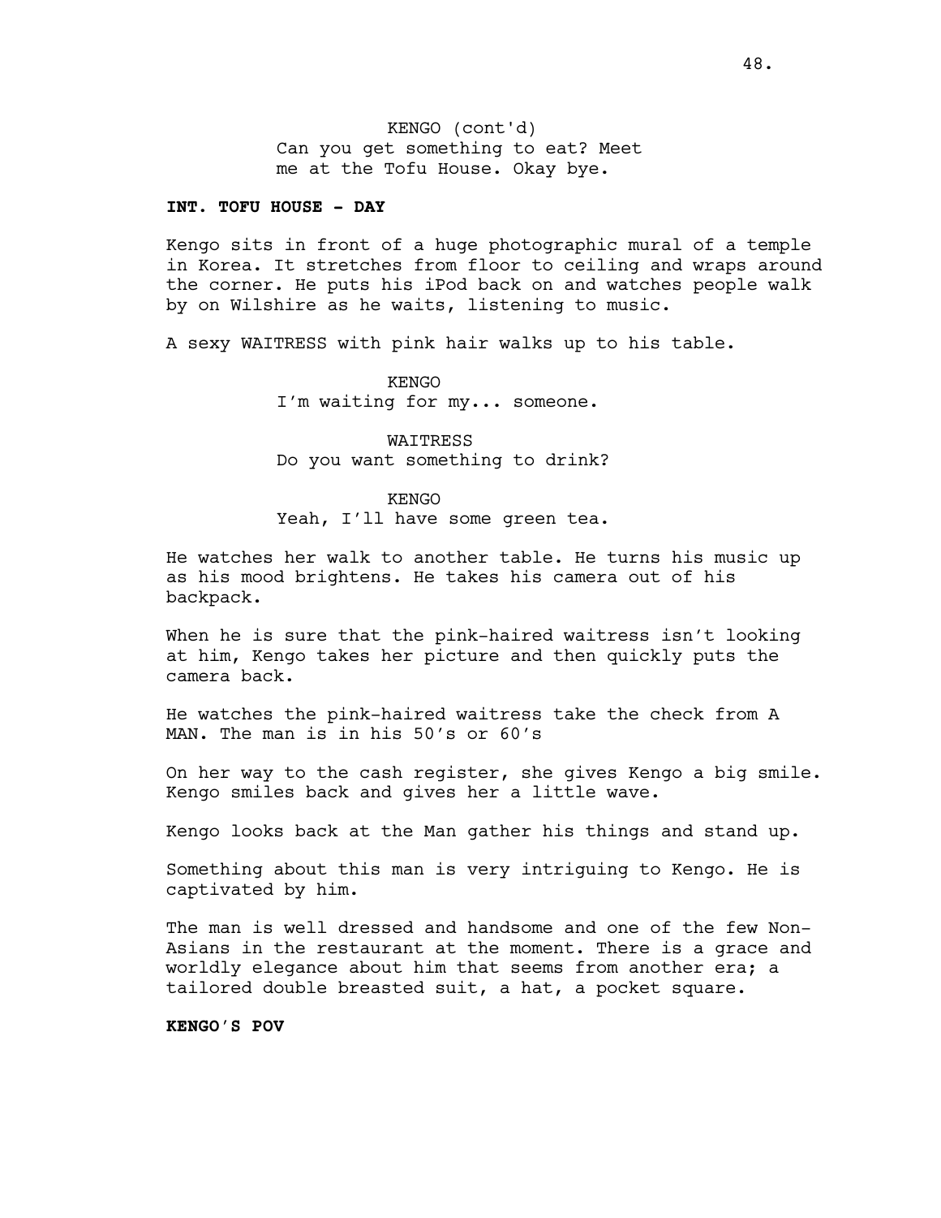KENGO (cont'd)
Can you get something to eat? Meet me at the Tofu House. Okay bye.

**INT. TOFU HOUSE - DAY**

Kengo sits in front of a huge photographic mural of a temple in Korea. It stretches from floor to ceiling and wraps around the corner. He puts his iPod back on and watches people walk by on Wilshire as he waits, listening to music.

A sexy WAITRESS with pink hair walks up to his table.

KENGO
I'm waiting for my... someone.

WAITRESS
Do you want something to drink?

KENGO
Yeah, I'll have some green tea.

He watches her walk to another table. He turns his music up as his mood brightens. He takes his camera out of his backpack.

When he is sure that the pink-haired waitress isn't looking at him, Kengo takes her picture and then quickly puts the camera back.

He watches the pink-haired waitress take the check from A MAN. The man is in his 50's or 60's

On her way to the cash register, she gives Kengo a big smile. Kengo smiles back and gives her a little wave.

Kengo looks back at the Man gather his things and stand up.

Something about this man is very intriguing to Kengo. He is captivated by him.

The man is well dressed and handsome and one of the few Non-Asians in the restaurant at the moment. There is a grace and worldly elegance about him that seems from another era; a tailored double breasted suit, a hat, a pocket square.

**KENGO'S POV**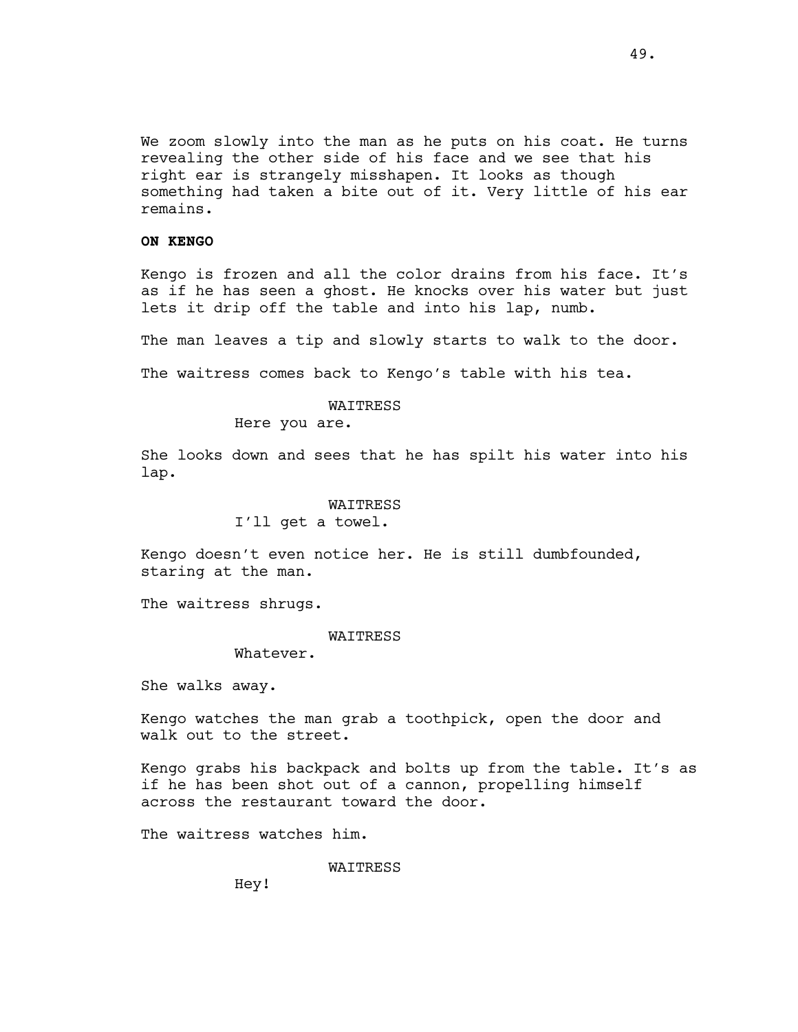We zoom slowly into the man as he puts on his coat. He turns revealing the other side of his face and we see that his right ear is strangely misshapen. It looks as though something had taken a bite out of it. Very little of his ear remains.

**ON KENGO**

Kengo is frozen and all the color drains from his face. It's as if he has seen a ghost. He knocks over his water but just lets it drip off the table and into his lap, numb.

The man leaves a tip and slowly starts to walk to the door.

The waitress comes back to Kengo's table with his tea.

WAITRESS

Here you are.

She looks down and sees that he has spilt his water into his lap.

WAITRESS

I'll get a towel.

Kengo doesn't even notice her. He is still dumbfounded, staring at the man.

The waitress shrugs.

WAITRESS

Whatever.

She walks away.

Kengo watches the man grab a toothpick, open the door and walk out to the street.

Kengo grabs his backpack and bolts up from the table. It's as if he has been shot out of a cannon, propelling himself across the restaurant toward the door.

The waitress watches him.

WAITRESS

Hey!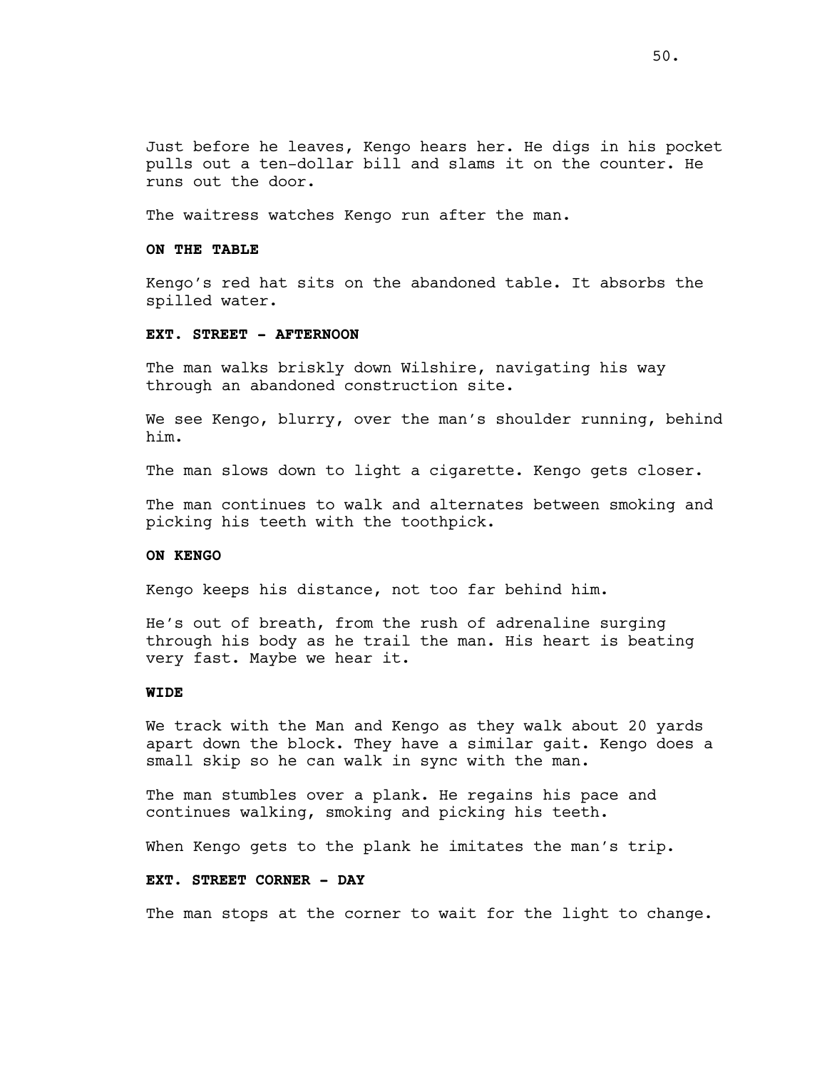Just before he leaves, Kengo hears her. He digs in his pocket pulls out a ten-dollar bill and slams it on the counter. He runs out the door.

The waitress watches Kengo run after the man.

**ON THE TABLE**

Kengo's red hat sits on the abandoned table. It absorbs the spilled water.

**EXT. STREET - AFTERNOON**

The man walks briskly down Wilshire, navigating his way through an abandoned construction site.

We see Kengo, blurry, over the man's shoulder running, behind him.

The man slows down to light a cigarette. Kengo gets closer.

The man continues to walk and alternates between smoking and picking his teeth with the toothpick.

**ON KENGO**

Kengo keeps his distance, not too far behind him.

He's out of breath, from the rush of adrenaline surging through his body as he trail the man. His heart is beating very fast. Maybe we hear it.

**WIDE**

We track with the Man and Kengo as they walk about 20 yards apart down the block. They have a similar gait. Kengo does a small skip so he can walk in sync with the man.

The man stumbles over a plank. He regains his pace and continues walking, smoking and picking his teeth.

When Kengo gets to the plank he imitates the man's trip.

**EXT. STREET CORNER - DAY**

The man stops at the corner to wait for the light to change.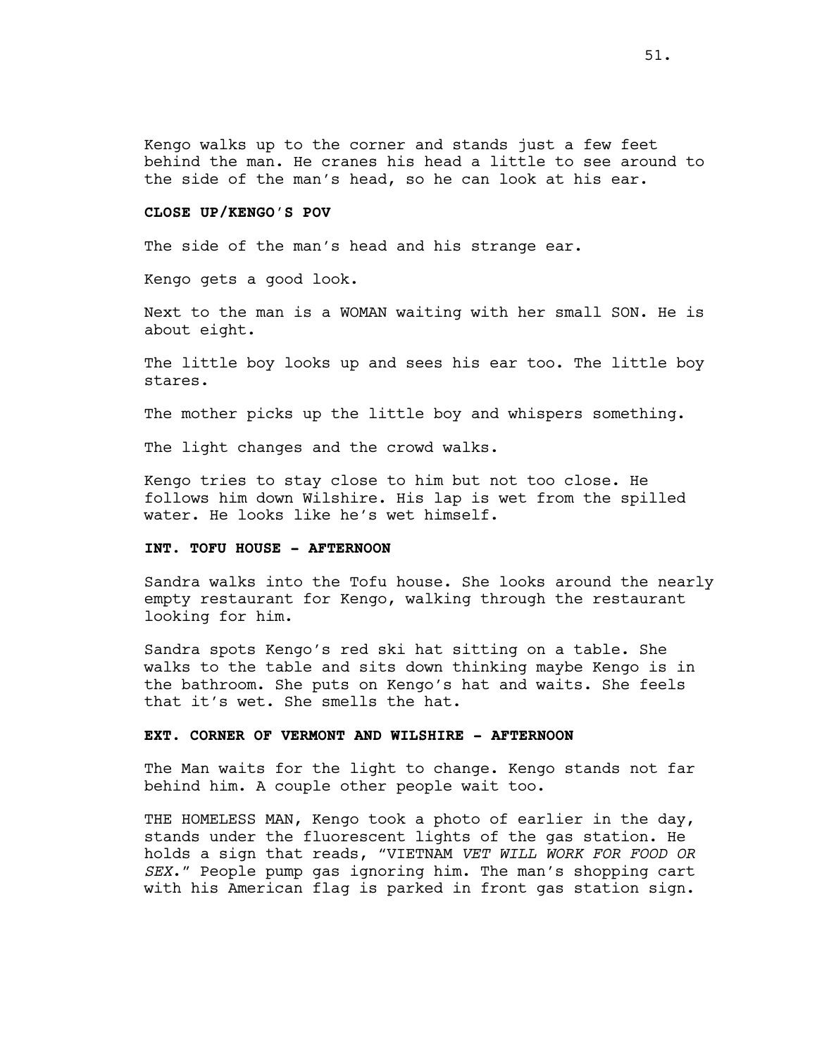Kengo walks up to the corner and stands just a few feet behind the man. He cranes his head a little to see around to the side of the man's head, so he can look at his ear.

**CLOSE UP/KENGO'S POV**

The side of the man's head and his strange ear.

Kengo gets a good look.

Next to the man is a WOMAN waiting with her small SON. He is about eight.

The little boy looks up and sees his ear too. The little boy stares.

The mother picks up the little boy and whispers something.

The light changes and the crowd walks.

Kengo tries to stay close to him but not too close. He follows him down Wilshire. His lap is wet from the spilled water. He looks like he's wet himself.

**INT. TOFU HOUSE - AFTERNOON**

Sandra walks into the Tofu house. She looks around the nearly empty restaurant for Kengo, walking through the restaurant looking for him.

Sandra spots Kengo's red ski hat sitting on a table. She walks to the table and sits down thinking maybe Kengo is in the bathroom. She puts on Kengo's hat and waits. She feels that it's wet. She smells the hat.

**EXT. CORNER OF VERMONT AND WILSHIRE - AFTERNOON**

The Man waits for the light to change. Kengo stands not far behind him. A couple other people wait too.

THE HOMELESS MAN, Kengo took a photo of earlier in the day, stands under the fluorescent lights of the gas station. He holds a sign that reads, "VIETNAM *VET WILL WORK FOR FOOD OR SEX*." People pump gas ignoring him. The man's shopping cart with his American flag is parked in front gas station sign.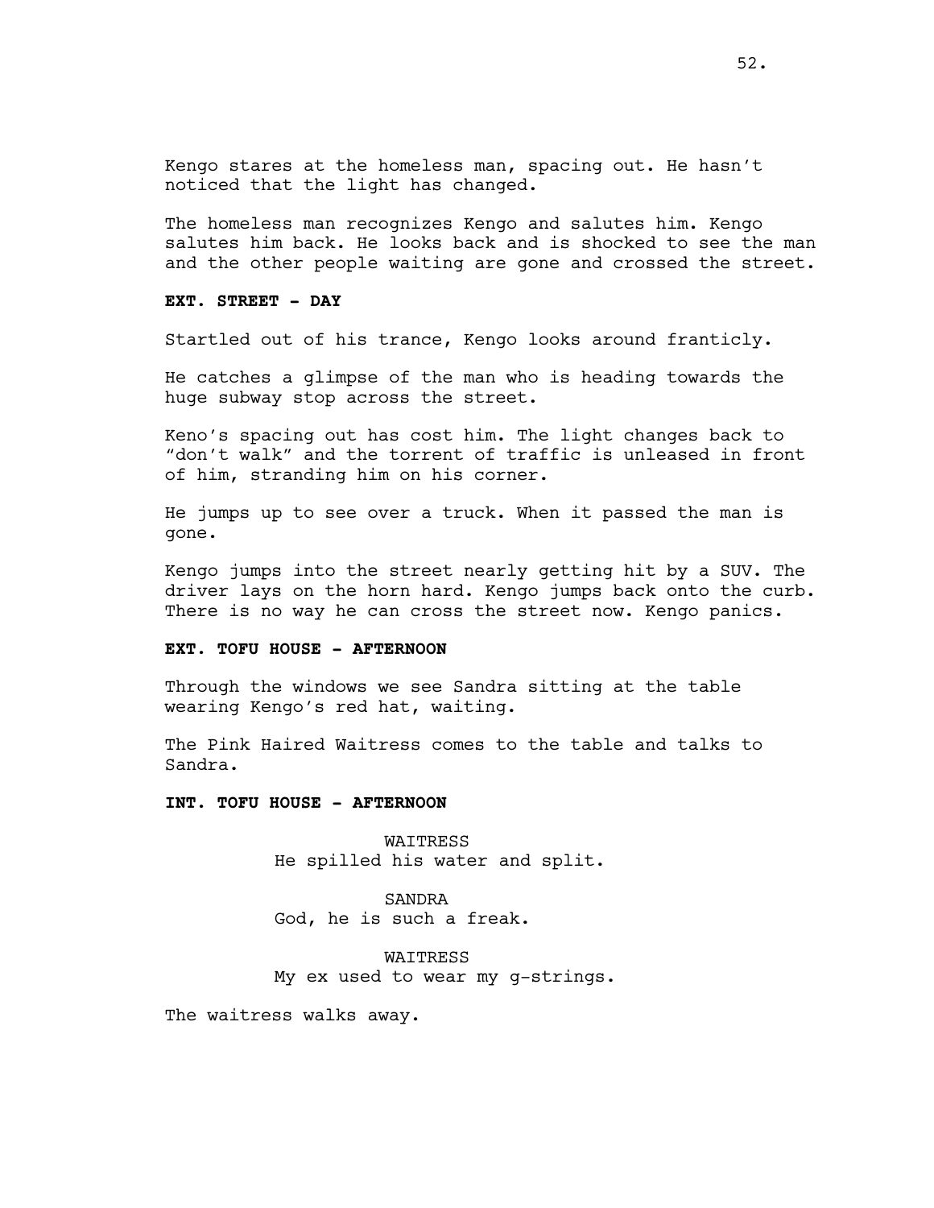Kengo stares at the homeless man, spacing out. He hasn't noticed that the light has changed.

The homeless man recognizes Kengo and salutes him. Kengo salutes him back. He looks back and is shocked to see the man and the other people waiting are gone and crossed the street.

**EXT. STREET - DAY**

Startled out of his trance, Kengo looks around franticly.

He catches a glimpse of the man who is heading towards the huge subway stop across the street.

Keno's spacing out has cost him. The light changes back to "don't walk" and the torrent of traffic is unleased in front of him, stranding him on his corner.

He jumps up to see over a truck. When it passed the man is gone.

Kengo jumps into the street nearly getting hit by a SUV. The driver lays on the horn hard. Kengo jumps back onto the curb. There is no way he can cross the street now. Kengo panics.

**EXT. TOFU HOUSE - AFTERNOON**

Through the windows we see Sandra sitting at the table wearing Kengo's red hat, waiting.

The Pink Haired Waitress comes to the table and talks to Sandra.

**INT. TOFU HOUSE - AFTERNOON**

WAITRESS
He spilled his water and split.

SANDRA
God, he is such a freak.

WAITRESS
My ex used to wear my g-strings.

The waitress walks away.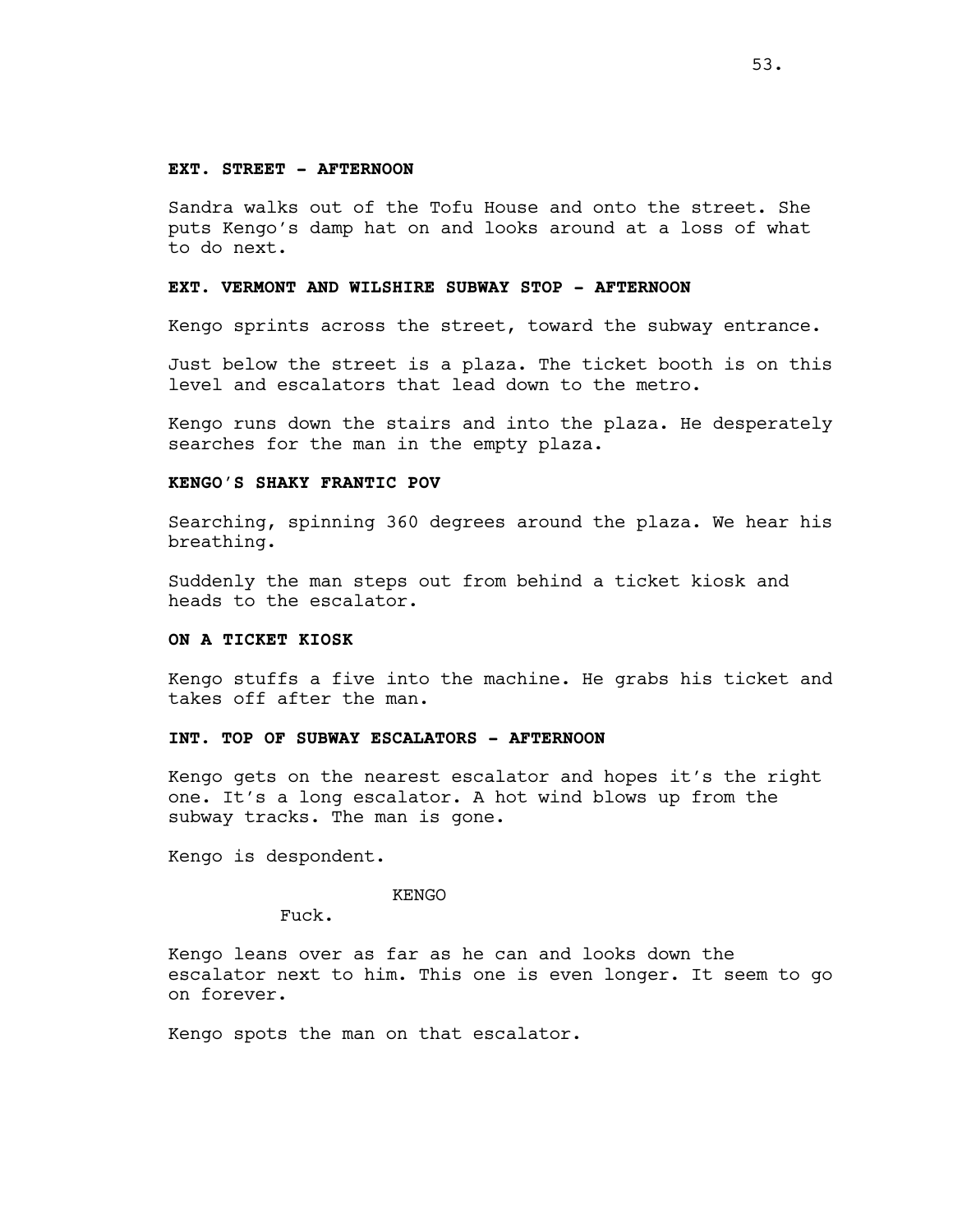**EXT. STREET - AFTERNOON**

Sandra walks out of the Tofu House and onto the street. She puts Kengo's damp hat on and looks around at a loss of what to do next.

**EXT. VERMONT AND WILSHIRE SUBWAY STOP - AFTERNOON**

Kengo sprints across the street, toward the subway entrance.

Just below the street is a plaza. The ticket booth is on this level and escalators that lead down to the metro.

Kengo runs down the stairs and into the plaza. He desperately searches for the man in the empty plaza.

**KENGO'S SHAKY FRANTIC POV**

Searching, spinning 360 degrees around the plaza. We hear his breathing.

Suddenly the man steps out from behind a ticket kiosk and heads to the escalator.

**ON A TICKET KIOSK**

Kengo stuffs a five into the machine. He grabs his ticket and takes off after the man.

**INT. TOP OF SUBWAY ESCALATORS - AFTERNOON**

Kengo gets on the nearest escalator and hopes it's the right one. It's a long escalator. A hot wind blows up from the subway tracks. The man is gone.

Kengo is despondent.

KENGO

Fuck.

Kengo leans over as far as he can and looks down the escalator next to him. This one is even longer. It seem to go on forever.

Kengo spots the man on that escalator.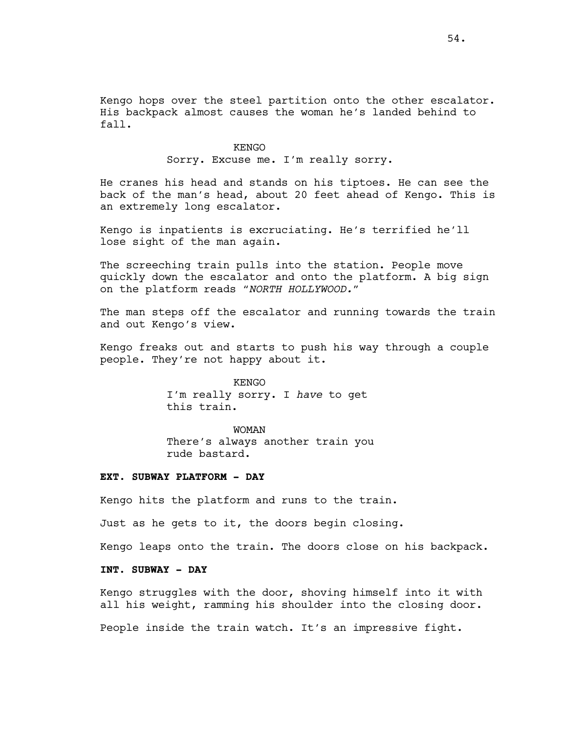Kengo hops over the steel partition onto the other escalator. His backpack almost causes the woman he's landed behind to fall.

KENGO
Sorry. Excuse me. I'm really sorry.

He cranes his head and stands on his tiptoes. He can see the back of the man's head, about 20 feet ahead of Kengo. This is an extremely long escalator.

Kengo is inpatients is excruciating. He's terrified he'll lose sight of the man again.

The screeching train pulls into the station. People move quickly down the escalator and onto the platform. A big sign on the platform reads "*NORTH HOLLYWOOD.*"

The man steps off the escalator and running towards the train and out Kengo's view.

Kengo freaks out and starts to push his way through a couple people. They're not happy about it.

KENGO
I'm really sorry. I *have* to get this train.

WOMAN
There's always another train you rude bastard.

**EXT. SUBWAY PLATFORM - DAY**

Kengo hits the platform and runs to the train.

Just as he gets to it, the doors begin closing.

Kengo leaps onto the train. The doors close on his backpack.

**INT. SUBWAY - DAY**

Kengo struggles with the door, shoving himself into it with all his weight, ramming his shoulder into the closing door.

People inside the train watch. It's an impressive fight.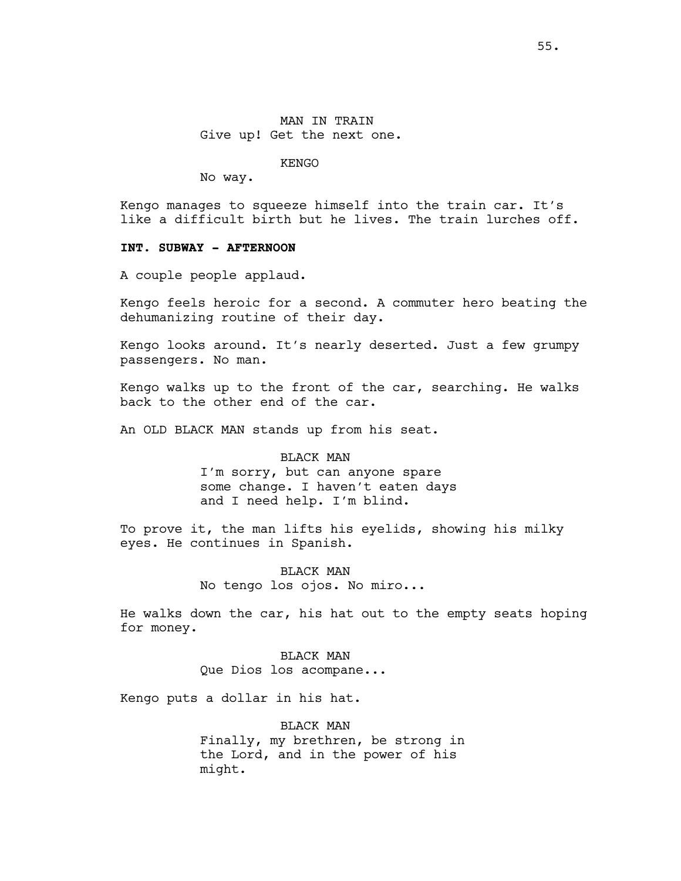MAN IN TRAIN
Give up! Get the next one.

KENGO
No way.

Kengo manages to squeeze himself into the train car. It's like a difficult birth but he lives. The train lurches off.

**INT. SUBWAY - AFTERNOON**

A couple people applaud.

Kengo feels heroic for a second. A commuter hero beating the dehumanizing routine of their day.

Kengo looks around. It's nearly deserted. Just a few grumpy passengers. No man.

Kengo walks up to the front of the car, searching. He walks back to the other end of the car.

An OLD BLACK MAN stands up from his seat.

BLACK MAN
I'm sorry, but can anyone spare some change. I haven't eaten days and I need help. I'm blind.

To prove it, the man lifts his eyelids, showing his milky eyes. He continues in Spanish.

BLACK MAN
No tengo los ojos. No miro...

He walks down the car, his hat out to the empty seats hoping for money.

BLACK MAN
Que Dios los acompane...

Kengo puts a dollar in his hat.

BLACK MAN
Finally, my brethren, be strong in the Lord, and in the power of his might.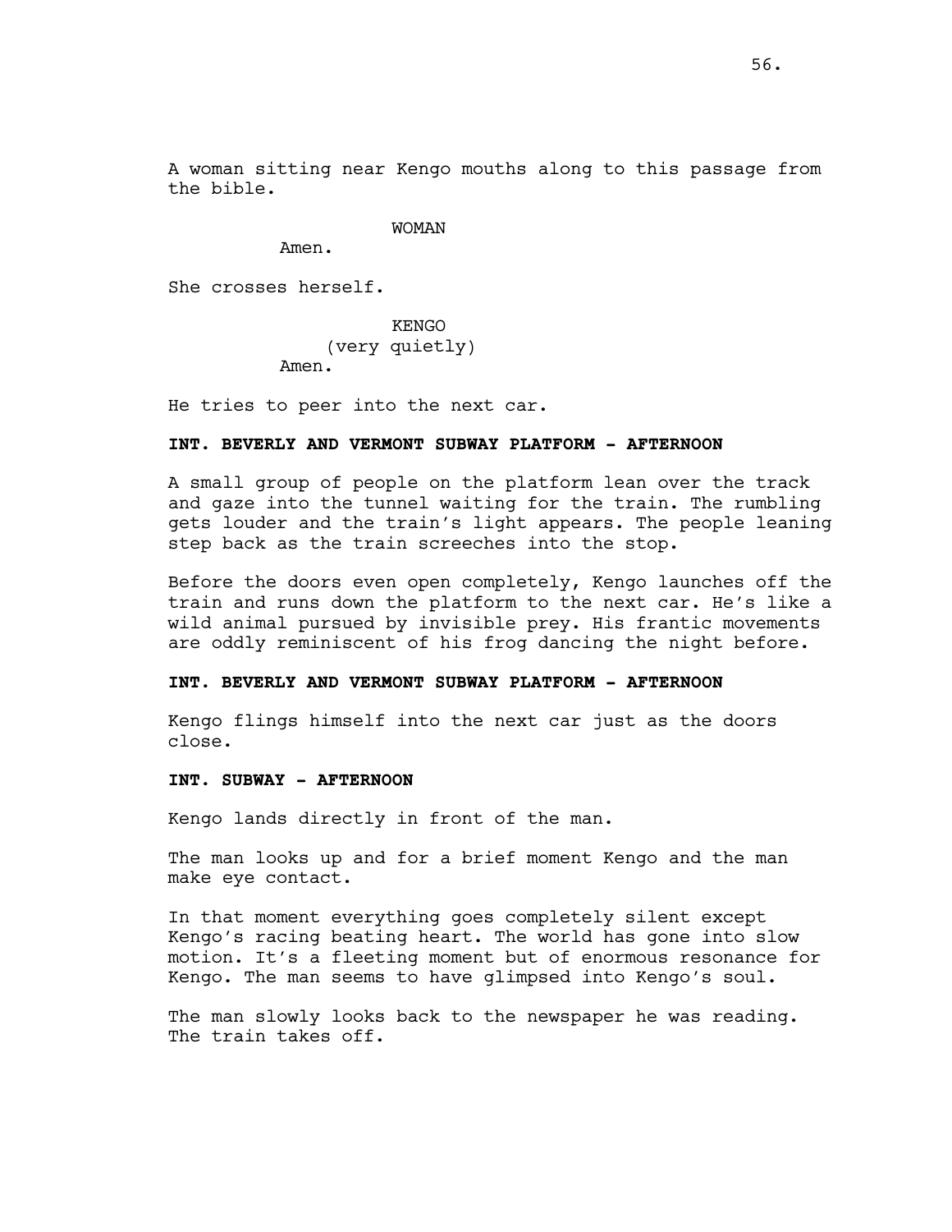A woman sitting near Kengo mouths along to this passage from the bible.

WOMAN

Amen.

She crosses herself.

KENGO

(very quietly)

Amen.

He tries to peer into the next car.

**INT. BEVERLY AND VERMONT SUBWAY PLATFORM - AFTERNOON**

A small group of people on the platform lean over the track and gaze into the tunnel waiting for the train. The rumbling gets louder and the train's light appears. The people leaning step back as the train screeches into the stop.

Before the doors even open completely, Kengo launches off the train and runs down the platform to the next car. He's like a wild animal pursued by invisible prey. His frantic movements are oddly reminiscent of his frog dancing the night before.

**INT. BEVERLY AND VERMONT SUBWAY PLATFORM - AFTERNOON**

Kengo flings himself into the next car just as the doors close.

**INT. SUBWAY - AFTERNOON**

Kengo lands directly in front of the man.

The man looks up and for a brief moment Kengo and the man make eye contact.

In that moment everything goes completely silent except Kengo's racing beating heart. The world has gone into slow motion. It's a fleeting moment but of enormous resonance for Kengo. The man seems to have glimpsed into Kengo's soul.

The man slowly looks back to the newspaper he was reading. The train takes off.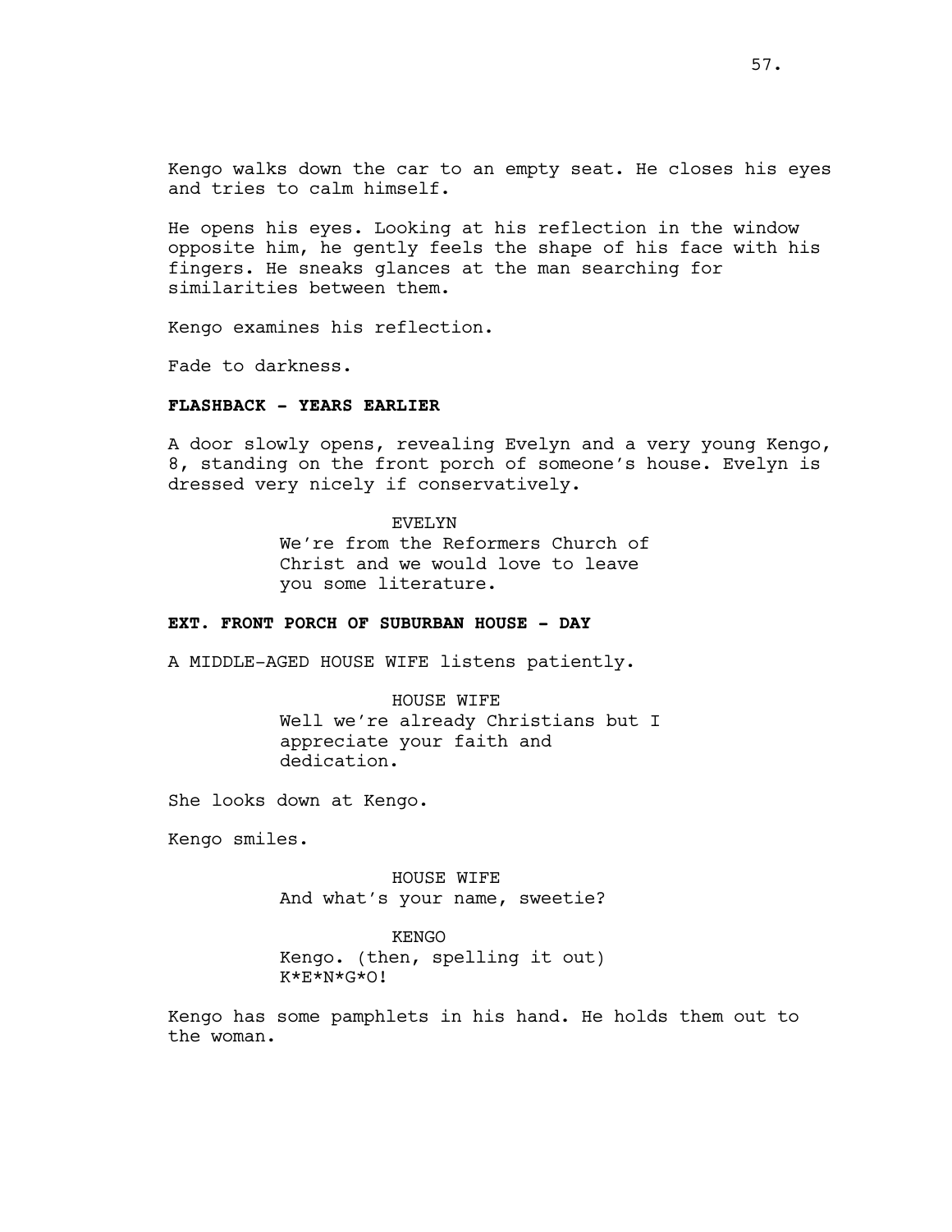Kengo walks down the car to an empty seat. He closes his eyes and tries to calm himself.

He opens his eyes. Looking at his reflection in the window opposite him, he gently feels the shape of his face with his fingers. He sneaks glances at the man searching for similarities between them.

Kengo examines his reflection.

Fade to darkness.

**FLASHBACK - YEARS EARLIER**

A door slowly opens, revealing Evelyn and a very young Kengo, 8, standing on the front porch of someone's house. Evelyn is dressed very nicely if conservatively.

EVELYN
We're from the Reformers Church of Christ and we would love to leave you some literature.

**EXT. FRONT PORCH OF SUBURBAN HOUSE - DAY**

A MIDDLE-AGED HOUSE WIFE listens patiently.

HOUSE WIFE
Well we're already Christians but I appreciate your faith and dedication.

She looks down at Kengo.

Kengo smiles.

HOUSE WIFE
And what's your name, sweetie?

KENGO
Kengo. (then, spelling it out)
K*E*N*G*O!

Kengo has some pamphlets in his hand. He holds them out to the woman.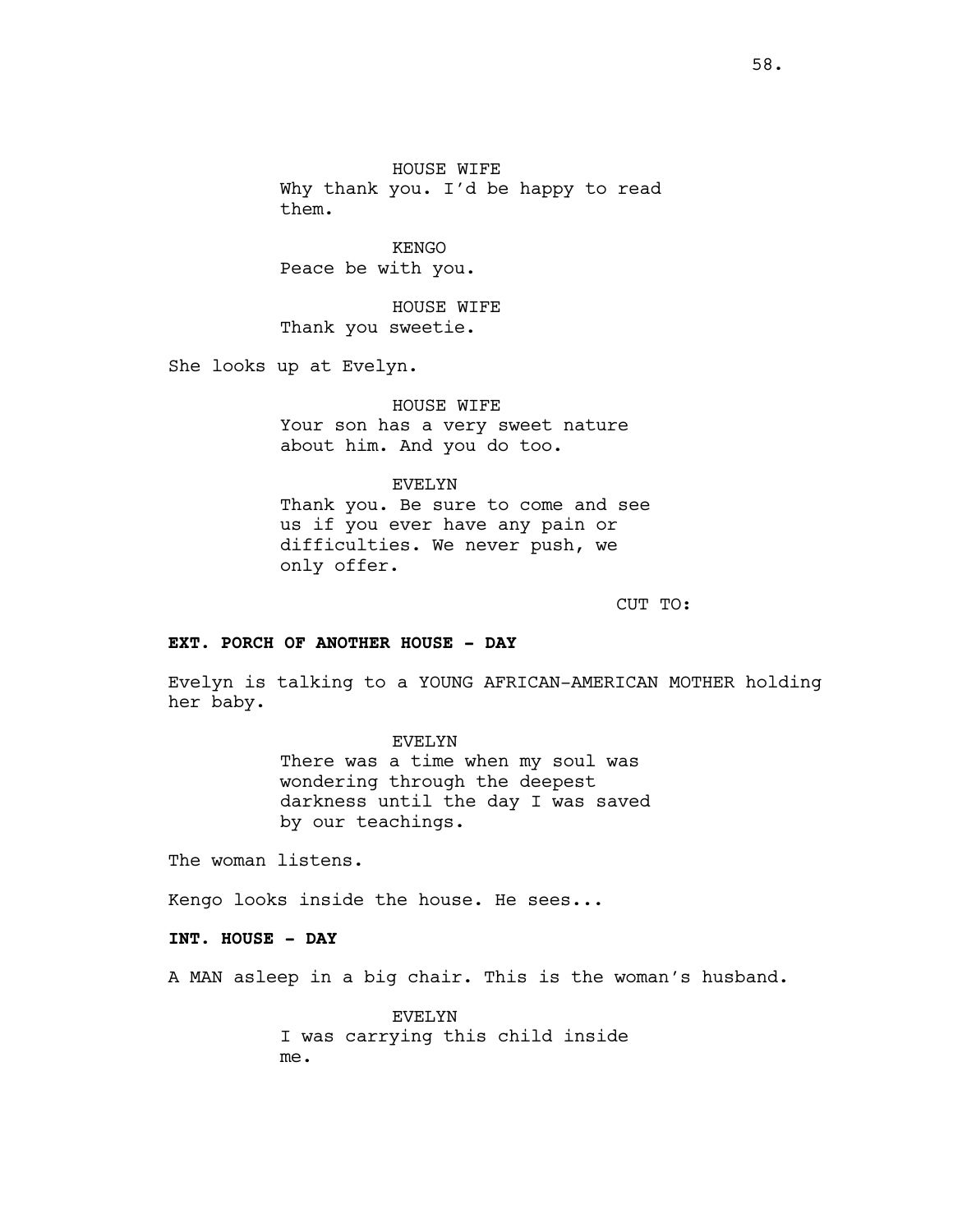HOUSE WIFE
Why thank you. I'd be happy to read them.

KENGO
Peace be with you.

HOUSE WIFE
Thank you sweetie.

She looks up at Evelyn.

HOUSE WIFE
Your son has a very sweet nature about him. And you do too.

EVELYN
Thank you. Be sure to come and see us if you ever have any pain or difficulties. We never push, we only offer.

CUT TO:

**EXT. PORCH OF ANOTHER HOUSE - DAY**

Evelyn is talking to a YOUNG AFRICAN-AMERICAN MOTHER holding her baby.

EVELYN
There was a time when my soul was wondering through the deepest darkness until the day I was saved by our teachings.

The woman listens.

Kengo looks inside the house. He sees...

**INT. HOUSE - DAY**

A MAN asleep in a big chair. This is the woman's husband.

EVELYN
I was carrying this child inside me.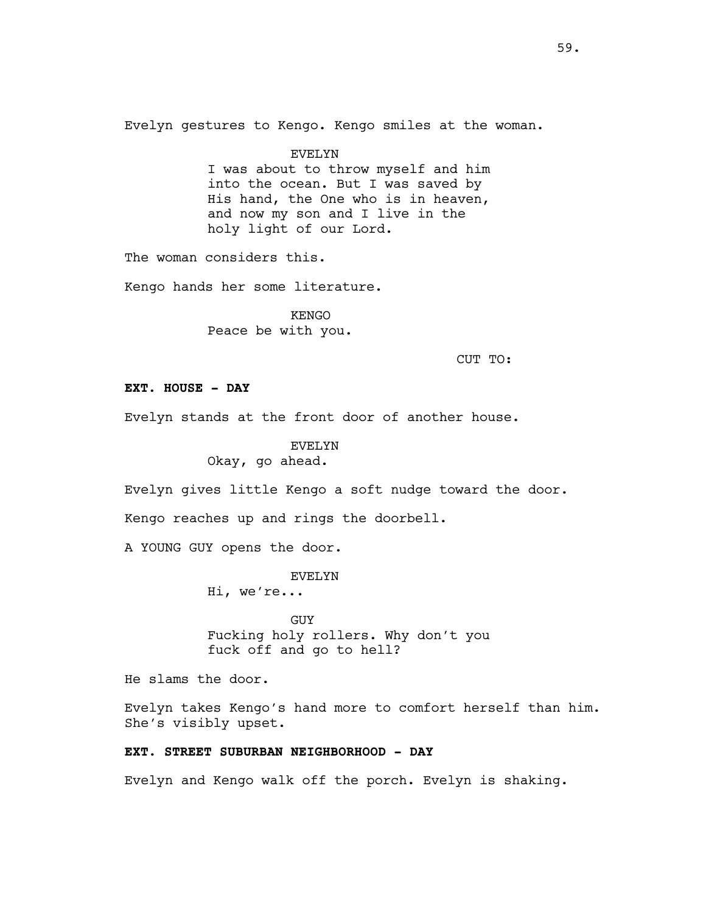Evelyn gestures to Kengo. Kengo smiles at the woman.

EVELYN
I was about to throw myself and him into the ocean. But I was saved by His hand, the One who is in heaven, and now my son and I live in the holy light of our Lord.

The woman considers this.

Kengo hands her some literature.

KENGO
Peace be with you.

CUT TO:

**EXT. HOUSE - DAY**

Evelyn stands at the front door of another house.

EVELYN
Okay, go ahead.

Evelyn gives little Kengo a soft nudge toward the door.

Kengo reaches up and rings the doorbell.

A YOUNG GUY opens the door.

EVELYN
Hi, we're...

GUY
Fucking holy rollers. Why don't you fuck off and go to hell?

He slams the door.

Evelyn takes Kengo's hand more to comfort herself than him. She's visibly upset.

**EXT. STREET SUBURBAN NEIGHBORHOOD - DAY**

Evelyn and Kengo walk off the porch. Evelyn is shaking.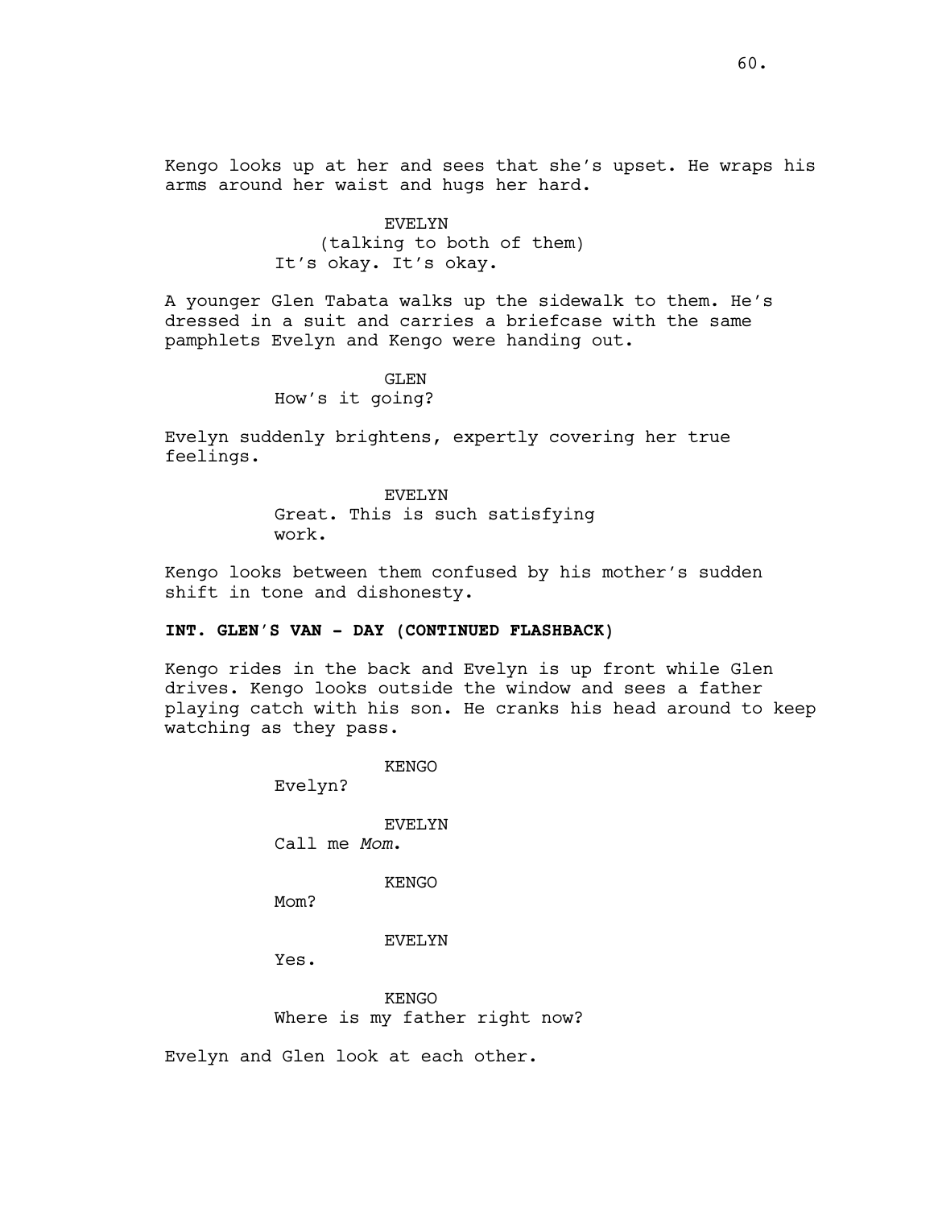Kengo looks up at her and sees that she's upset. He wraps his arms around her waist and hugs her hard.

EVELYN
(talking to both of them)
It's okay. It's okay.

A younger Glen Tabata walks up the sidewalk to them. He's dressed in a suit and carries a briefcase with the same pamphlets Evelyn and Kengo were handing out.

GLEN
How's it going?

Evelyn suddenly brightens, expertly covering her true feelings.

EVELYN
Great. This is such satisfying work.

Kengo looks between them confused by his mother's sudden shift in tone and dishonesty.

**INT. GLEN'S VAN - DAY (CONTINUED FLASHBACK)**

Kengo rides in the back and Evelyn is up front while Glen drives. Kengo looks outside the window and sees a father playing catch with his son. He cranks his head around to keep watching as they pass.

KENGO
Evelyn?

EVELYN
Call me *Mom*.

KENGO
Mom?

EVELYN
Yes.

KENGO
Where is my father right now?

Evelyn and Glen look at each other.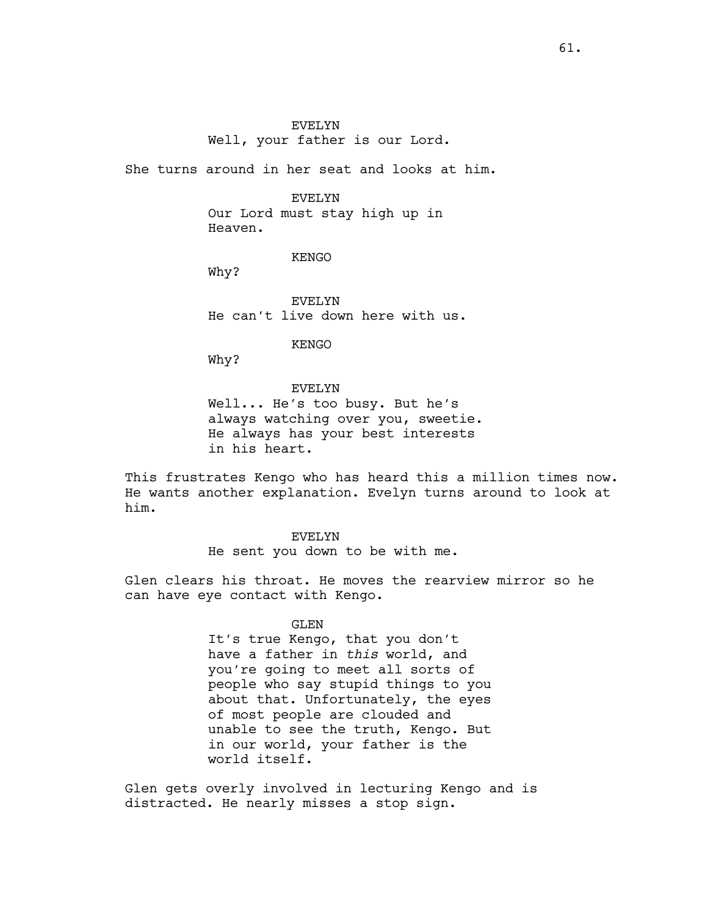EVELYN
Well, your father is our Lord.

She turns around in her seat and looks at him.

EVELYN
Our Lord must stay high up in Heaven.

KENGO
Why?

EVELYN
He can't live down here with us.

KENGO
Why?

EVELYN
Well... He's too busy. But he's always watching over you, sweetie. He always has your best interests in his heart.

This frustrates Kengo who has heard this a million times now. He wants another explanation. Evelyn turns around to look at him.

EVELYN
He sent you down to be with me.

Glen clears his throat. He moves the rearview mirror so he can have eye contact with Kengo.

GLEN
It's true Kengo, that you don't have a father in *this* world, and you're going to meet all sorts of people who say stupid things to you about that. Unfortunately, the eyes of most people are clouded and unable to see the truth, Kengo. But in our world, your father is the world itself.

Glen gets overly involved in lecturing Kengo and is distracted. He nearly misses a stop sign.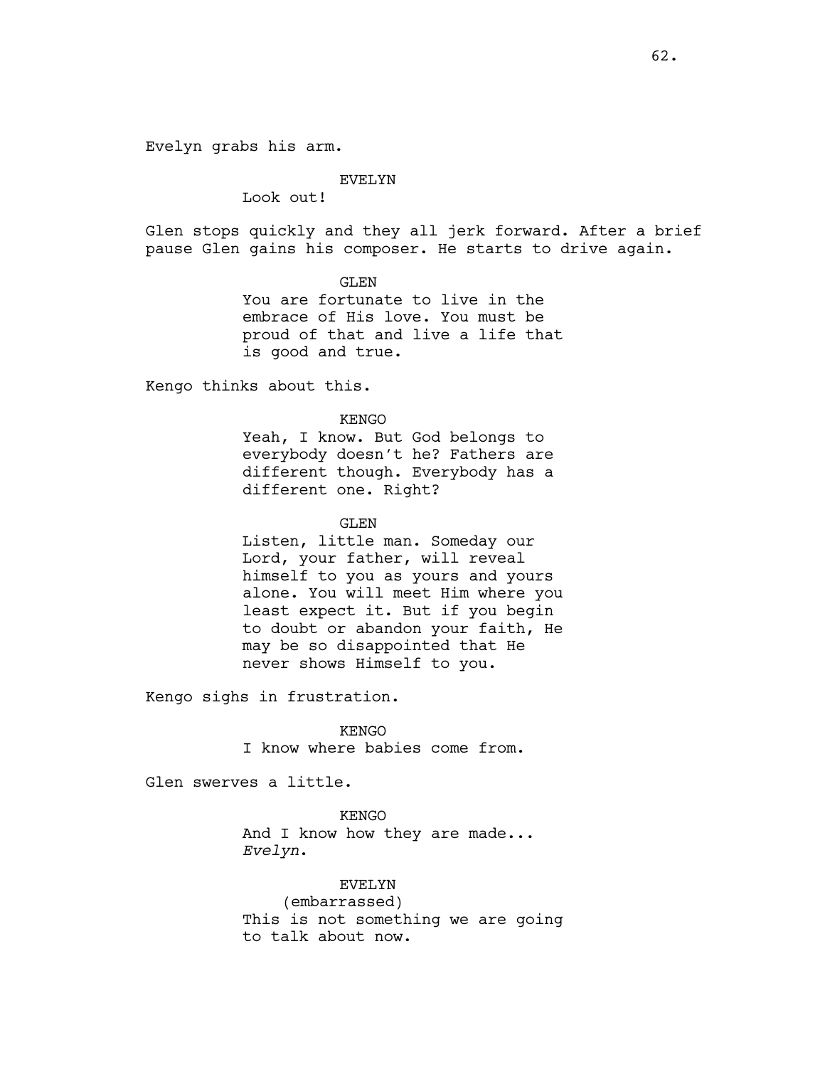Evelyn grabs his arm.

EVELYN
Look out!

Glen stops quickly and they all jerk forward. After a brief pause Glen gains his composer. He starts to drive again.

GLEN
You are fortunate to live in the embrace of His love. You must be proud of that and live a life that is good and true.

Kengo thinks about this.

KENGO
Yeah, I know. But God belongs to everybody doesn't he? Fathers are different though. Everybody has a different one. Right?

GLEN
Listen, little man. Someday our Lord, your father, will reveal himself to you as yours and yours alone. You will meet Him where you least expect it. But if you begin to doubt or abandon your faith, He may be so disappointed that He never shows Himself to you.

Kengo sighs in frustration.

KENGO
I know where babies come from.

Glen swerves a little.

KENGO
And I know how they are made... *Evelyn*.

EVELYN
(embarrassed)
This is not something we are going to talk about now.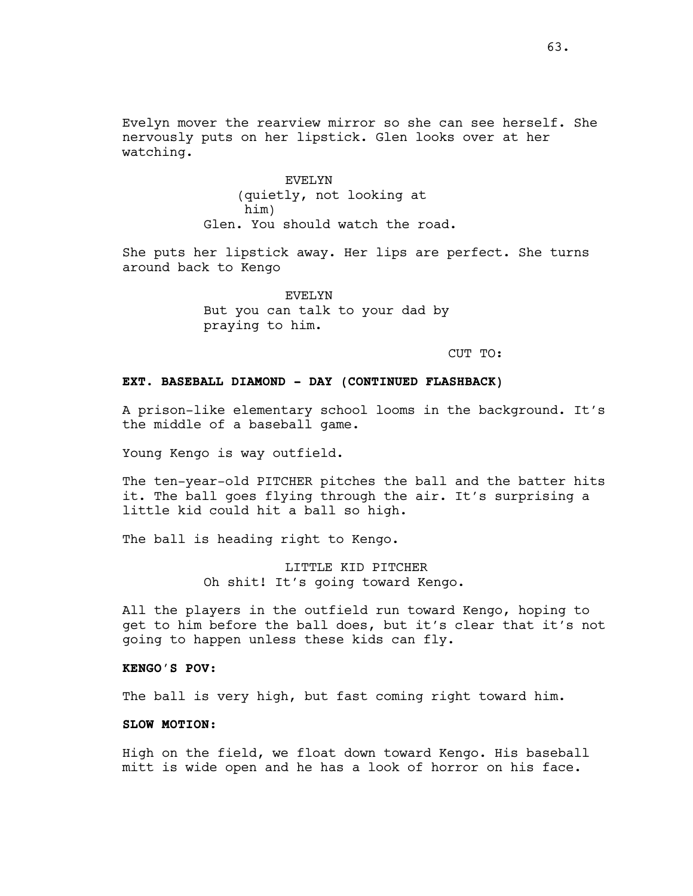Evelyn mover the rearview mirror so she can see herself. She nervously puts on her lipstick. Glen looks over at her watching.

EVELYN
(quietly, not looking at him)
Glen. You should watch the road.

She puts her lipstick away. Her lips are perfect. She turns around back to Kengo

EVELYN
But you can talk to your dad by praying to him.

CUT TO:

**EXT. BASEBALL DIAMOND - DAY (CONTINUED FLASHBACK)**

A prison-like elementary school looms in the background. It's the middle of a baseball game.

Young Kengo is way outfield.

The ten-year-old PITCHER pitches the ball and the batter hits it. The ball goes flying through the air. It's surprising a little kid could hit a ball so high.

The ball is heading right to Kengo.

LITTLE KID PITCHER
Oh shit! It's going toward Kengo.

All the players in the outfield run toward Kengo, hoping to get to him before the ball does, but it's clear that it's not going to happen unless these kids can fly.

**KENGO'S POV:**

The ball is very high, but fast coming right toward him.

**SLOW MOTION:**

High on the field, we float down toward Kengo. His baseball mitt is wide open and he has a look of horror on his face.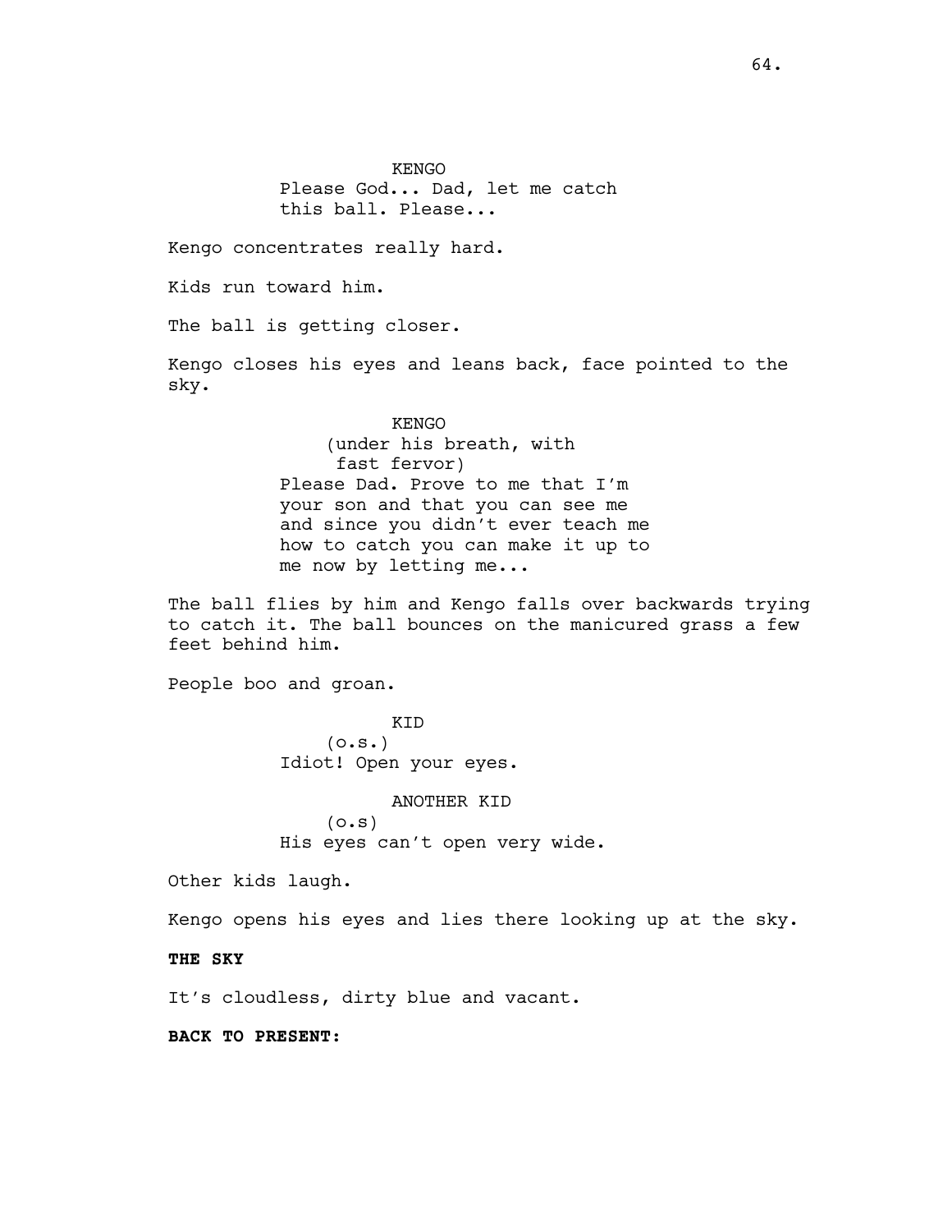KENGO

Please God... Dad, let me catch this ball. Please...

Kengo concentrates really hard.

Kids run toward him.

The ball is getting closer.

Kengo closes his eyes and leans back, face pointed to the sky.

KENGO

(under his breath, with fast fervor)

Please Dad. Prove to me that I'm your son and that you can see me and since you didn't ever teach me how to catch you can make it up to me now by letting me...

The ball flies by him and Kengo falls over backwards trying to catch it. The ball bounces on the manicured grass a few feet behind him.

People boo and groan.

KID

(o.s.)

Idiot! Open your eyes.

ANOTHER KID

(o.s)

His eyes can't open very wide.

Other kids laugh.

Kengo opens his eyes and lies there looking up at the sky.

**THE SKY**

It's cloudless, dirty blue and vacant.

**BACK TO PRESENT:**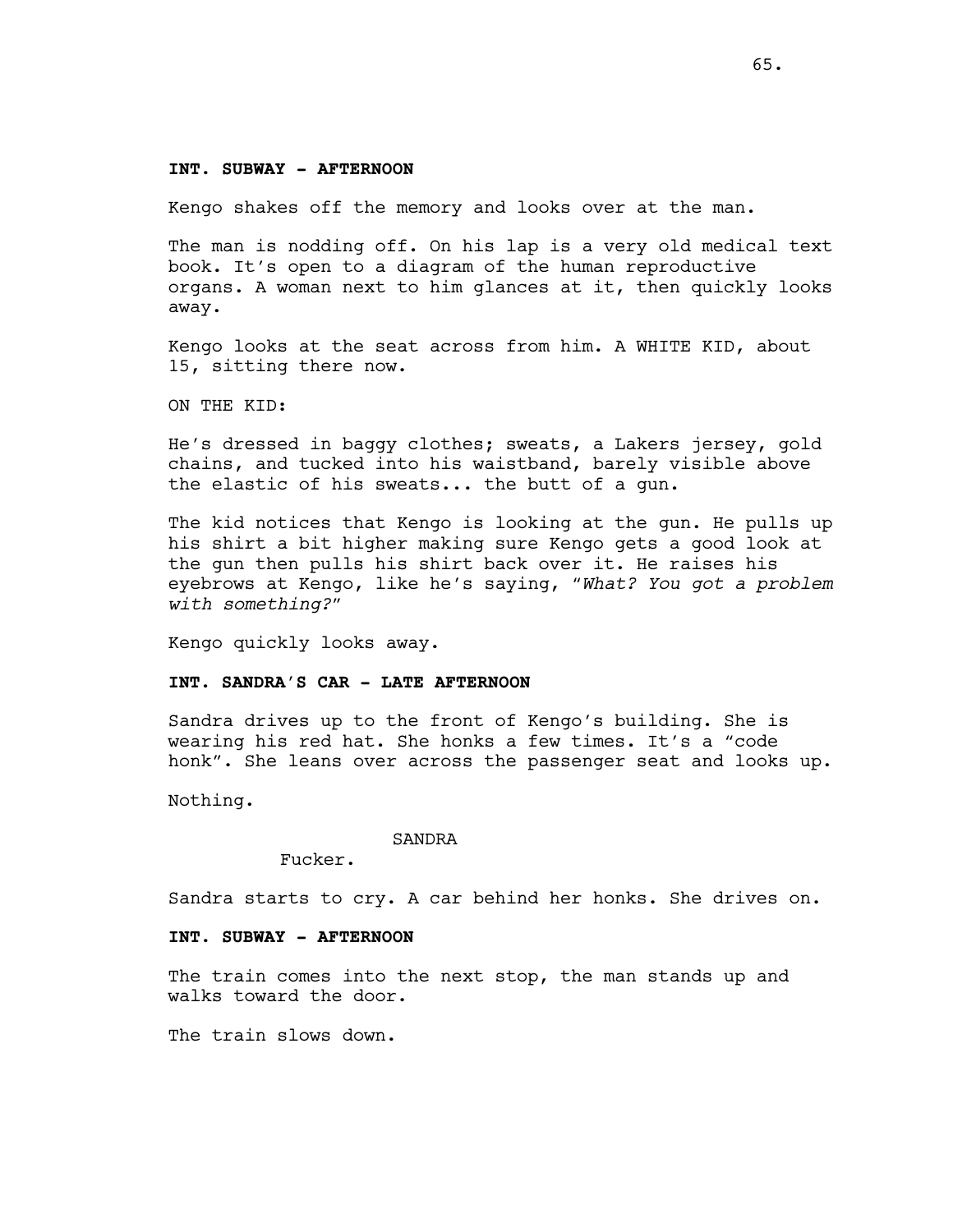**INT. SUBWAY - AFTERNOON**

Kengo shakes off the memory and looks over at the man.

The man is nodding off. On his lap is a very old medical text book. It's open to a diagram of the human reproductive organs. A woman next to him glances at it, then quickly looks away.

Kengo looks at the seat across from him. A WHITE KID, about 15, sitting there now.

ON THE KID:

He's dressed in baggy clothes; sweats, a Lakers jersey, gold chains, and tucked into his waistband, barely visible above the elastic of his sweats... the butt of a gun.

The kid notices that Kengo is looking at the gun. He pulls up his shirt a bit higher making sure Kengo gets a good look at the gun then pulls his shirt back over it. He raises his eyebrows at Kengo, like he's saying, "*What? You got a problem with something?*"

Kengo quickly looks away.

**INT. SANDRA'S CAR - LATE AFTERNOON**

Sandra drives up to the front of Kengo's building. She is wearing his red hat. She honks a few times. It's a "code honk". She leans over across the passenger seat and looks up.

Nothing.

SANDRA
Fucker.

Sandra starts to cry. A car behind her honks. She drives on.

**INT. SUBWAY - AFTERNOON**

The train comes into the next stop, the man stands up and walks toward the door.

The train slows down.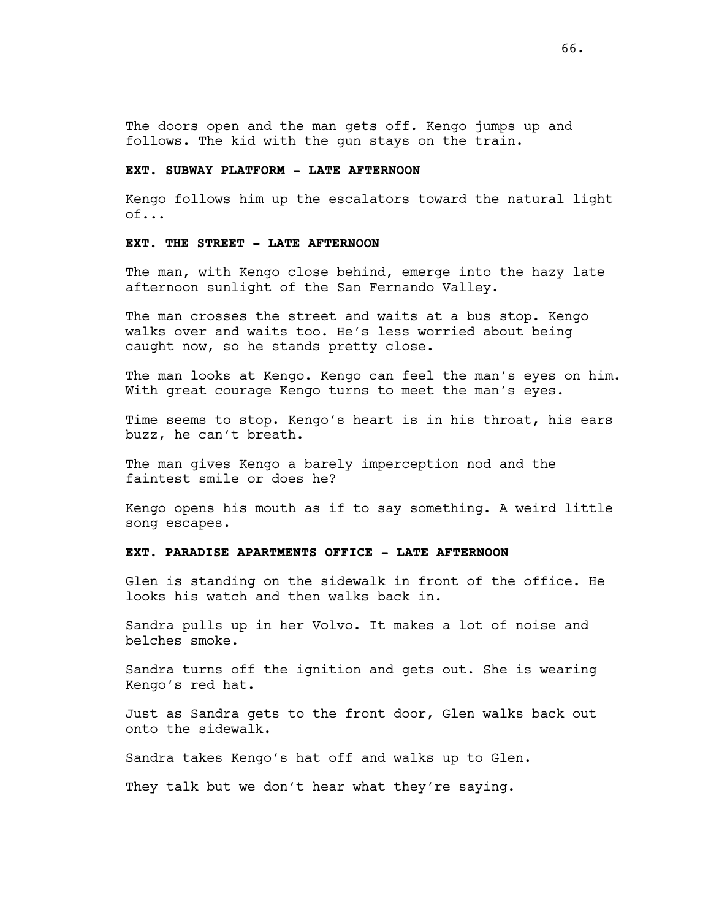The doors open and the man gets off. Kengo jumps up and follows. The kid with the gun stays on the train.

**EXT. SUBWAY PLATFORM - LATE AFTERNOON**

Kengo follows him up the escalators toward the natural light of...

**EXT. THE STREET - LATE AFTERNOON**

The man, with Kengo close behind, emerge into the hazy late afternoon sunlight of the San Fernando Valley.

The man crosses the street and waits at a bus stop. Kengo walks over and waits too. He's less worried about being caught now, so he stands pretty close.

The man looks at Kengo. Kengo can feel the man's eyes on him. With great courage Kengo turns to meet the man's eyes.

Time seems to stop. Kengo's heart is in his throat, his ears buzz, he can't breath.

The man gives Kengo a barely imperception nod and the faintest smile or does he?

Kengo opens his mouth as if to say something. A weird little song escapes.

**EXT. PARADISE APARTMENTS OFFICE - LATE AFTERNOON**

Glen is standing on the sidewalk in front of the office. He looks his watch and then walks back in.

Sandra pulls up in her Volvo. It makes a lot of noise and belches smoke.

Sandra turns off the ignition and gets out. She is wearing Kengo's red hat.

Just as Sandra gets to the front door, Glen walks back out onto the sidewalk.

Sandra takes Kengo's hat off and walks up to Glen.

They talk but we don't hear what they're saying.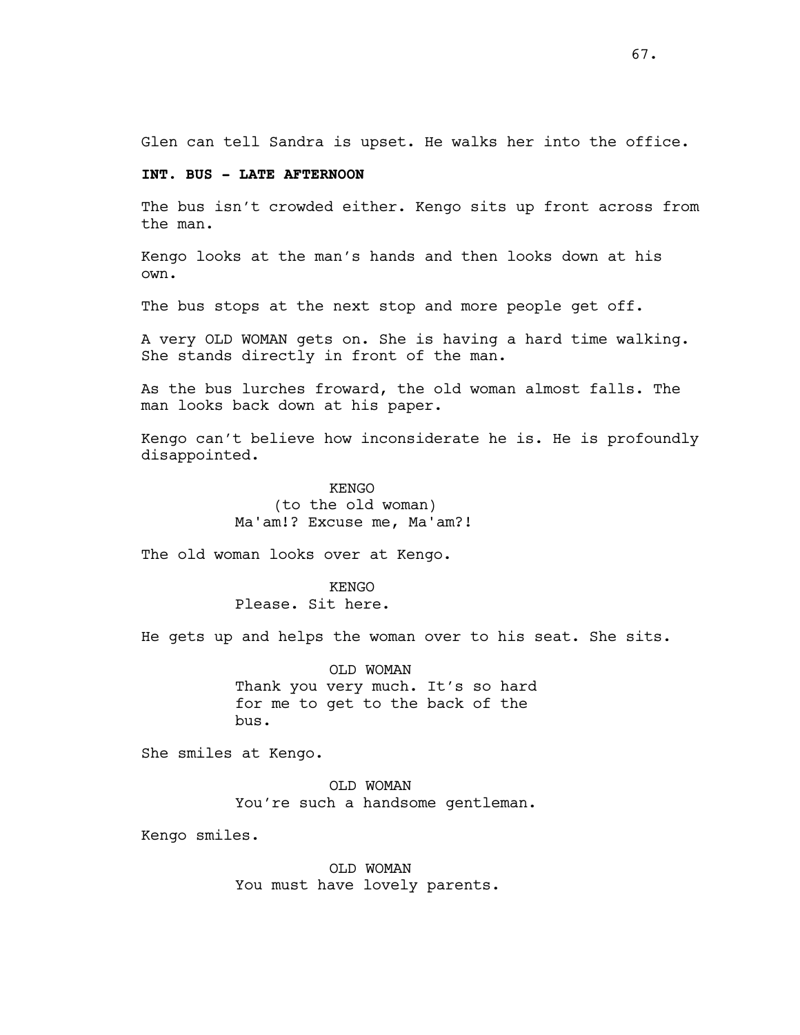Glen can tell Sandra is upset. He walks her into the office.

**INT. BUS - LATE AFTERNOON**

The bus isn't crowded either. Kengo sits up front across from the man.

Kengo looks at the man's hands and then looks down at his own.

The bus stops at the next stop and more people get off.

A very OLD WOMAN gets on. She is having a hard time walking. She stands directly in front of the man.

As the bus lurches froward, the old woman almost falls. The man looks back down at his paper.

Kengo can't believe how inconsiderate he is. He is profoundly disappointed.

KENGO
(to the old woman)
Ma'am!? Excuse me, Ma'am?!

The old woman looks over at Kengo.

KENGO
Please. Sit here.

He gets up and helps the woman over to his seat. She sits.

OLD WOMAN
Thank you very much. It's so hard for me to get to the back of the bus.

She smiles at Kengo.

OLD WOMAN
You're such a handsome gentleman.

Kengo smiles.

OLD WOMAN
You must have lovely parents.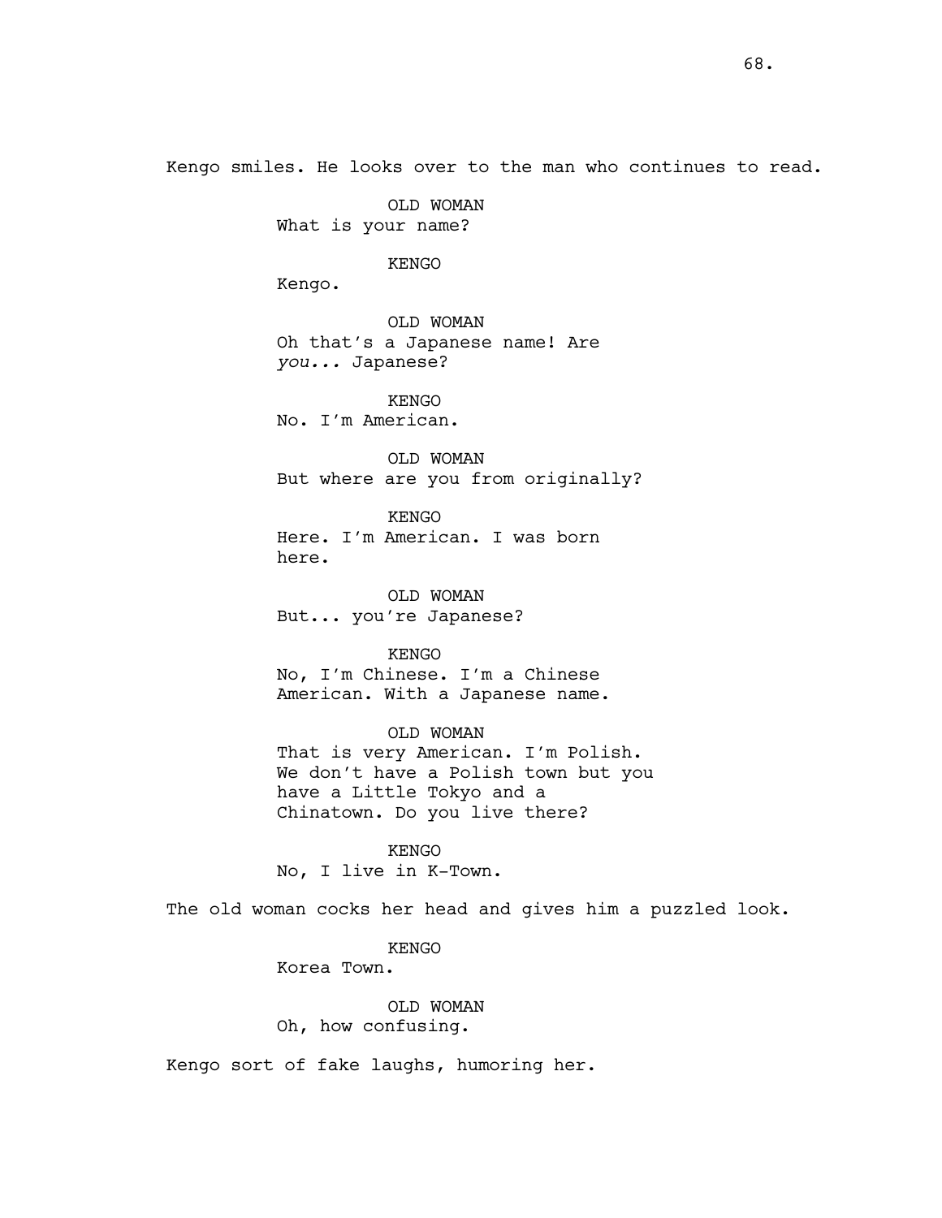Kengo smiles. He looks over to the man who continues to read.

OLD WOMAN
What is your name?

KENGO
Kengo.

OLD WOMAN
Oh that's a Japanese name! Are *you...* Japanese?

KENGO
No. I'm American.

OLD WOMAN
But where are you from originally?

KENGO
Here. I'm American. I was born here.

OLD WOMAN
But... you're Japanese?

KENGO
No, I'm Chinese. I'm a Chinese American. With a Japanese name.

OLD WOMAN
That is very American. I'm Polish. We don't have a Polish town but you have a Little Tokyo and a Chinatown. Do you live there?

KENGO
No, I live in K-Town.

The old woman cocks her head and gives him a puzzled look.

KENGO
Korea Town.

OLD WOMAN
Oh, how confusing.

Kengo sort of fake laughs, humoring her.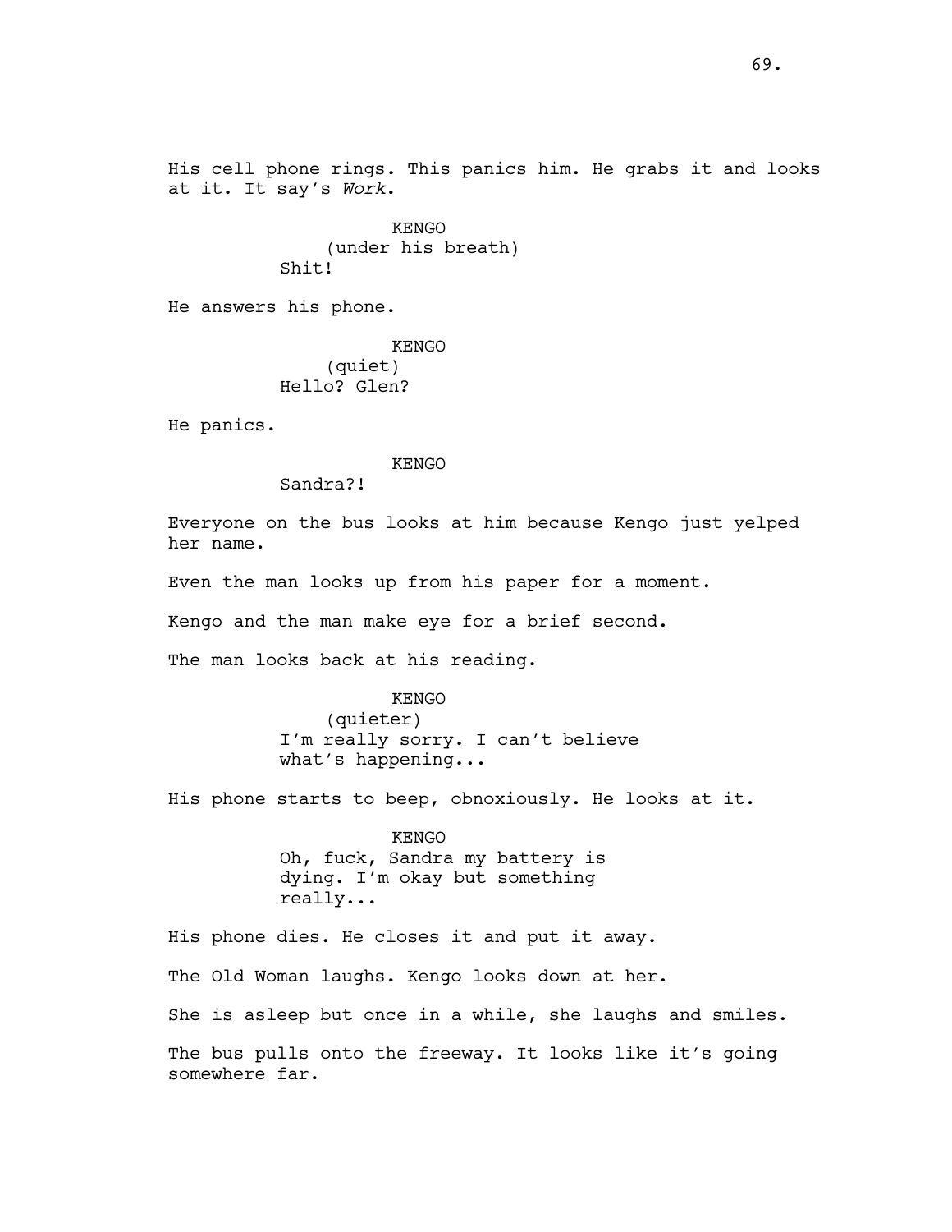His cell phone rings. This panics him. He grabs it and looks at it. It say's *Work*.

KENGO
(under his breath)
Shit!

He answers his phone.

KENGO
(quiet)
Hello? Glen?

He panics.

KENGO
Sandra?!

Everyone on the bus looks at him because Kengo just yelped her name.

Even the man looks up from his paper for a moment.

Kengo and the man make eye for a brief second.

The man looks back at his reading.

KENGO
(quieter)
I'm really sorry. I can't believe what's happening...

His phone starts to beep, obnoxiously. He looks at it.

KENGO
Oh, fuck, Sandra my battery is dying. I'm okay but something really...

His phone dies. He closes it and put it away.

The Old Woman laughs. Kengo looks down at her.

She is asleep but once in a while, she laughs and smiles.

The bus pulls onto the freeway. It looks like it's going somewhere far.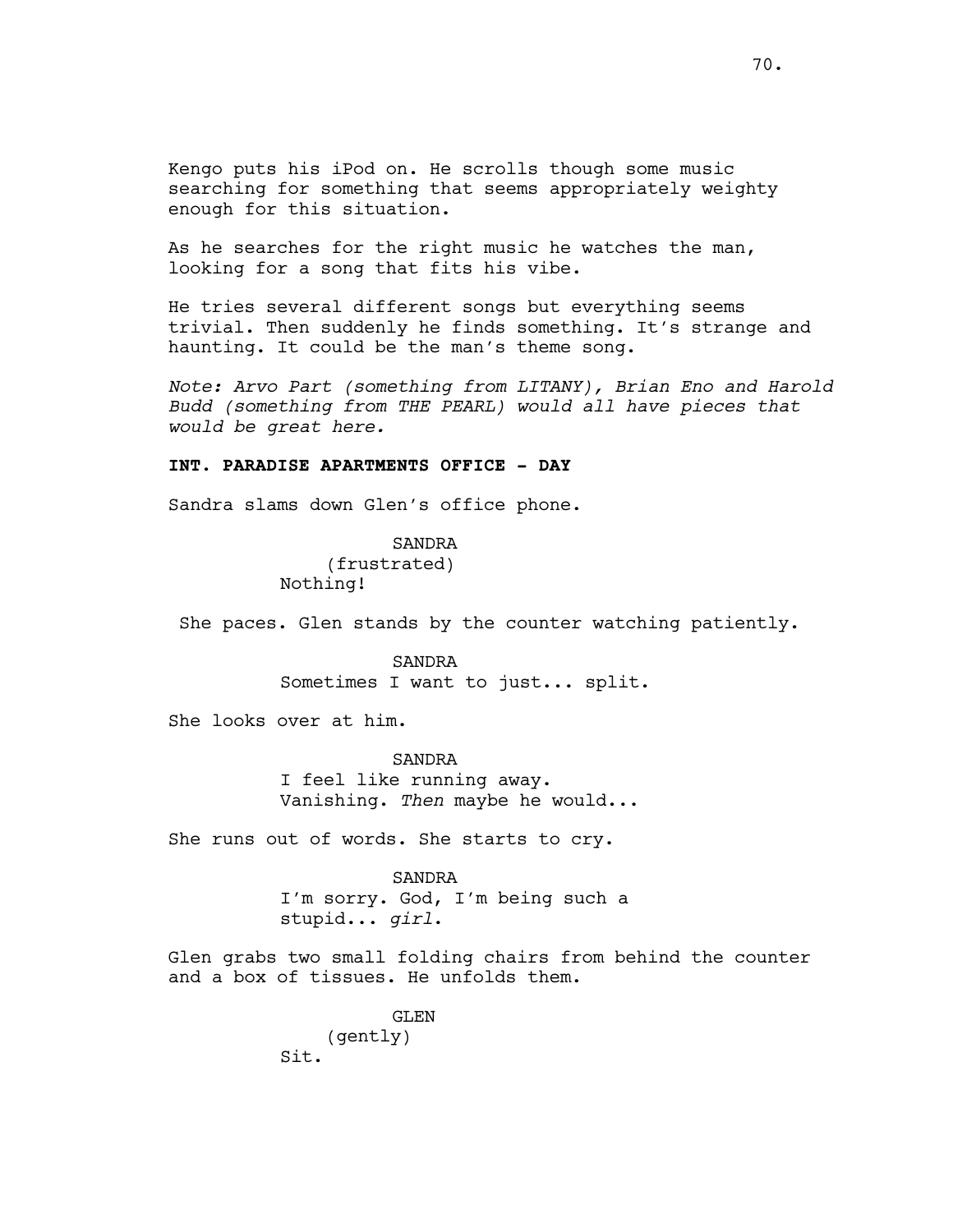Kengo puts his iPod on. He scrolls though some music searching for something that seems appropriately weighty enough for this situation.

As he searches for the right music he watches the man, looking for a song that fits his vibe.

He tries several different songs but everything seems trivial. Then suddenly he finds something. It's strange and haunting. It could be the man's theme song.

*Note: Arvo Part (something from LITANY), Brian Eno and Harold Budd (something from THE PEARL) would all have pieces that would be great here.*

**INT. PARADISE APARTMENTS OFFICE - DAY**

Sandra slams down Glen's office phone.

SANDRA
(frustrated)
Nothing!

She paces. Glen stands by the counter watching patiently.

SANDRA
Sometimes I want to just... split.

She looks over at him.

SANDRA
I feel like running away.
Vanishing. *Then* maybe he would...

She runs out of words. She starts to cry.

SANDRA
I'm sorry. God, I'm being such a stupid... *girl*.

Glen grabs two small folding chairs from behind the counter and a box of tissues. He unfolds them.

GLEN
(gently)
Sit.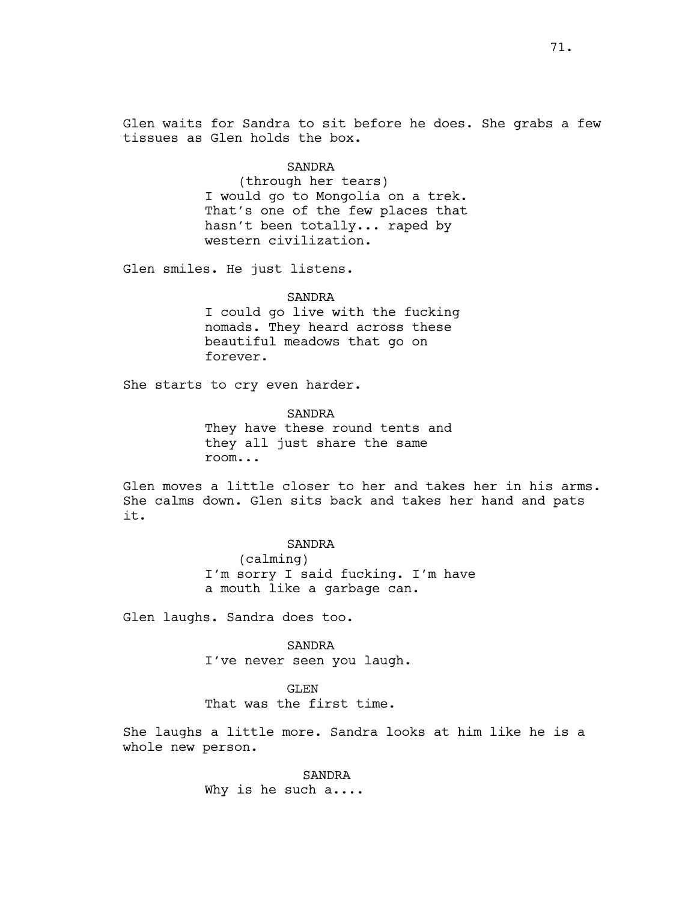Glen waits for Sandra to sit before he does. She grabs a few tissues as Glen holds the box.

SANDRA
(through her tears)
I would go to Mongolia on a trek. That's one of the few places that hasn't been totally... raped by western civilization.

Glen smiles. He just listens.

SANDRA
I could go live with the fucking nomads. They heard across these beautiful meadows that go on forever.

She starts to cry even harder.

SANDRA
They have these round tents and they all just share the same room...

Glen moves a little closer to her and takes her in his arms. She calms down. Glen sits back and takes her hand and pats it.

SANDRA
(calming)
I'm sorry I said fucking. I'm have a mouth like a garbage can.

Glen laughs. Sandra does too.

SANDRA
I've never seen you laugh.

GLEN
That was the first time.

She laughs a little more. Sandra looks at him like he is a whole new person.

SANDRA
Why is he such a....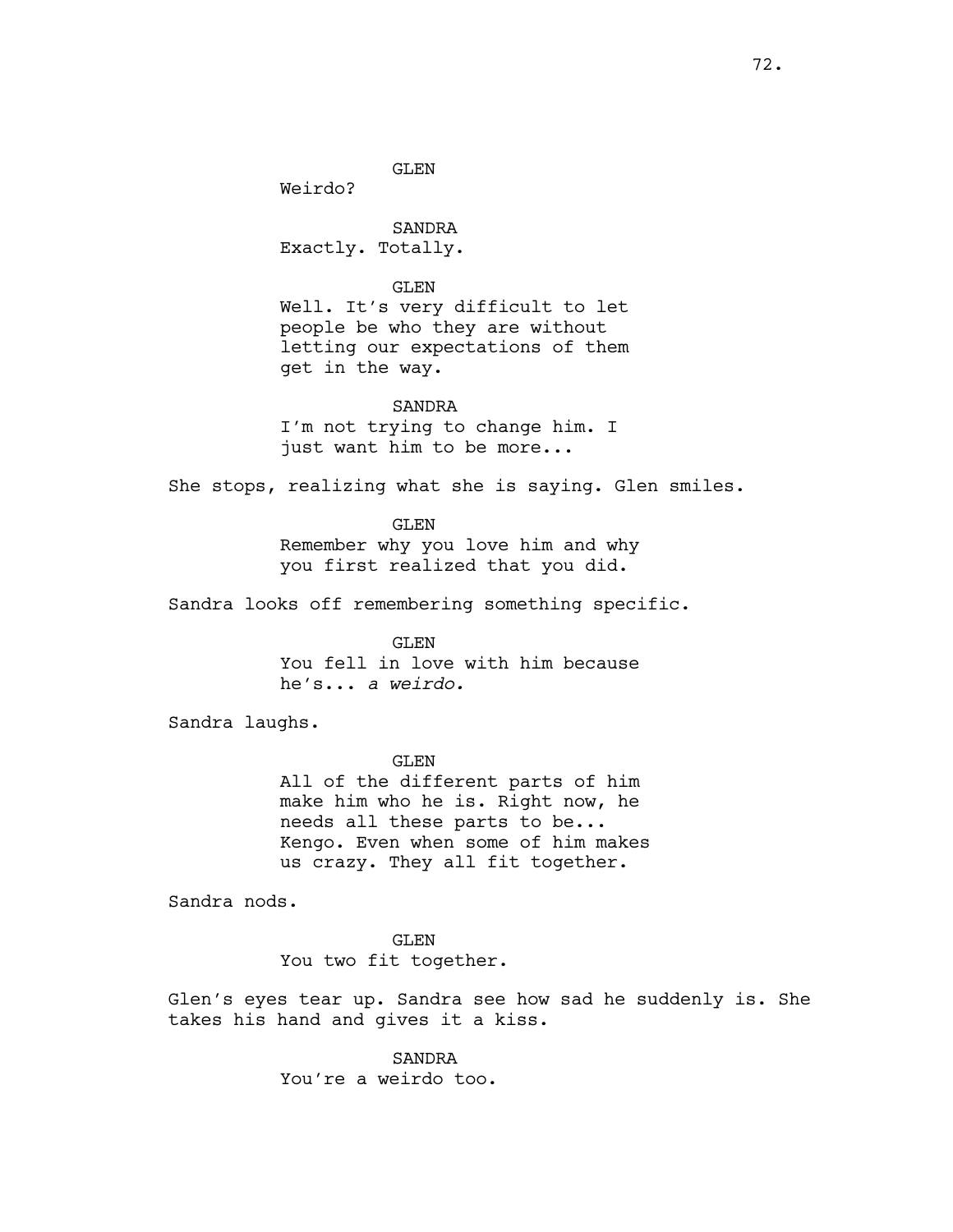GLEN

Weirdo?

SANDRA

Exactly. Totally.

GLEN

Well. It's very difficult to let people be who they are without letting our expectations of them get in the way.

SANDRA

I'm not trying to change him. I just want him to be more...

She stops, realizing what she is saying. Glen smiles.

GLEN

Remember why you love him and why you first realized that you did.

Sandra looks off remembering something specific.

GLEN

You fell in love with him because he's... *a weirdo.*

Sandra laughs.

GLEN

All of the different parts of him make him who he is. Right now, he needs all these parts to be... Kengo. Even when some of him makes us crazy. They all fit together.

Sandra nods.

GLEN

You two fit together.

Glen's eyes tear up. Sandra see how sad he suddenly is. She takes his hand and gives it a kiss.

SANDRA

You're a weirdo too.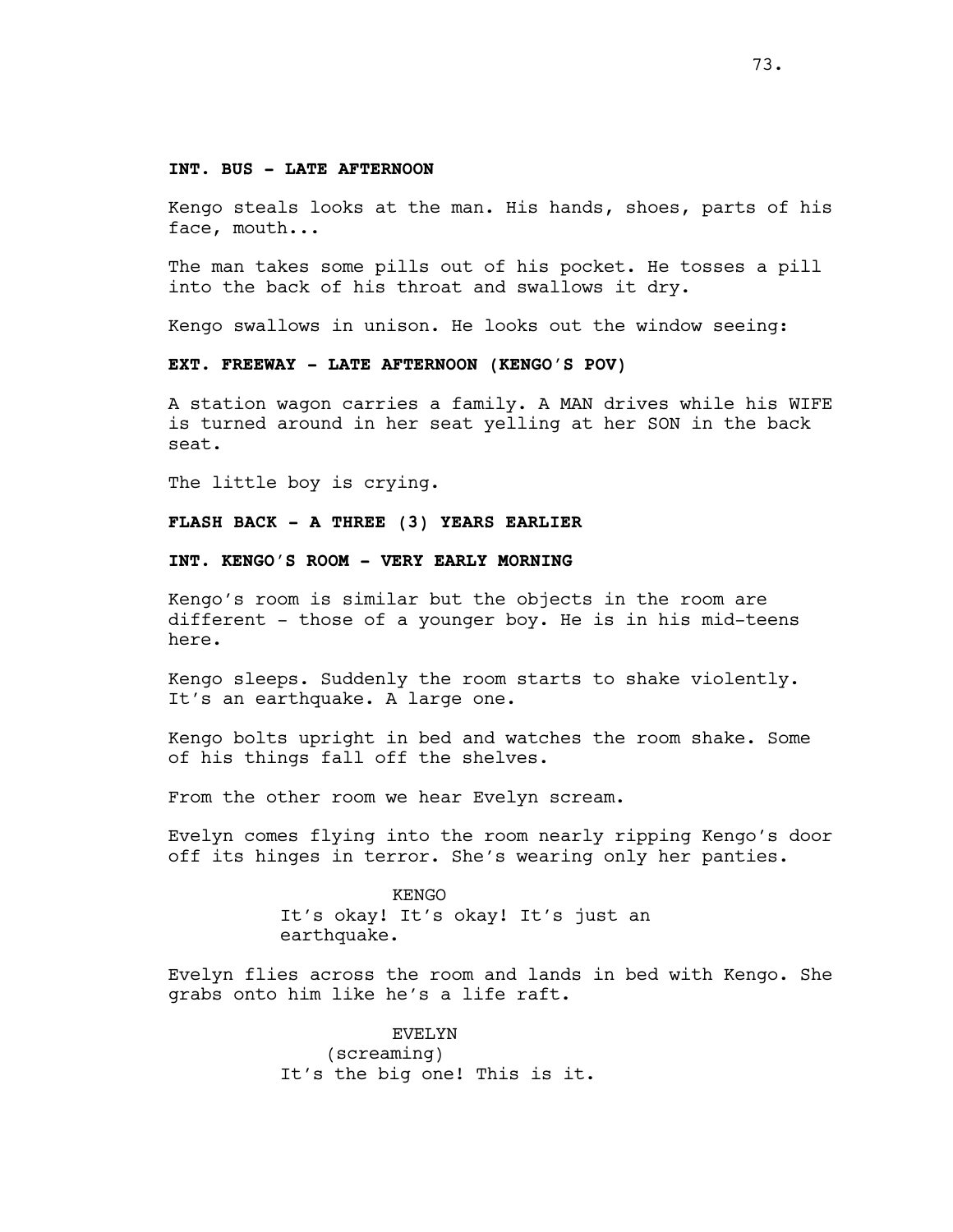**INT. BUS - LATE AFTERNOON**

Kengo steals looks at the man. His hands, shoes, parts of his face, mouth...

The man takes some pills out of his pocket. He tosses a pill into the back of his throat and swallows it dry.

Kengo swallows in unison. He looks out the window seeing:

**EXT. FREEWAY - LATE AFTERNOON (KENGO'S POV)**

A station wagon carries a family. A MAN drives while his WIFE is turned around in her seat yelling at her SON in the back seat.

The little boy is crying.

**FLASH BACK - A THREE (3) YEARS EARLIER**

**INT. KENGO'S ROOM - VERY EARLY MORNING**

Kengo's room is similar but the objects in the room are different - those of a younger boy. He is in his mid-teens here.

Kengo sleeps. Suddenly the room starts to shake violently. It's an earthquake. A large one.

Kengo bolts upright in bed and watches the room shake. Some of his things fall off the shelves.

From the other room we hear Evelyn scream.

Evelyn comes flying into the room nearly ripping Kengo's door off its hinges in terror. She's wearing only her panties.

KENGO
It's okay! It's okay! It's just an earthquake.

Evelyn flies across the room and lands in bed with Kengo. She grabs onto him like he's a life raft.

EVELYN
(screaming)
It's the big one! This is it.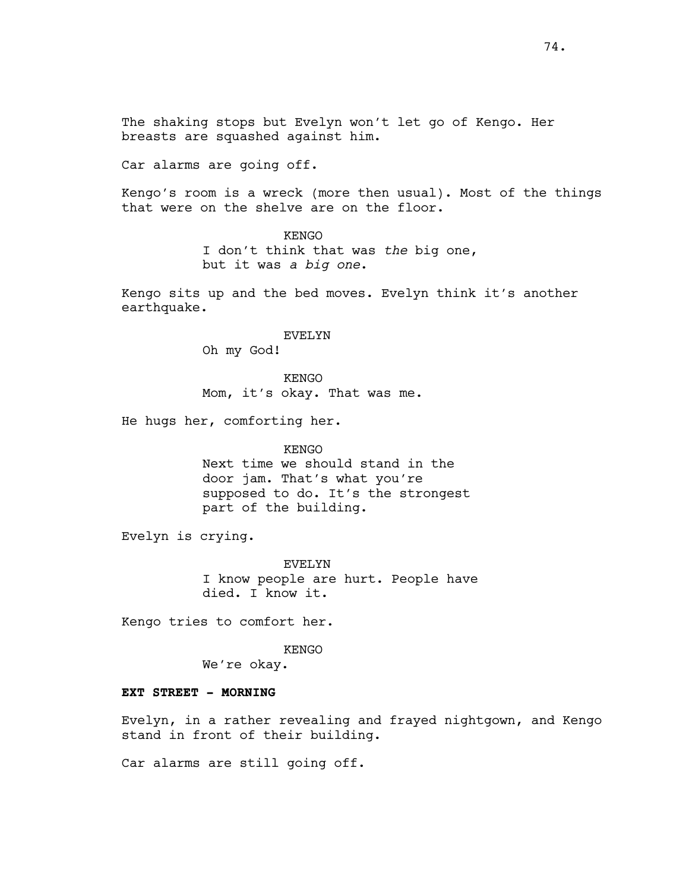The shaking stops but Evelyn won't let go of Kengo. Her breasts are squashed against him.

Car alarms are going off.

Kengo's room is a wreck (more then usual). Most of the things that were on the shelve are on the floor.

KENGO
I don't think that was *the* big one, but it was *a big one*.

Kengo sits up and the bed moves. Evelyn think it's another earthquake.

EVELYN
Oh my God!

KENGO
Mom, it's okay. That was me.

He hugs her, comforting her.

KENGO
Next time we should stand in the door jam. That's what you're supposed to do. It's the strongest part of the building.

Evelyn is crying.

EVELYN
I know people are hurt. People have died. I know it.

Kengo tries to comfort her.

KENGO
We're okay.

**EXT STREET - MORNING**

Evelyn, in a rather revealing and frayed nightgown, and Kengo stand in front of their building.

Car alarms are still going off.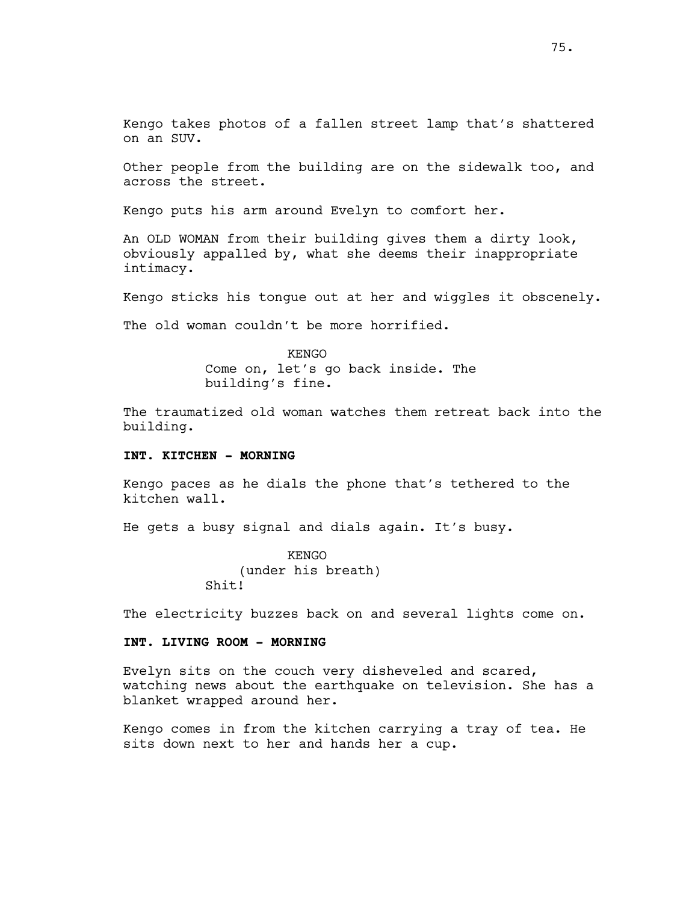Kengo takes photos of a fallen street lamp that's shattered on an SUV.

Other people from the building are on the sidewalk too, and across the street.

Kengo puts his arm around Evelyn to comfort her.

An OLD WOMAN from their building gives them a dirty look, obviously appalled by, what she deems their inappropriate intimacy.

Kengo sticks his tongue out at her and wiggles it obscenely.

The old woman couldn't be more horrified.

KENGO
Come on, let's go back inside. The building's fine.

The traumatized old woman watches them retreat back into the building.

**INT. KITCHEN - MORNING**

Kengo paces as he dials the phone that's tethered to the kitchen wall.

He gets a busy signal and dials again. It's busy.

KENGO
(under his breath)
Shit!

The electricity buzzes back on and several lights come on.

**INT. LIVING ROOM - MORNING**

Evelyn sits on the couch very disheveled and scared, watching news about the earthquake on television. She has a blanket wrapped around her.

Kengo comes in from the kitchen carrying a tray of tea. He sits down next to her and hands her a cup.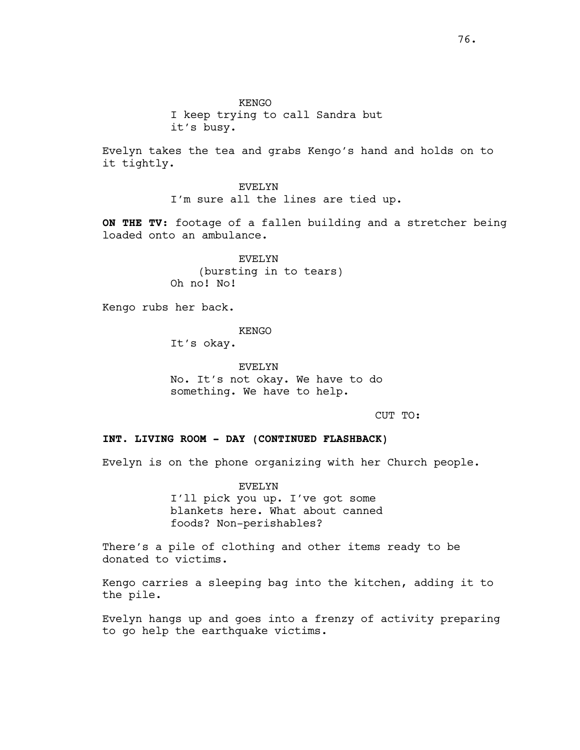KENGO

I keep trying to call Sandra but it's busy.

Evelyn takes the tea and grabs Kengo's hand and holds on to it tightly.

EVELYN

I'm sure all the lines are tied up.

**ON THE TV:** footage of a fallen building and a stretcher being loaded onto an ambulance.

EVELYN

(bursting in to tears)

Oh no! No!

Kengo rubs her back.

KENGO

It's okay.

EVELYN

No. It's not okay. We have to do something. We have to help.

CUT TO:

**INT. LIVING ROOM - DAY (CONTINUED FLASHBACK)**

Evelyn is on the phone organizing with her Church people.

EVELYN

I'll pick you up. I've got some blankets here. What about canned foods? Non-perishables?

There's a pile of clothing and other items ready to be donated to victims.

Kengo carries a sleeping bag into the kitchen, adding it to the pile.

Evelyn hangs up and goes into a frenzy of activity preparing to go help the earthquake victims.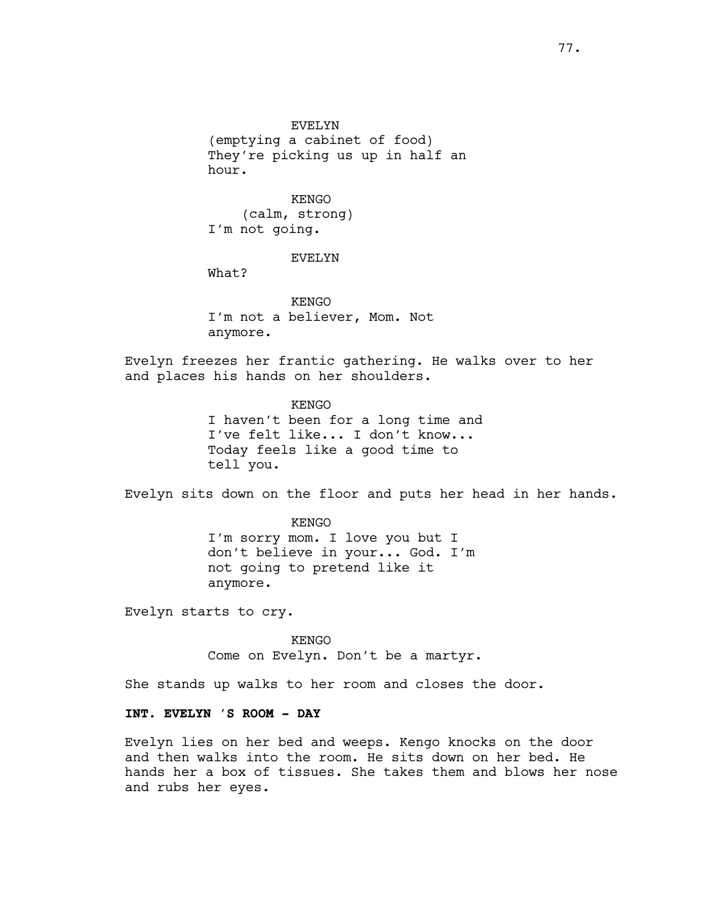EVELYN
(emptying a cabinet of food)
They're picking us up in half an hour.

KENGO
(calm, strong)
I'm not going.

EVELYN
What?

KENGO
I'm not a believer, Mom. Not anymore.

Evelyn freezes her frantic gathering. He walks over to her and places his hands on her shoulders.

KENGO
I haven't been for a long time and I've felt like... I don't know... Today feels like a good time to tell you.

Evelyn sits down on the floor and puts her head in her hands.

KENGO
I'm sorry mom. I love you but I don't believe in your... God. I'm not going to pretend like it anymore.

Evelyn starts to cry.

KENGO
Come on Evelyn. Don't be a martyr.

She stands up walks to her room and closes the door.

**INT. EVELYN 'S ROOM - DAY**

Evelyn lies on her bed and weeps. Kengo knocks on the door and then walks into the room. He sits down on her bed. He hands her a box of tissues. She takes them and blows her nose and rubs her eyes.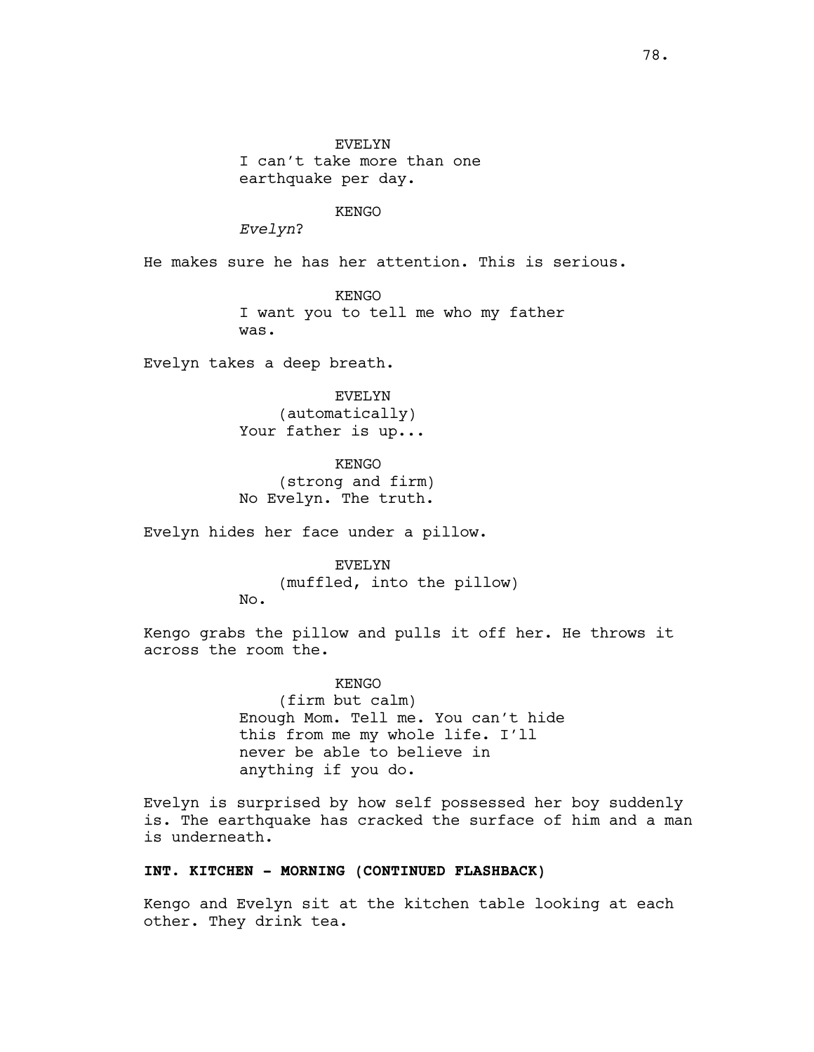EVELYN

I can't take more than one earthquake per day.

KENGO

*Evelyn*?

He makes sure he has her attention. This is serious.

KENGO

I want you to tell me who my father was.

Evelyn takes a deep breath.

EVELYN

(automatically)

Your father is up...

KENGO

(strong and firm)

No Evelyn. The truth.

Evelyn hides her face under a pillow.

EVELYN

(muffled, into the pillow)

No.

Kengo grabs the pillow and pulls it off her. He throws it across the room the.

KENGO

(firm but calm)

Enough Mom. Tell me. You can't hide this from me my whole life. I'll never be able to believe in anything if you do.

Evelyn is surprised by how self possessed her boy suddenly is. The earthquake has cracked the surface of him and a man is underneath.

**INT. KITCHEN - MORNING (CONTINUED FLASHBACK)**

Kengo and Evelyn sit at the kitchen table looking at each other. They drink tea.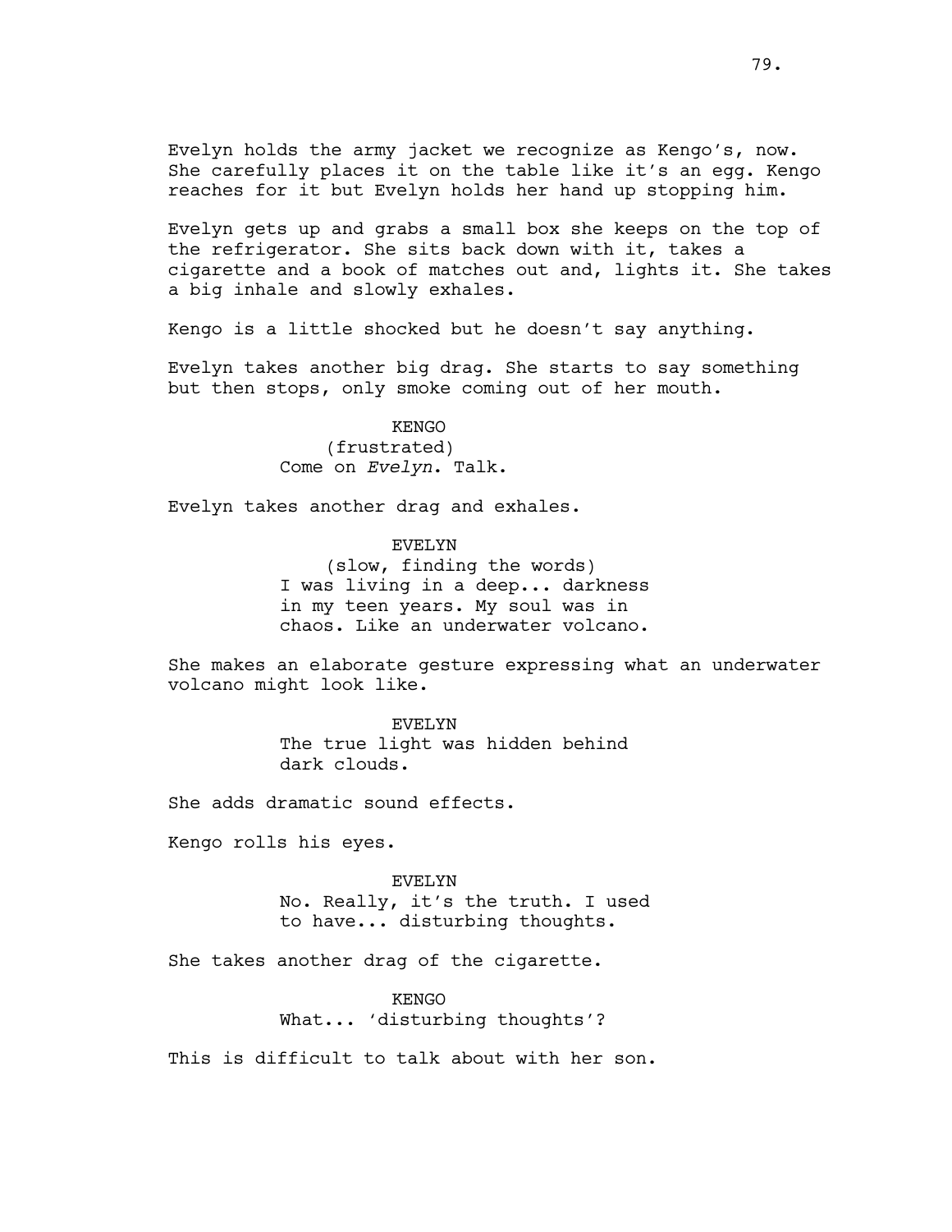Evelyn holds the army jacket we recognize as Kengo's, now. She carefully places it on the table like it's an egg. Kengo reaches for it but Evelyn holds her hand up stopping him.

Evelyn gets up and grabs a small box she keeps on the top of the refrigerator. She sits back down with it, takes a cigarette and a book of matches out and, lights it. She takes a big inhale and slowly exhales.

Kengo is a little shocked but he doesn't say anything.

Evelyn takes another big drag. She starts to say something but then stops, only smoke coming out of her mouth.

KENGO
(frustrated)
Come on *Evelyn*. Talk.

Evelyn takes another drag and exhales.

EVELYN
(slow, finding the words)
I was living in a deep... darkness in my teen years. My soul was in chaos. Like an underwater volcano.

She makes an elaborate gesture expressing what an underwater volcano might look like.

EVELYN
The true light was hidden behind dark clouds.

She adds dramatic sound effects.

Kengo rolls his eyes.

EVELYN
No. Really, it's the truth. I used to have... disturbing thoughts.

She takes another drag of the cigarette.

KENGO
What... 'disturbing thoughts'?

This is difficult to talk about with her son.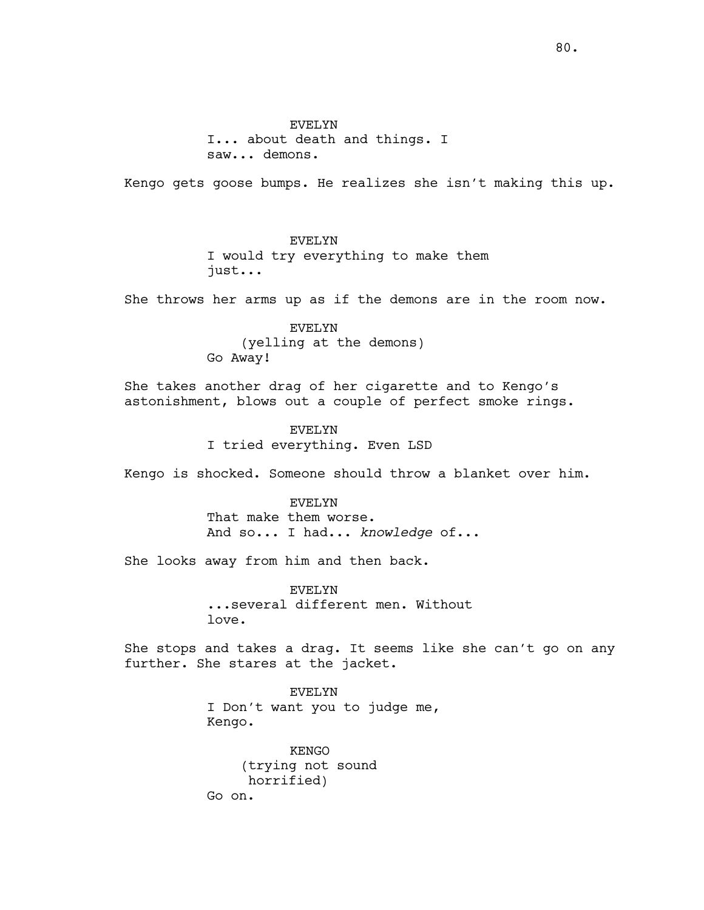EVELYN
I... about death and things. I
saw... demons.

Kengo gets goose bumps. He realizes she isn't making this up.

EVELYN
I would try everything to make them
just...

She throws her arms up as if the demons are in the room now.

EVELYN
(yelling at the demons)
Go Away!

She takes another drag of her cigarette and to Kengo's
astonishment, blows out a couple of perfect smoke rings.

EVELYN
I tried everything. Even LSD

Kengo is shocked. Someone should throw a blanket over him.

EVELYN
That make them worse.
And so... I had... *knowledge* of...

She looks away from him and then back.

EVELYN
...several different men. Without
love.

She stops and takes a drag. It seems like she can't go on any
further. She stares at the jacket.

EVELYN
I Don't want you to judge me,
Kengo.

KENGO
(trying not sound
horrified)
Go on.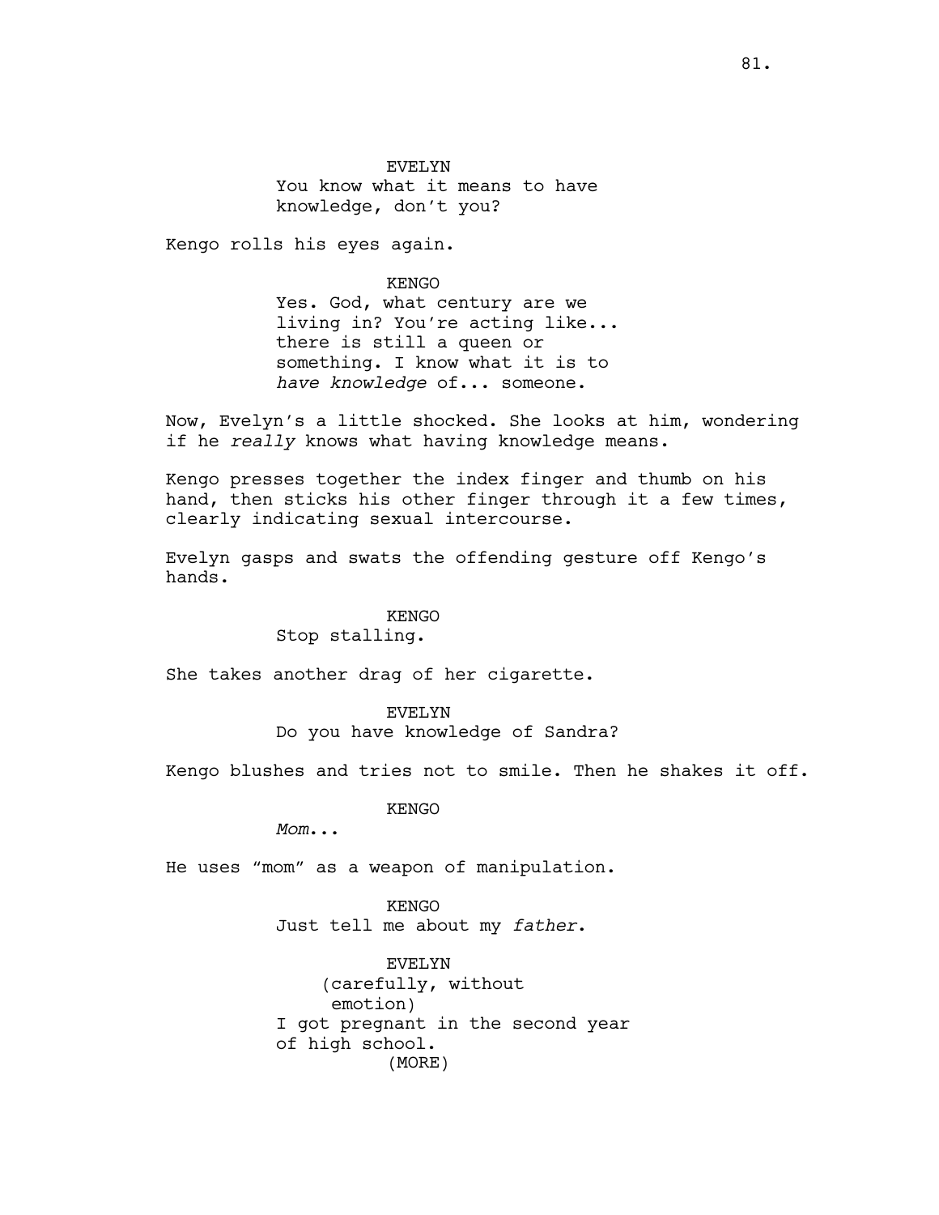EVELYN
You know what it means to have knowledge, don't you?

Kengo rolls his eyes again.

KENGO
Yes. God, what century are we living in? You're acting like... there is still a queen or something. I know what it is to *have knowledge* of... someone.

Now, Evelyn's a little shocked. She looks at him, wondering if he *really* knows what having knowledge means.

Kengo presses together the index finger and thumb on his hand, then sticks his other finger through it a few times, clearly indicating sexual intercourse.

Evelyn gasps and swats the offending gesture off Kengo's hands.

KENGO
Stop stalling.

She takes another drag of her cigarette.

EVELYN
Do you have knowledge of Sandra?

Kengo blushes and tries not to smile. Then he shakes it off.

KENGO
*Mom...*

He uses "mom" as a weapon of manipulation.

KENGO
Just tell me about my *father*.

EVELYN
(carefully, without emotion)
I got pregnant in the second year of high school.
(MORE)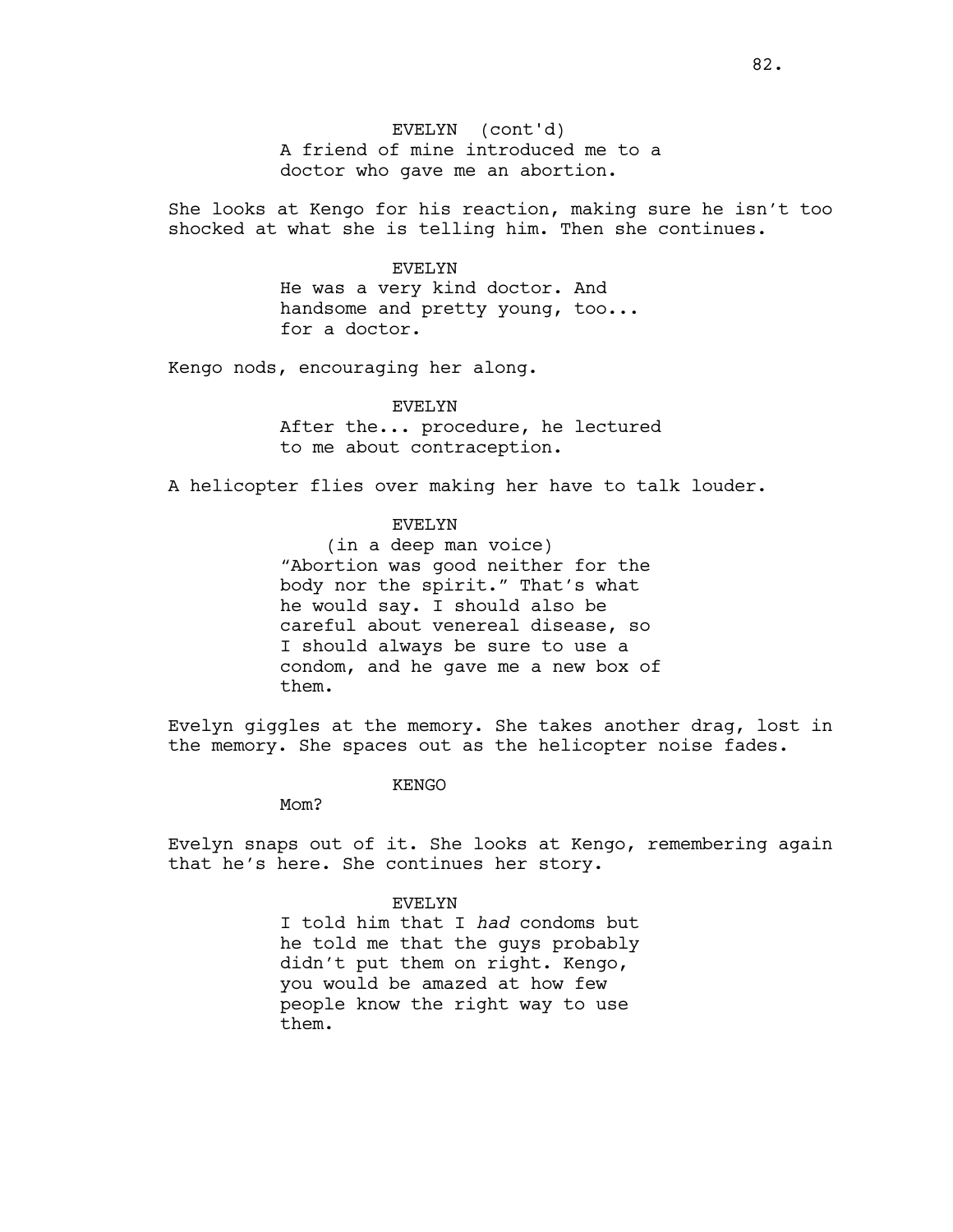EVELYN (cont'd)
A friend of mine introduced me to a doctor who gave me an abortion.

She looks at Kengo for his reaction, making sure he isn't too shocked at what she is telling him. Then she continues.

EVELYN
He was a very kind doctor. And handsome and pretty young, too... for a doctor.

Kengo nods, encouraging her along.

EVELYN
After the... procedure, he lectured to me about contraception.

A helicopter flies over making her have to talk louder.

EVELYN
(in a deep man voice)
"Abortion was good neither for the body nor the spirit." That's what he would say. I should also be careful about venereal disease, so I should always be sure to use a condom, and he gave me a new box of them.

Evelyn giggles at the memory. She takes another drag, lost in the memory. She spaces out as the helicopter noise fades.

KENGO
Mom?

Evelyn snaps out of it. She looks at Kengo, remembering again that he's here. She continues her story.

EVELYN
I told him that I *had* condoms but he told me that the guys probably didn't put them on right. Kengo, you would be amazed at how few people know the right way to use them.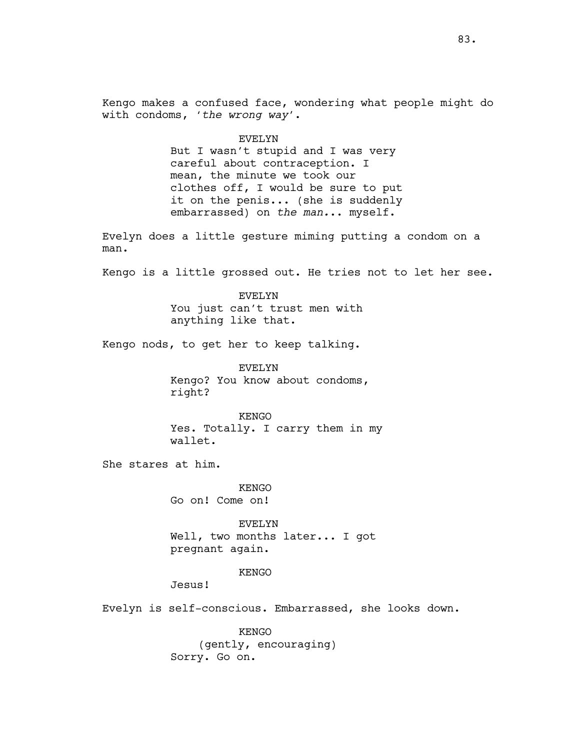Kengo makes a confused face, wondering what people might do with condoms, '*the wrong way*'.

EVELYN
But I wasn't stupid and I was very careful about contraception. I mean, the minute we took our clothes off, I would be sure to put it on the penis... (she is suddenly embarrassed) on *the man*... myself.

Evelyn does a little gesture miming putting a condom on a man.

Kengo is a little grossed out. He tries not to let her see.

EVELYN
You just can't trust men with anything like that.

Kengo nods, to get her to keep talking.

EVELYN
Kengo? You know about condoms, right?

KENGO
Yes. Totally. I carry them in my wallet.

She stares at him.

KENGO
Go on! Come on!

EVELYN
Well, two months later... I got pregnant again.

KENGO
Jesus!

Evelyn is self-conscious. Embarrassed, she looks down.

KENGO
(gently, encouraging)
Sorry. Go on.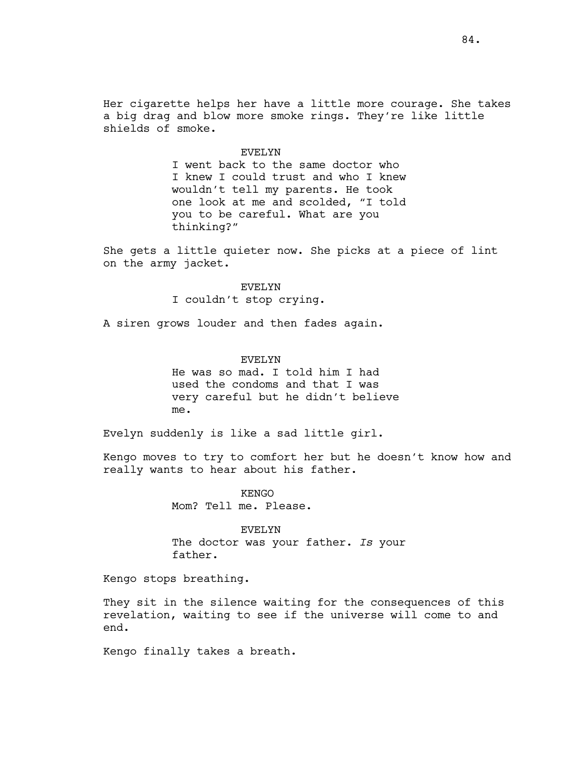Her cigarette helps her have a little more courage. She takes a big drag and blow more smoke rings. They're like little shields of smoke.

EVELYN
I went back to the same doctor who I knew I could trust and who I knew wouldn't tell my parents. He took one look at me and scolded, "I told you to be careful. What are you thinking?"

She gets a little quieter now. She picks at a piece of lint on the army jacket.

EVELYN
I couldn't stop crying.

A siren grows louder and then fades again.

EVELYN
He was so mad. I told him I had used the condoms and that I was very careful but he didn't believe me.

Evelyn suddenly is like a sad little girl.

Kengo moves to try to comfort her but he doesn't know how and really wants to hear about his father.

KENGO
Mom? Tell me. Please.

EVELYN
The doctor was your father. *Is* your father.

Kengo stops breathing.

They sit in the silence waiting for the consequences of this revelation, waiting to see if the universe will come to and end.

Kengo finally takes a breath.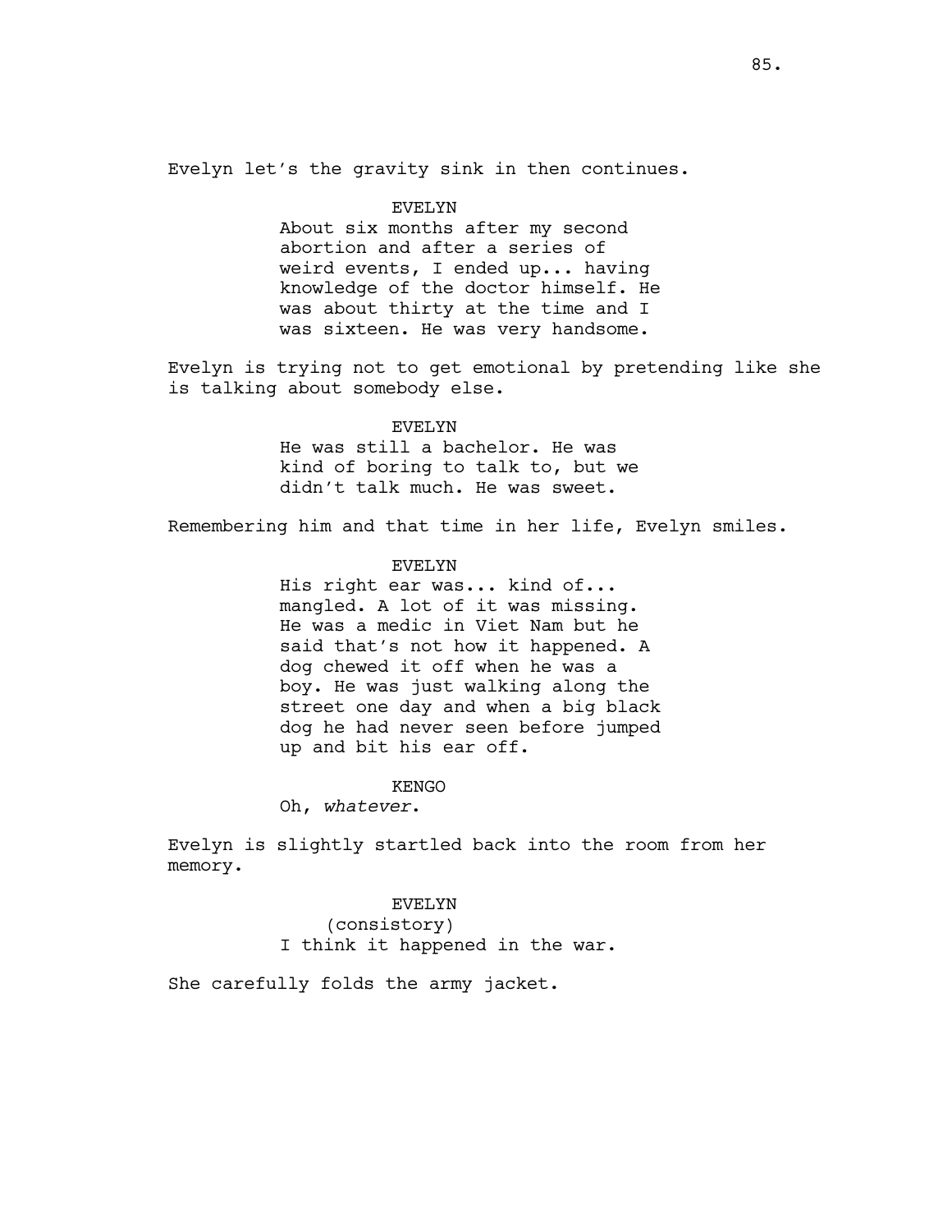Evelyn let's the gravity sink in then continues.

EVELYN
About six months after my second abortion and after a series of weird events, I ended up... having knowledge of the doctor himself. He was about thirty at the time and I was sixteen. He was very handsome.

Evelyn is trying not to get emotional by pretending like she is talking about somebody else.

EVELYN
He was still a bachelor. He was kind of boring to talk to, but we didn't talk much. He was sweet.

Remembering him and that time in her life, Evelyn smiles.

EVELYN
His right ear was... kind of... mangled. A lot of it was missing. He was a medic in Viet Nam but he said that's not how it happened. A dog chewed it off when he was a boy. He was just walking along the street one day and when a big black dog he had never seen before jumped up and bit his ear off.

KENGO
Oh, *whatever*.

Evelyn is slightly startled back into the room from her memory.

EVELYN
(consistory)
I think it happened in the war.

She carefully folds the army jacket.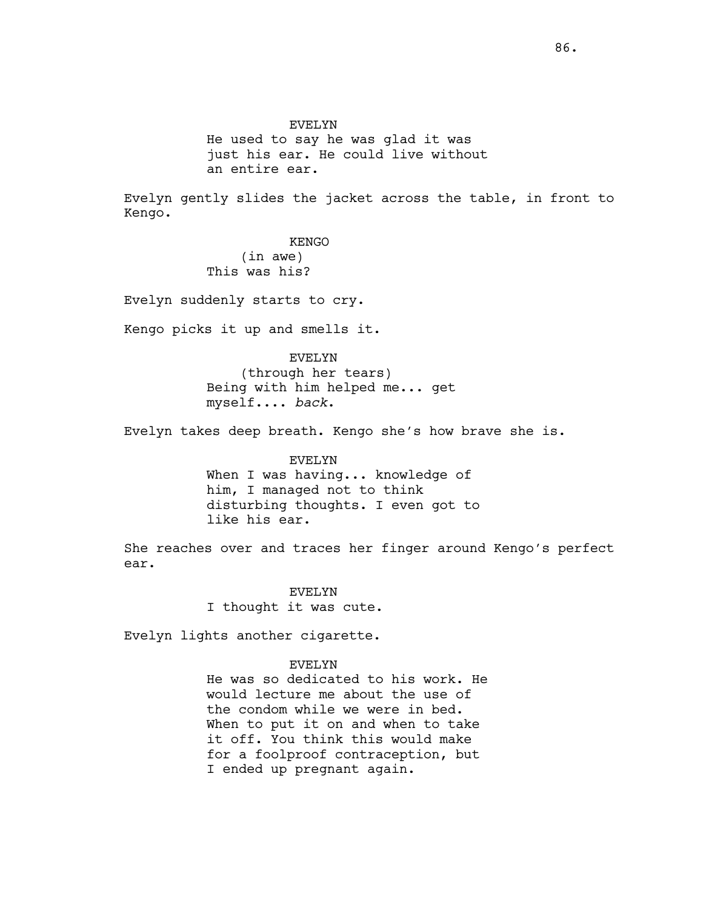EVELYN
He used to say he was glad it was just his ear. He could live without an entire ear.

Evelyn gently slides the jacket across the table, in front to Kengo.

KENGO
(in awe)
This was his?

Evelyn suddenly starts to cry.

Kengo picks it up and smells it.

EVELYN
(through her tears)
Being with him helped me... get myself.... *back*.

Evelyn takes deep breath. Kengo she's how brave she is.

EVELYN
When I was having... knowledge of him, I managed not to think disturbing thoughts. I even got to like his ear.

She reaches over and traces her finger around Kengo's perfect ear.

EVELYN
I thought it was cute.

Evelyn lights another cigarette.

EVELYN
He was so dedicated to his work. He would lecture me about the use of the condom while we were in bed. When to put it on and when to take it off. You think this would make for a foolproof contraception, but I ended up pregnant again.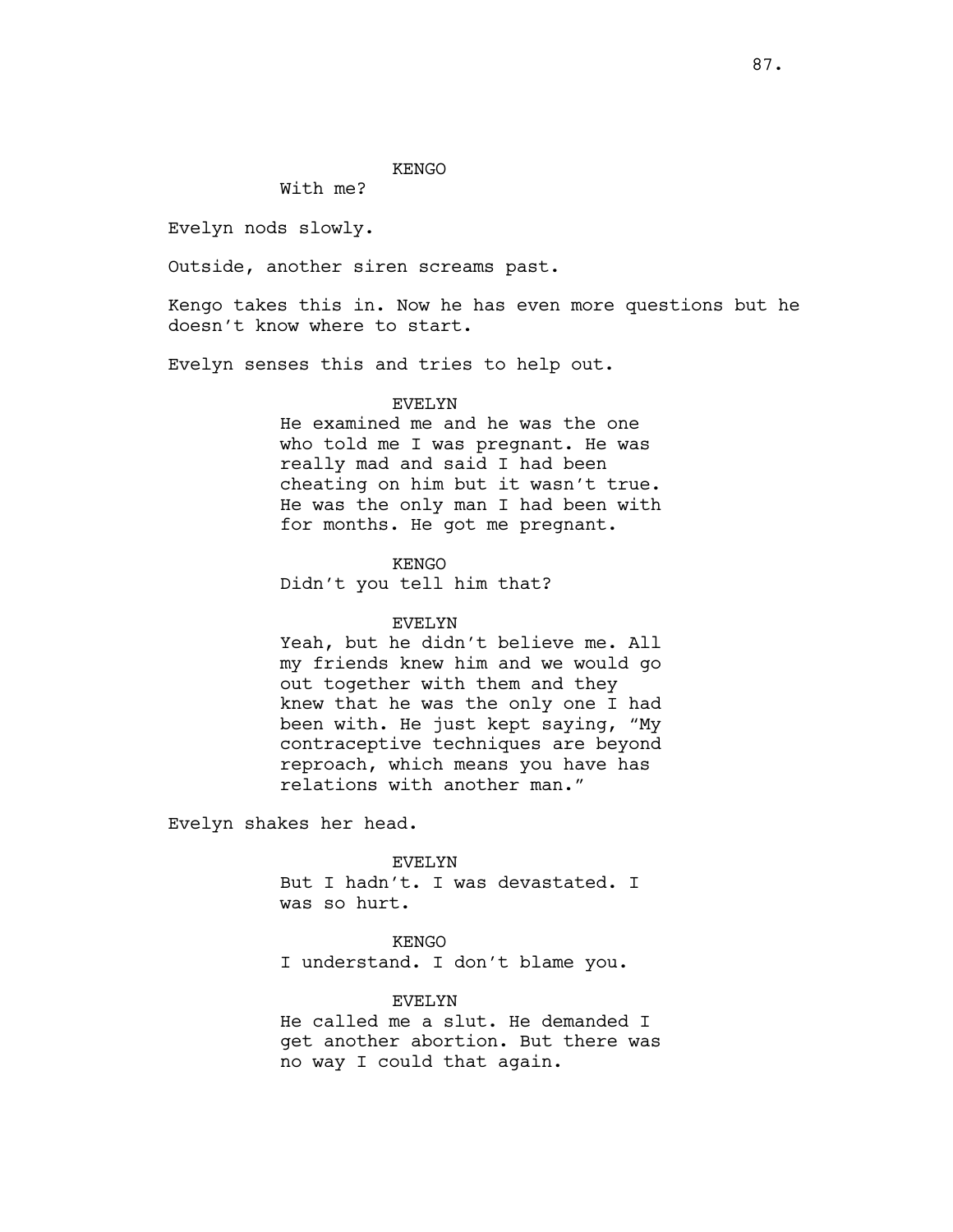KENGO

With me?

Evelyn nods slowly.

Outside, another siren screams past.

Kengo takes this in. Now he has even more questions but he doesn't know where to start.

Evelyn senses this and tries to help out.

EVELYN

He examined me and he was the one who told me I was pregnant. He was really mad and said I had been cheating on him but it wasn't true. He was the only man I had been with for months. He got me pregnant.

KENGO

Didn't you tell him that?

EVELYN

Yeah, but he didn't believe me. All my friends knew him and we would go out together with them and they knew that he was the only one I had been with. He just kept saying, "My contraceptive techniques are beyond reproach, which means you have has relations with another man."

Evelyn shakes her head.

EVELYN

But I hadn't. I was devastated. I was so hurt.

KENGO

I understand. I don't blame you.

EVELYN

He called me a slut. He demanded I get another abortion. But there was no way I could that again.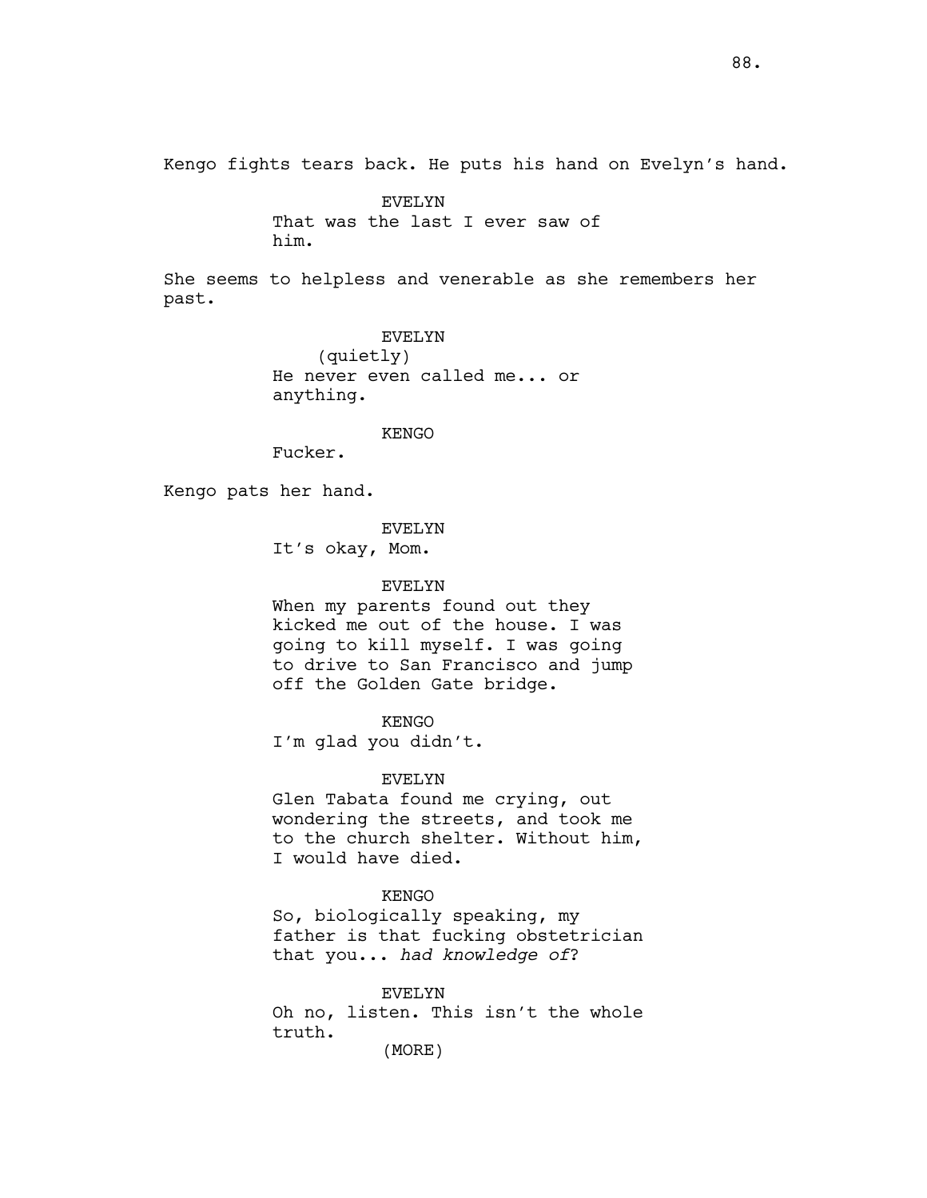Kengo fights tears back. He puts his hand on Evelyn's hand.

EVELYN
That was the last I ever saw of him.

She seems to helpless and venerable as she remembers her past.

EVELYN
(quietly)
He never even called me... or anything.

KENGO
Fucker.

Kengo pats her hand.

EVELYN
It's okay, Mom.

EVELYN
When my parents found out they kicked me out of the house. I was going to kill myself. I was going to drive to San Francisco and jump off the Golden Gate bridge.

KENGO
I'm glad you didn't.

EVELYN
Glen Tabata found me crying, out wondering the streets, and took me to the church shelter. Without him, I would have died.

KENGO
So, biologically speaking, my father is that fucking obstetrician that you... *had knowledge of*?

EVELYN
Oh no, listen. This isn't the whole truth.
(MORE)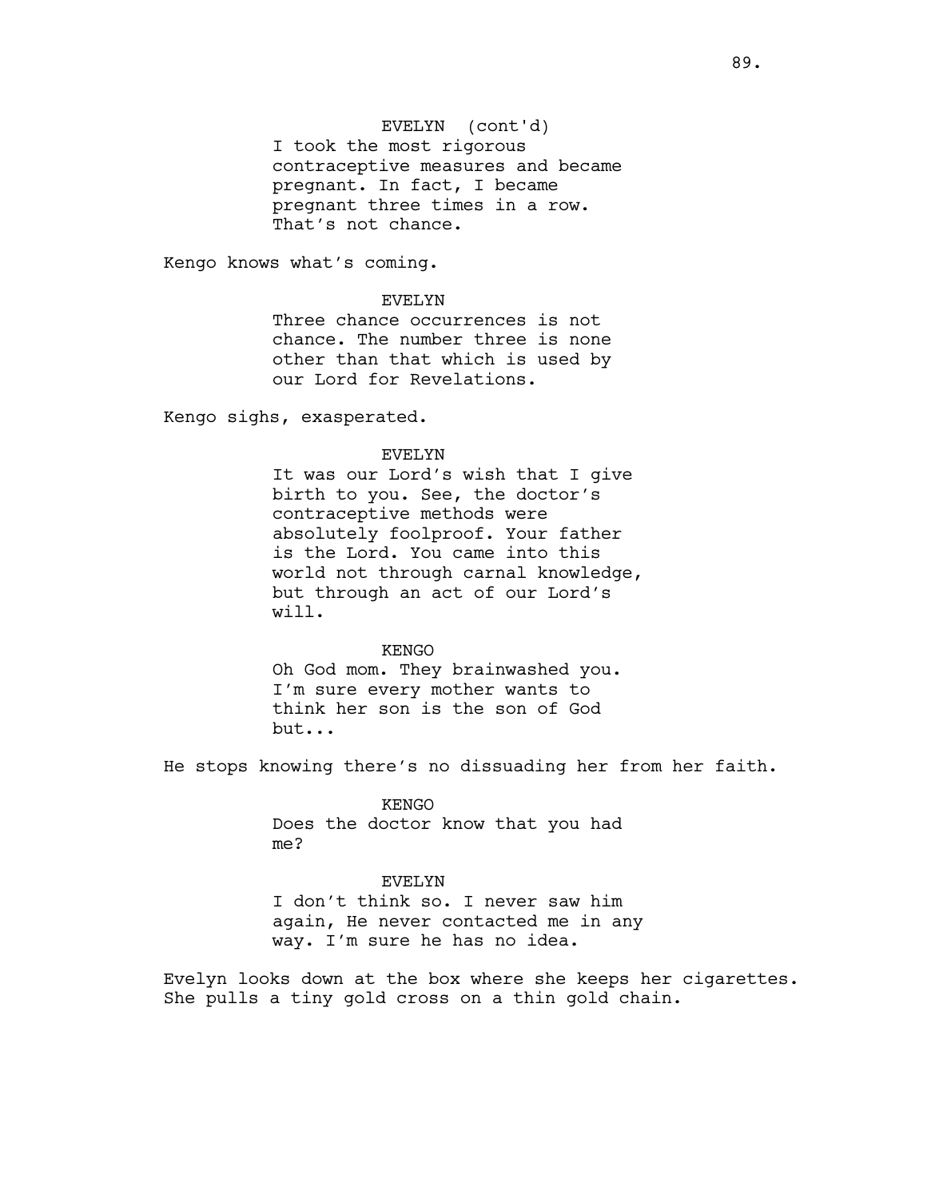EVELYN (cont'd)
I took the most rigorous contraceptive measures and became pregnant. In fact, I became pregnant three times in a row. That's not chance.

Kengo knows what's coming.

EVELYN
Three chance occurrences is not chance. The number three is none other than that which is used by our Lord for Revelations.

Kengo sighs, exasperated.

EVELYN
It was our Lord's wish that I give birth to you. See, the doctor's contraceptive methods were absolutely foolproof. Your father is the Lord. You came into this world not through carnal knowledge, but through an act of our Lord's will.

KENGO
Oh God mom. They brainwashed you. I'm sure every mother wants to think her son is the son of God but...

He stops knowing there's no dissuading her from her faith.

KENGO
Does the doctor know that you had me?

EVELYN
I don't think so. I never saw him again, He never contacted me in any way. I'm sure he has no idea.

Evelyn looks down at the box where she keeps her cigarettes. She pulls a tiny gold cross on a thin gold chain.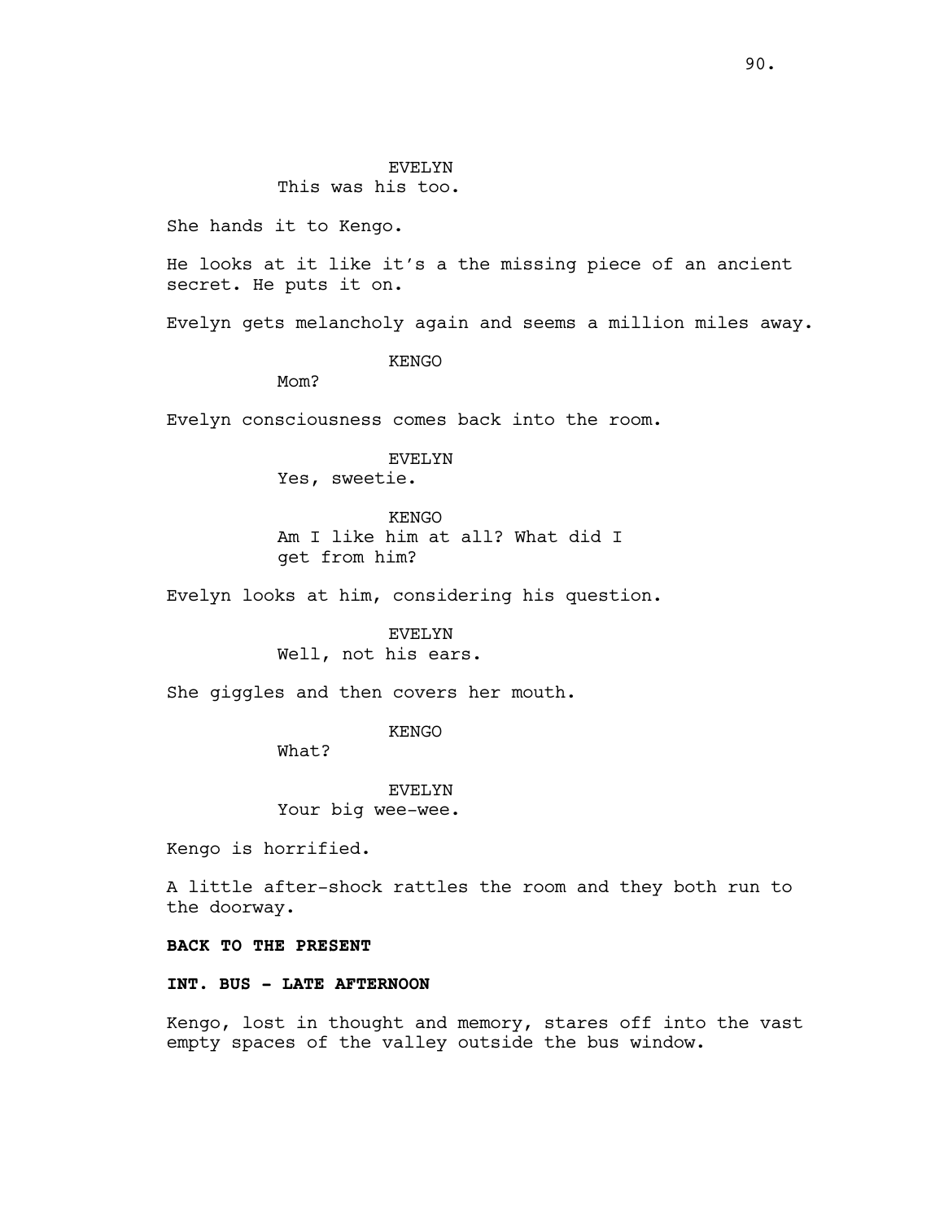EVELYN
This was his too.

She hands it to Kengo.

He looks at it like it's a the missing piece of an ancient secret. He puts it on.

Evelyn gets melancholy again and seems a million miles away.

KENGO
Mom?

Evelyn consciousness comes back into the room.

EVELYN
Yes, sweetie.

KENGO
Am I like him at all? What did I get from him?

Evelyn looks at him, considering his question.

EVELYN
Well, not his ears.

She giggles and then covers her mouth.

KENGO
What?

EVELYN
Your big wee-wee.

Kengo is horrified.

A little after-shock rattles the room and they both run to the doorway.

**BACK TO THE PRESENT**

**INT. BUS - LATE AFTERNOON**

Kengo, lost in thought and memory, stares off into the vast empty spaces of the valley outside the bus window.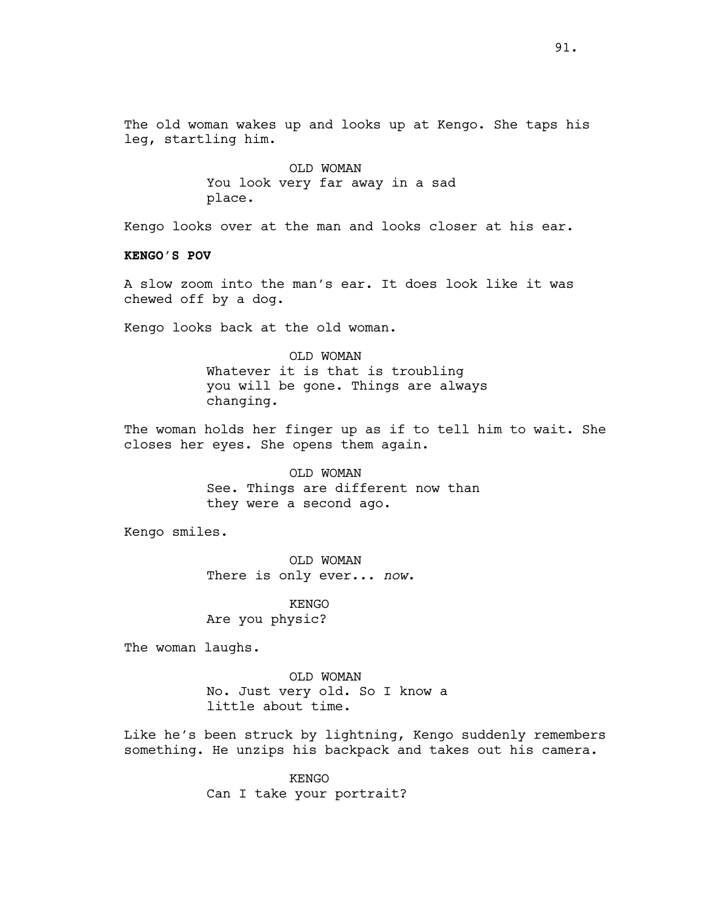The old woman wakes up and looks up at Kengo. She taps his leg, startling him.

OLD WOMAN
You look very far away in a sad place.

Kengo looks over at the man and looks closer at his ear.

**KENGO'S POV**

A slow zoom into the man's ear. It does look like it was chewed off by a dog.

Kengo looks back at the old woman.

OLD WOMAN
Whatever it is that is troubling you will be gone. Things are always changing.

The woman holds her finger up as if to tell him to wait. She closes her eyes. She opens them again.

OLD WOMAN
See. Things are different now than they were a second ago.

Kengo smiles.

OLD WOMAN
There is only ever... *now*.

KENGO
Are you physic?

The woman laughs.

OLD WOMAN
No. Just very old. So I know a little about time.

Like he's been struck by lightning, Kengo suddenly remembers something. He unzips his backpack and takes out his camera.

KENGO
Can I take your portrait?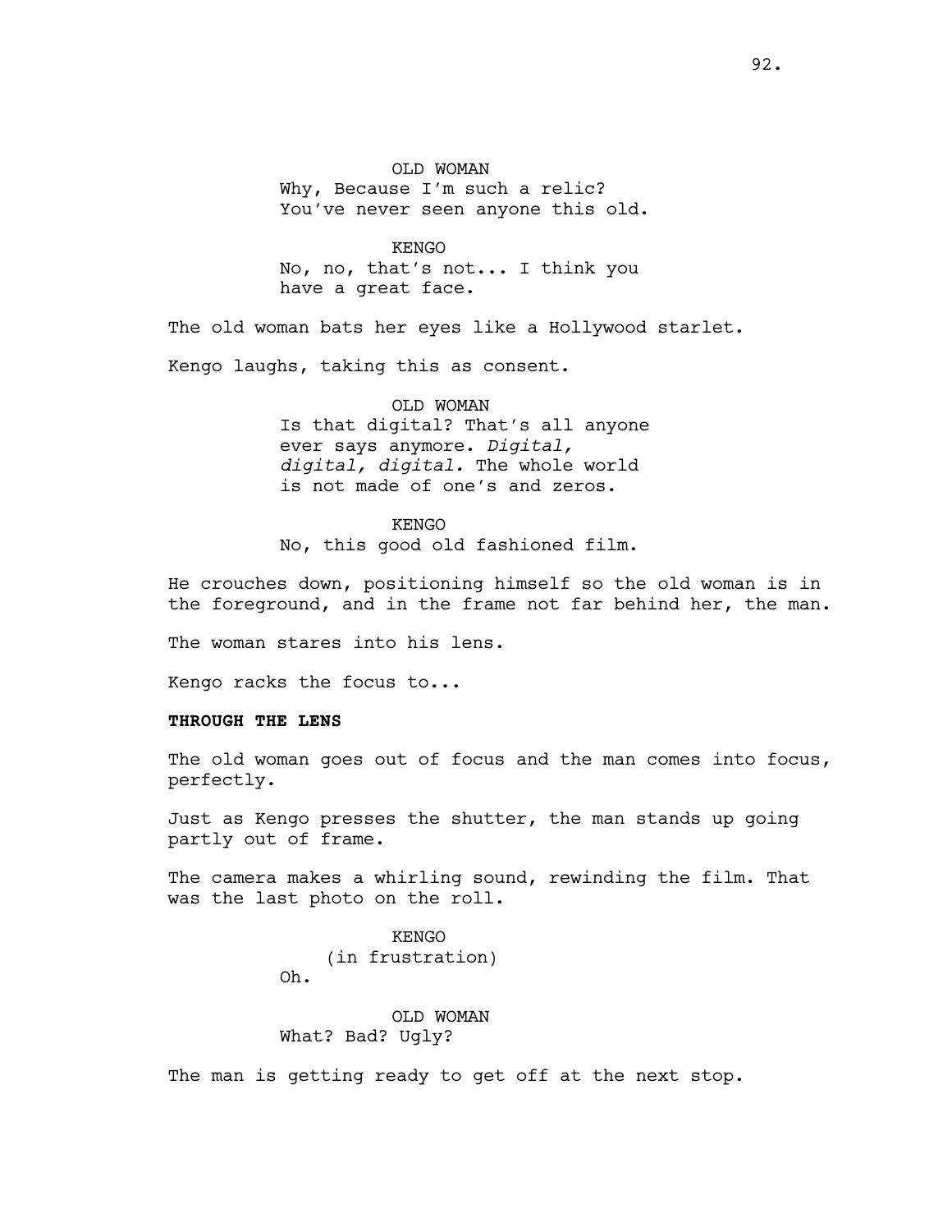OLD WOMAN
Why, Because I'm such a relic? You've never seen anyone this old.

KENGO
No, no, that's not... I think you have a great face.

The old woman bats her eyes like a Hollywood starlet.

Kengo laughs, taking this as consent.

OLD WOMAN
Is that digital? That's all anyone ever says anymore. *Digital, digital, digital.* The whole world is not made of one's and zeros.

KENGO
No, this good old fashioned film.

He crouches down, positioning himself so the old woman is in the foreground, and in the frame not far behind her, the man.

The woman stares into his lens.

Kengo racks the focus to...

**THROUGH THE LENS**

The old woman goes out of focus and the man comes into focus, perfectly.

Just as Kengo presses the shutter, the man stands up going partly out of frame.

The camera makes a whirling sound, rewinding the film. That was the last photo on the roll.

KENGO
(in frustration)
Oh.

OLD WOMAN
What? Bad? Ugly?

The man is getting ready to get off at the next stop.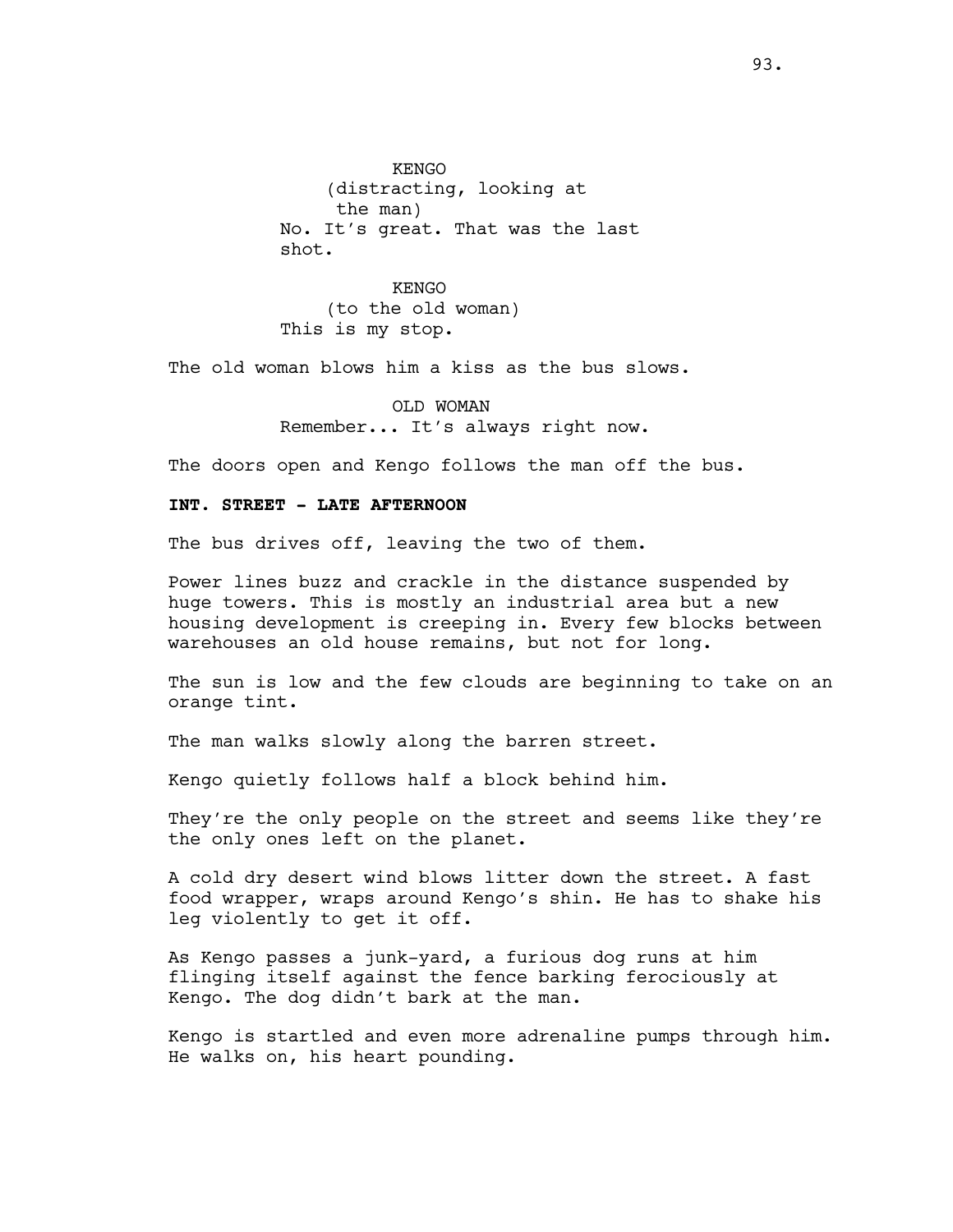KENGO
(distracting, looking at the man)
No. It's great. That was the last shot.

KENGO
(to the old woman)
This is my stop.

The old woman blows him a kiss as the bus slows.

OLD WOMAN
Remember... It's always right now.

The doors open and Kengo follows the man off the bus.

**INT. STREET - LATE AFTERNOON**

The bus drives off, leaving the two of them.

Power lines buzz and crackle in the distance suspended by huge towers. This is mostly an industrial area but a new housing development is creeping in. Every few blocks between warehouses an old house remains, but not for long.

The sun is low and the few clouds are beginning to take on an orange tint.

The man walks slowly along the barren street.

Kengo quietly follows half a block behind him.

They're the only people on the street and seems like they're the only ones left on the planet.

A cold dry desert wind blows litter down the street. A fast food wrapper, wraps around Kengo's shin. He has to shake his leg violently to get it off.

As Kengo passes a junk-yard, a furious dog runs at him flinging itself against the fence barking ferociously at Kengo. The dog didn't bark at the man.

Kengo is startled and even more adrenaline pumps through him. He walks on, his heart pounding.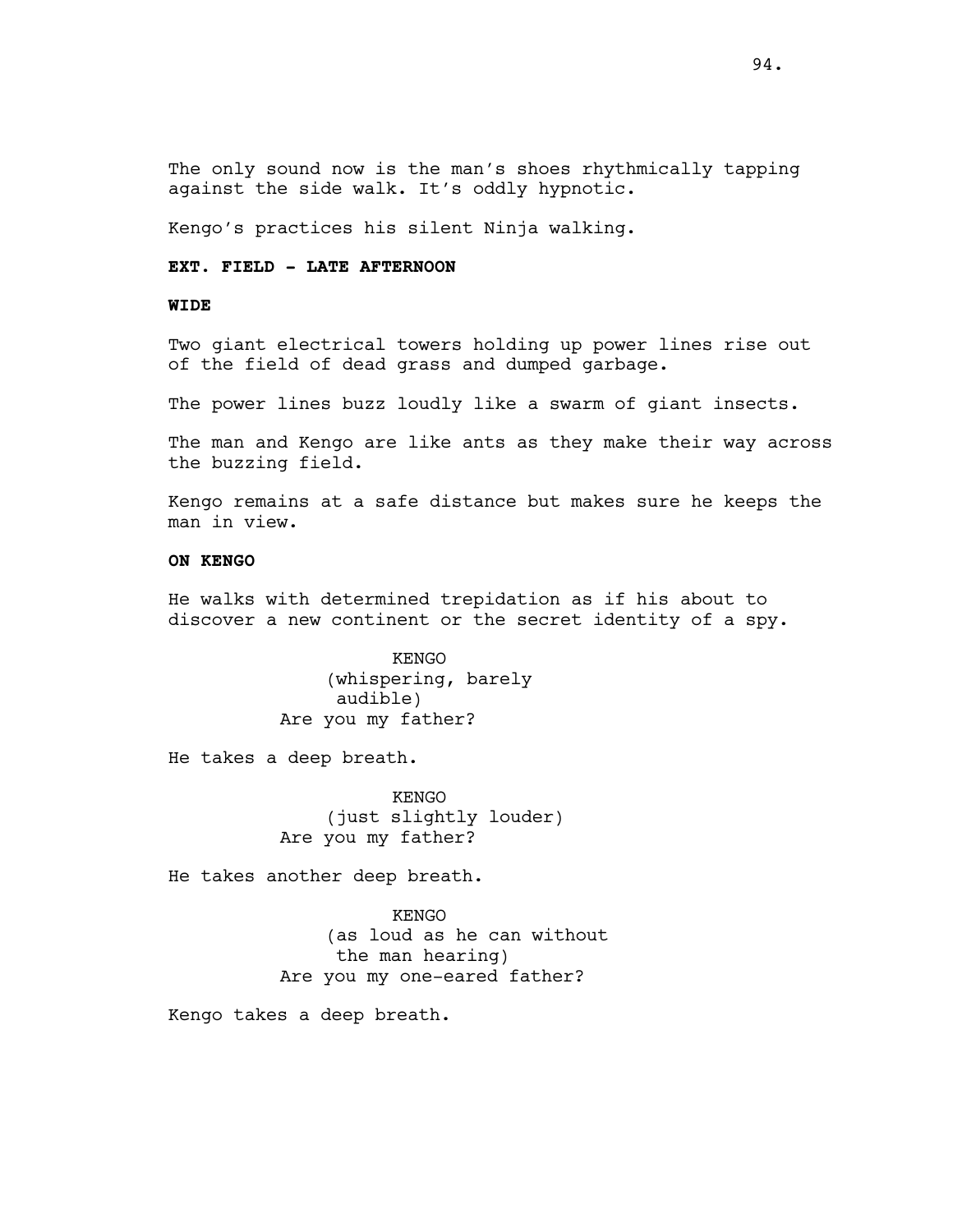The only sound now is the man's shoes rhythmically tapping against the side walk. It's oddly hypnotic.

Kengo's practices his silent Ninja walking.

**EXT. FIELD - LATE AFTERNOON**

**WIDE**

Two giant electrical towers holding up power lines rise out of the field of dead grass and dumped garbage.

The power lines buzz loudly like a swarm of giant insects.

The man and Kengo are like ants as they make their way across the buzzing field.

Kengo remains at a safe distance but makes sure he keeps the man in view.

**ON KENGO**

He walks with determined trepidation as if his about to discover a new continent or the secret identity of a spy.

KENGO
(whispering, barely audible)
Are you my father?

He takes a deep breath.

KENGO
(just slightly louder)
Are you my father?

He takes another deep breath.

KENGO
(as loud as he can without the man hearing)
Are you my one-eared father?

Kengo takes a deep breath.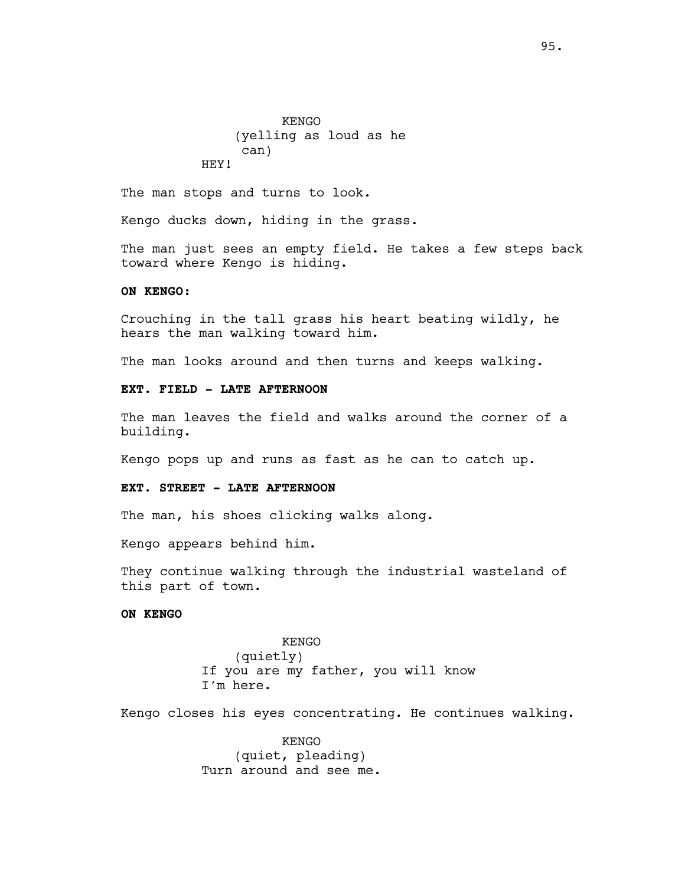KENGO
(yelling as loud as he can)
HEY!

The man stops and turns to look.

Kengo ducks down, hiding in the grass.

The man just sees an empty field. He takes a few steps back toward where Kengo is hiding.

**ON KENGO:**

Crouching in the tall grass his heart beating wildly, he hears the man walking toward him.

The man looks around and then turns and keeps walking.

**EXT. FIELD - LATE AFTERNOON**

The man leaves the field and walks around the corner of a building.

Kengo pops up and runs as fast as he can to catch up.

**EXT. STREET - LATE AFTERNOON**

The man, his shoes clicking walks along.

Kengo appears behind him.

They continue walking through the industrial wasteland of this part of town.

**ON KENGO**

KENGO
(quietly)
If you are my father, you will know I'm here.

Kengo closes his eyes concentrating. He continues walking.

KENGO
(quiet, pleading)
Turn around and see me.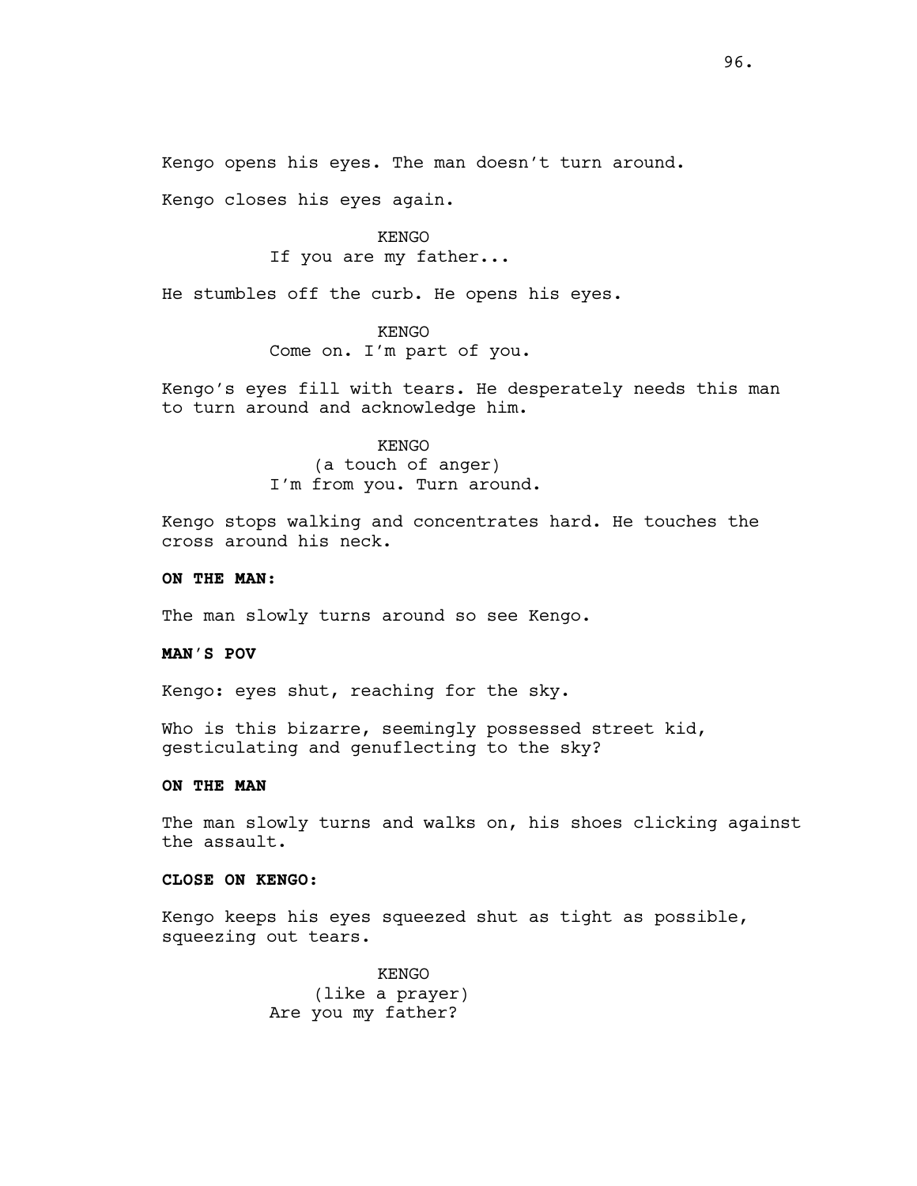Kengo opens his eyes. The man doesn't turn around.

Kengo closes his eyes again.

KENGO
If you are my father...

He stumbles off the curb. He opens his eyes.

KENGO
Come on. I'm part of you.

Kengo's eyes fill with tears. He desperately needs this man to turn around and acknowledge him.

KENGO
(a touch of anger)
I'm from you. Turn around.

Kengo stops walking and concentrates hard. He touches the cross around his neck.

**ON THE MAN:**

The man slowly turns around so see Kengo.

**MAN'S POV**

Kengo: eyes shut, reaching for the sky.

Who is this bizarre, seemingly possessed street kid, gesticulating and genuflecting to the sky?

**ON THE MAN**

The man slowly turns and walks on, his shoes clicking against the assault.

**CLOSE ON KENGO:**

Kengo keeps his eyes squeezed shut as tight as possible, squeezing out tears.

KENGO
(like a prayer)
Are you my father?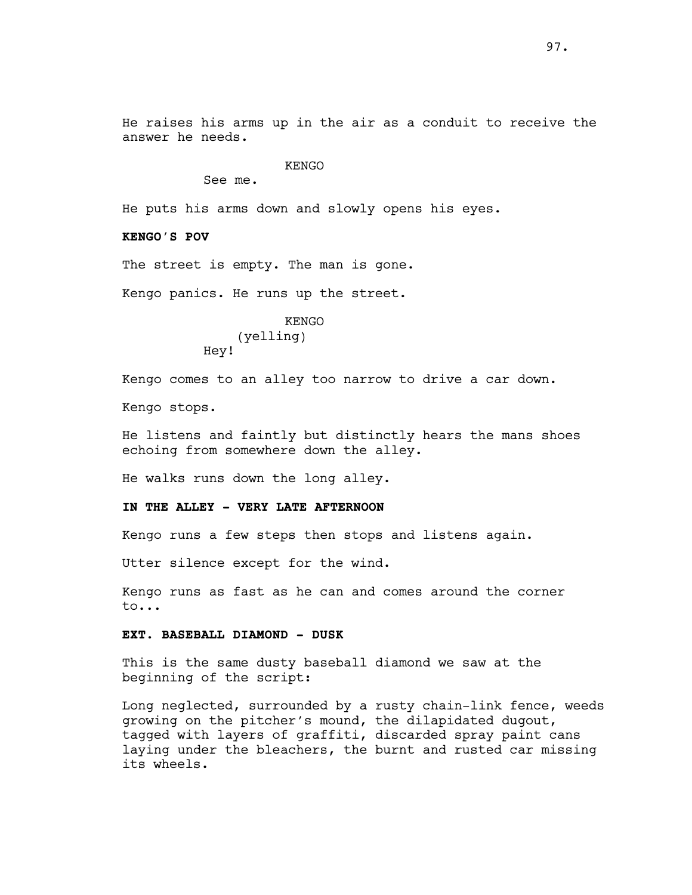He raises his arms up in the air as a conduit to receive the answer he needs.

KENGO

See me.

He puts his arms down and slowly opens his eyes.

**KENGO'S POV**

The street is empty. The man is gone.

Kengo panics. He runs up the street.

KENGO

(yelling)

Hey!

Kengo comes to an alley too narrow to drive a car down.

Kengo stops.

He listens and faintly but distinctly hears the mans shoes echoing from somewhere down the alley.

He walks runs down the long alley.

**IN THE ALLEY - VERY LATE AFTERNOON**

Kengo runs a few steps then stops and listens again.

Utter silence except for the wind.

Kengo runs as fast as he can and comes around the corner to...

**EXT. BASEBALL DIAMOND - DUSK**

This is the same dusty baseball diamond we saw at the beginning of the script:

Long neglected, surrounded by a rusty chain-link fence, weeds growing on the pitcher's mound, the dilapidated dugout, tagged with layers of graffiti, discarded spray paint cans laying under the bleachers, the burnt and rusted car missing its wheels.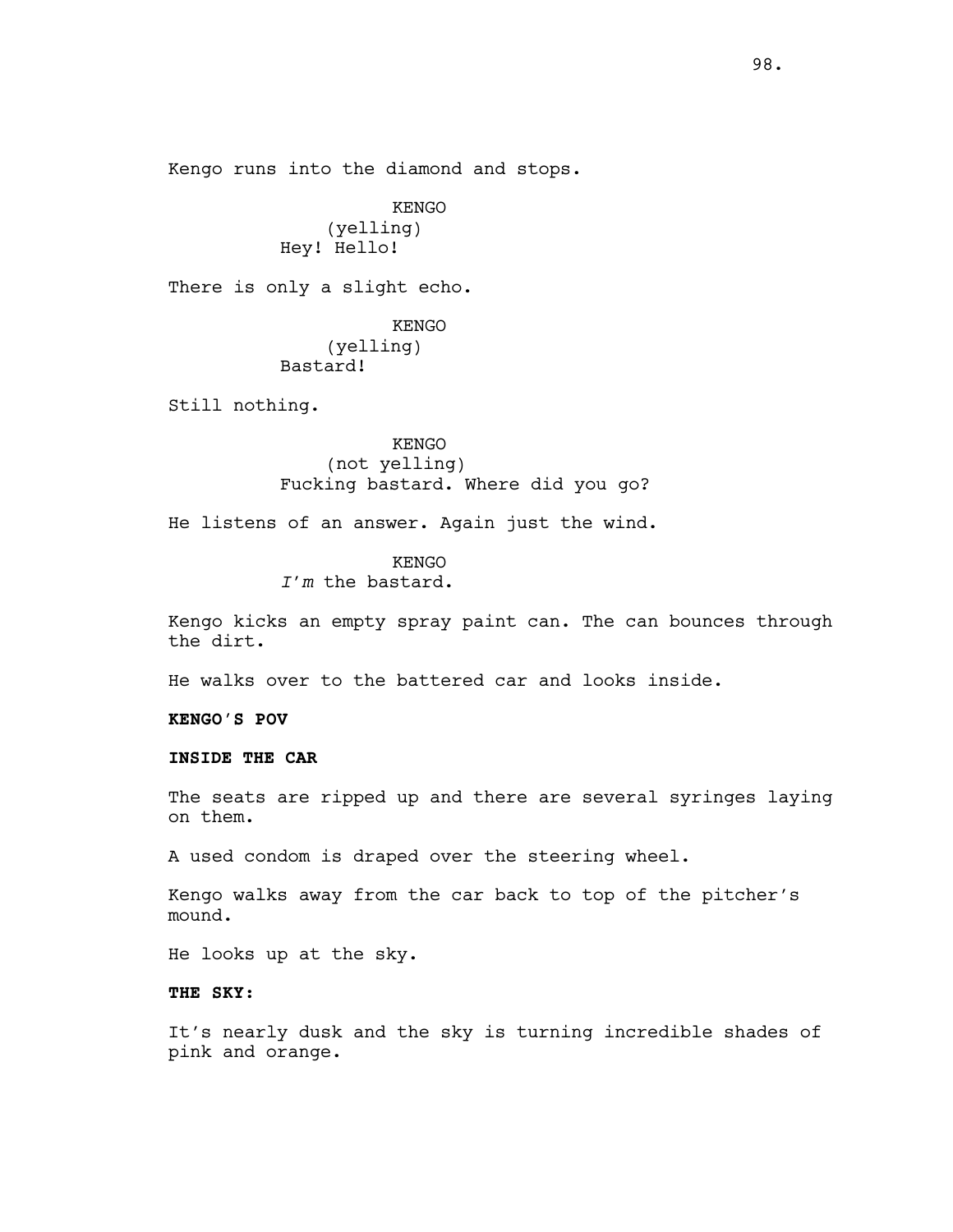Kengo runs into the diamond and stops.

KENGO
(yelling)
Hey! Hello!

There is only a slight echo.

KENGO
(yelling)
Bastard!

Still nothing.

KENGO
(not yelling)
Fucking bastard. Where did you go?

He listens of an answer. Again just the wind.

KENGO
*I'm* the bastard.

Kengo kicks an empty spray paint can. The can bounces through the dirt.

He walks over to the battered car and looks inside.

**KENGO'S POV**

**INSIDE THE CAR**

The seats are ripped up and there are several syringes laying on them.

A used condom is draped over the steering wheel.

Kengo walks away from the car back to top of the pitcher's mound.

He looks up at the sky.

**THE SKY:**

It's nearly dusk and the sky is turning incredible shades of pink and orange.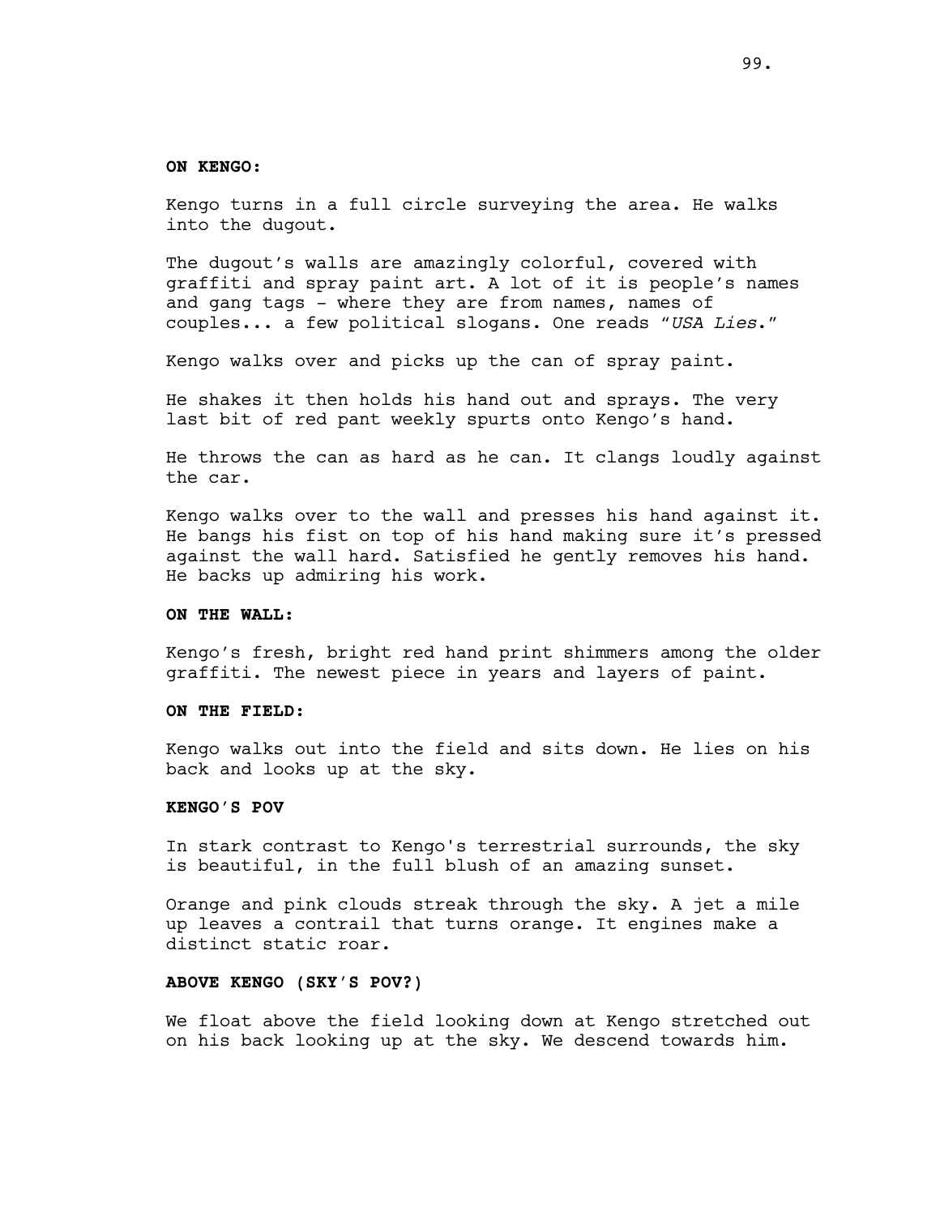**ON KENGO:**

Kengo turns in a full circle surveying the area. He walks into the dugout.

The dugout's walls are amazingly colorful, covered with graffiti and spray paint art. A lot of it is people's names and gang tags - where they are from names, names of couples... a few political slogans. One reads "*USA Lies*."

Kengo walks over and picks up the can of spray paint.

He shakes it then holds his hand out and sprays. The very last bit of red pant weekly spurts onto Kengo's hand.

He throws the can as hard as he can. It clangs loudly against the car.

Kengo walks over to the wall and presses his hand against it. He bangs his fist on top of his hand making sure it's pressed against the wall hard. Satisfied he gently removes his hand. He backs up admiring his work.

**ON THE WALL:**

Kengo's fresh, bright red hand print shimmers among the older graffiti. The newest piece in years and layers of paint.

**ON THE FIELD:**

Kengo walks out into the field and sits down. He lies on his back and looks up at the sky.

**KENGO'S POV**

In stark contrast to Kengo's terrestrial surrounds, the sky is beautiful, in the full blush of an amazing sunset.

Orange and pink clouds streak through the sky. A jet a mile up leaves a contrail that turns orange. It engines make a distinct static roar.

**ABOVE KENGO (SKY'S POV?)**

We float above the field looking down at Kengo stretched out on his back looking up at the sky. We descend towards him.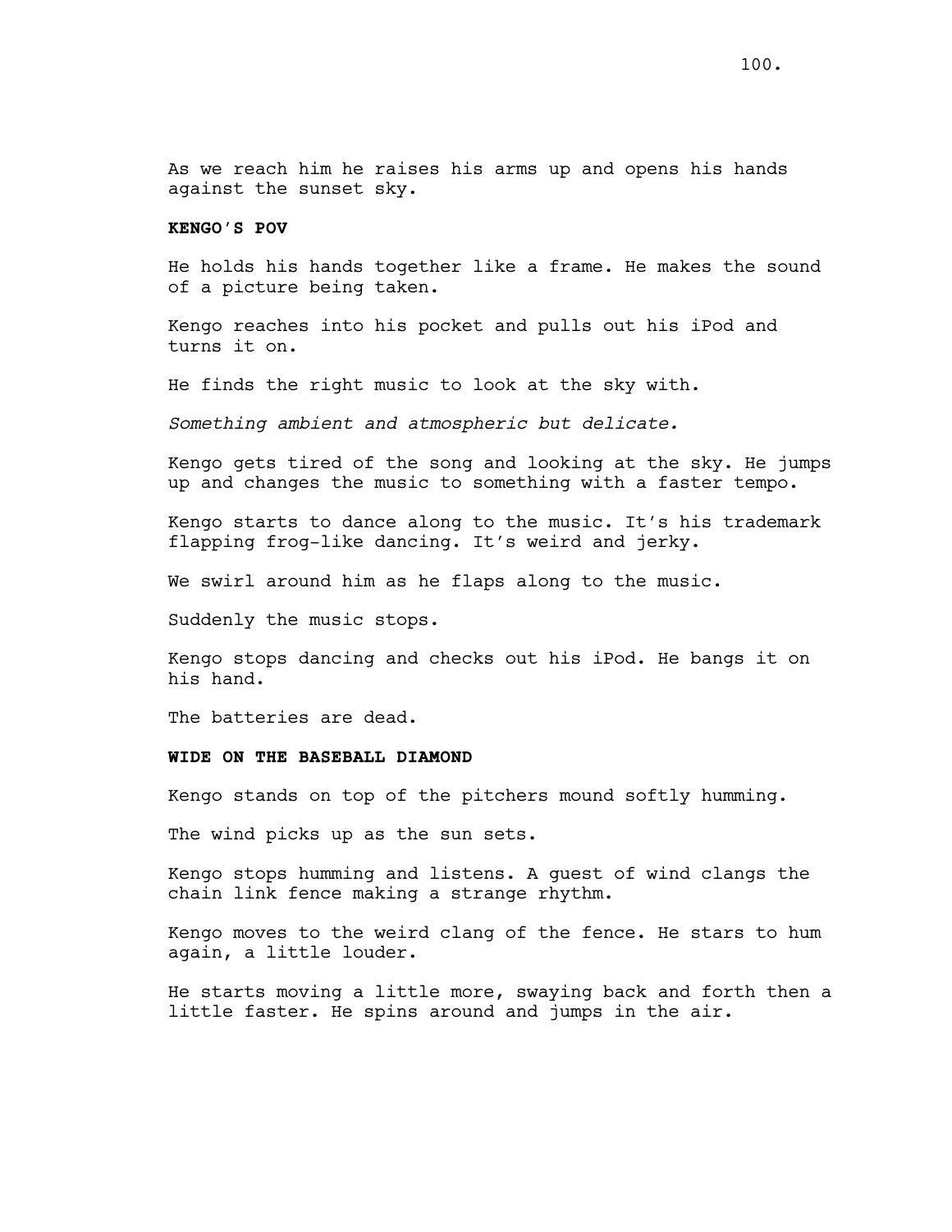As we reach him he raises his arms up and opens his hands against the sunset sky.

**KENGO'S POV**

He holds his hands together like a frame. He makes the sound of a picture being taken.

Kengo reaches into his pocket and pulls out his iPod and turns it on.

He finds the right music to look at the sky with.

*Something ambient and atmospheric but delicate.*

Kengo gets tired of the song and looking at the sky. He jumps up and changes the music to something with a faster tempo.

Kengo starts to dance along to the music. It's his trademark flapping frog-like dancing. It's weird and jerky.

We swirl around him as he flaps along to the music.

Suddenly the music stops.

Kengo stops dancing and checks out his iPod. He bangs it on his hand.

The batteries are dead.

**WIDE ON THE BASEBALL DIAMOND**

Kengo stands on top of the pitchers mound softly humming.

The wind picks up as the sun sets.

Kengo stops humming and listens. A guest of wind clangs the chain link fence making a strange rhythm.

Kengo moves to the weird clang of the fence. He stars to hum again, a little louder.

He starts moving a little more, swaying back and forth then a little faster. He spins around and jumps in the air.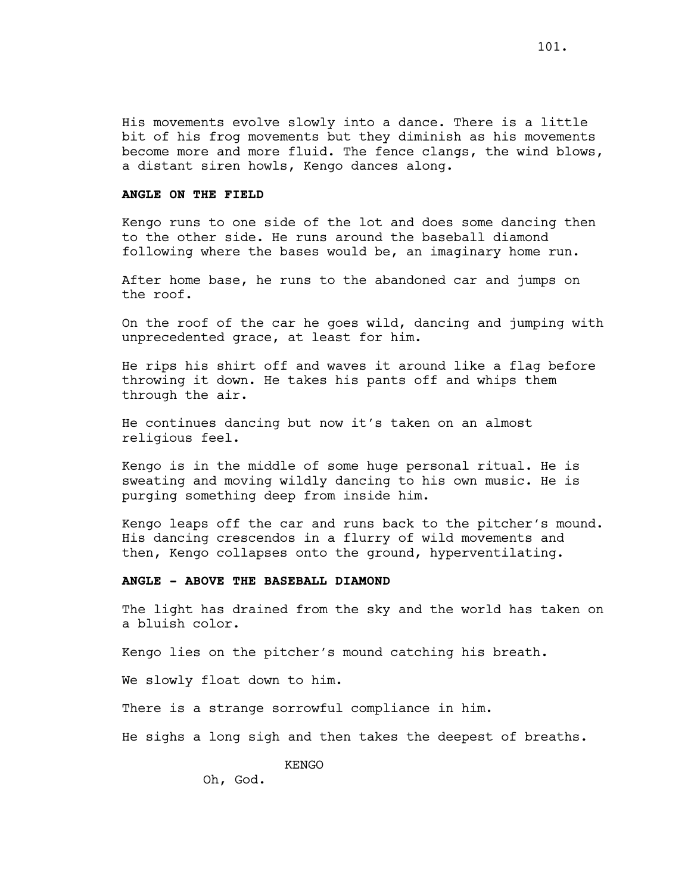His movements evolve slowly into a dance. There is a little bit of his frog movements but they diminish as his movements become more and more fluid. The fence clangs, the wind blows, a distant siren howls, Kengo dances along.

**ANGLE ON THE FIELD**

Kengo runs to one side of the lot and does some dancing then to the other side. He runs around the baseball diamond following where the bases would be, an imaginary home run.

After home base, he runs to the abandoned car and jumps on the roof.

On the roof of the car he goes wild, dancing and jumping with unprecedented grace, at least for him.

He rips his shirt off and waves it around like a flag before throwing it down. He takes his pants off and whips them through the air.

He continues dancing but now it's taken on an almost religious feel.

Kengo is in the middle of some huge personal ritual. He is sweating and moving wildly dancing to his own music. He is purging something deep from inside him.

Kengo leaps off the car and runs back to the pitcher's mound. His dancing crescendos in a flurry of wild movements and then, Kengo collapses onto the ground, hyperventilating.

**ANGLE - ABOVE THE BASEBALL DIAMOND**

The light has drained from the sky and the world has taken on a bluish color.

Kengo lies on the pitcher's mound catching his breath.

We slowly float down to him.

There is a strange sorrowful compliance in him.

He sighs a long sigh and then takes the deepest of breaths.

KENGO

Oh, God.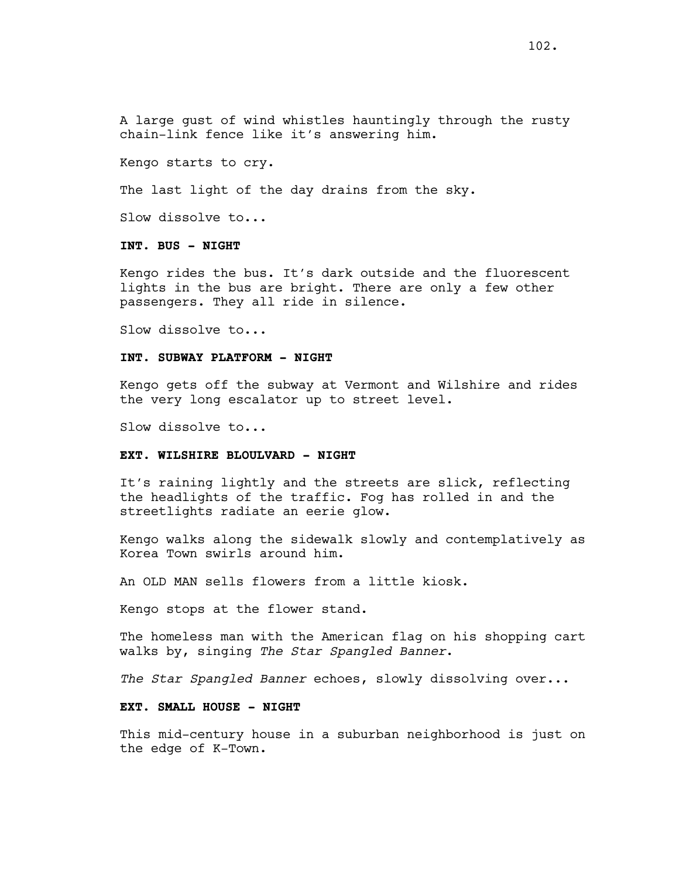A large gust of wind whistles hauntingly through the rusty chain-link fence like it's answering him.

Kengo starts to cry.

The last light of the day drains from the sky.

Slow dissolve to...

**INT. BUS - NIGHT**

Kengo rides the bus. It's dark outside and the fluorescent lights in the bus are bright. There are only a few other passengers. They all ride in silence.

Slow dissolve to...

**INT. SUBWAY PLATFORM - NIGHT**

Kengo gets off the subway at Vermont and Wilshire and rides the very long escalator up to street level.

Slow dissolve to...

**EXT. WILSHIRE BLOULVARD - NIGHT**

It's raining lightly and the streets are slick, reflecting the headlights of the traffic. Fog has rolled in and the streetlights radiate an eerie glow.

Kengo walks along the sidewalk slowly and contemplatively as Korea Town swirls around him.

An OLD MAN sells flowers from a little kiosk.

Kengo stops at the flower stand.

The homeless man with the American flag on his shopping cart walks by, singing *The Star Spangled Banner*.

*The Star Spangled Banner* echoes, slowly dissolving over...

**EXT. SMALL HOUSE - NIGHT**

This mid-century house in a suburban neighborhood is just on the edge of K-Town.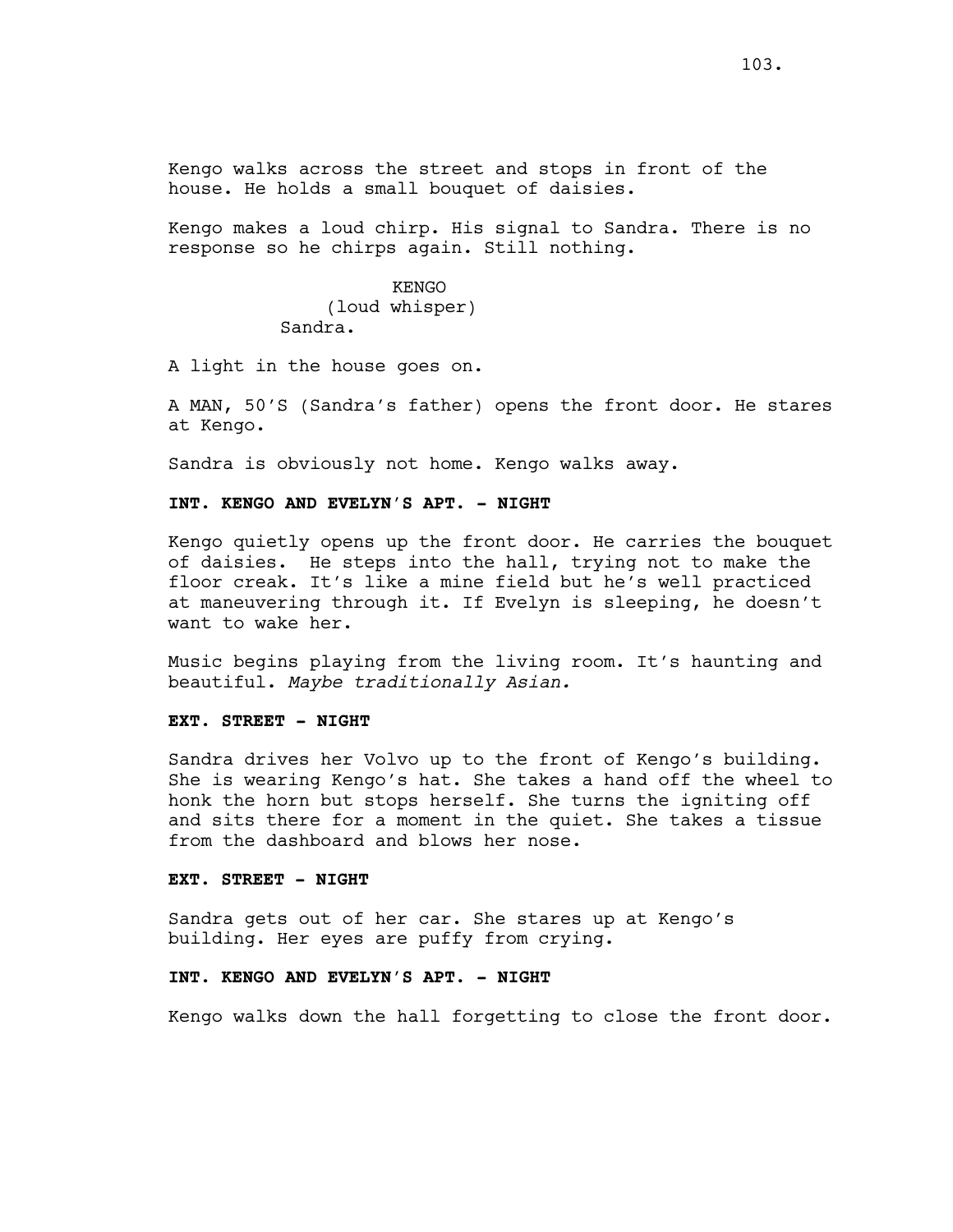Kengo walks across the street and stops in front of the house. He holds a small bouquet of daisies.

Kengo makes a loud chirp. His signal to Sandra. There is no response so he chirps again. Still nothing.

KENGO
(loud whisper)
Sandra.

A light in the house goes on.

A MAN, 50'S (Sandra's father) opens the front door. He stares at Kengo.

Sandra is obviously not home. Kengo walks away.

**INT. KENGO AND EVELYN'S APT. - NIGHT**

Kengo quietly opens up the front door. He carries the bouquet of daisies. He steps into the hall, trying not to make the floor creak. It's like a mine field but he's well practiced at maneuvering through it. If Evelyn is sleeping, he doesn't want to wake her.

Music begins playing from the living room. It's haunting and beautiful. *Maybe traditionally Asian.*

**EXT. STREET - NIGHT**

Sandra drives her Volvo up to the front of Kengo's building. She is wearing Kengo's hat. She takes a hand off the wheel to honk the horn but stops herself. She turns the igniting off and sits there for a moment in the quiet. She takes a tissue from the dashboard and blows her nose.

**EXT. STREET - NIGHT**

Sandra gets out of her car. She stares up at Kengo's building. Her eyes are puffy from crying.

**INT. KENGO AND EVELYN'S APT. - NIGHT**

Kengo walks down the hall forgetting to close the front door.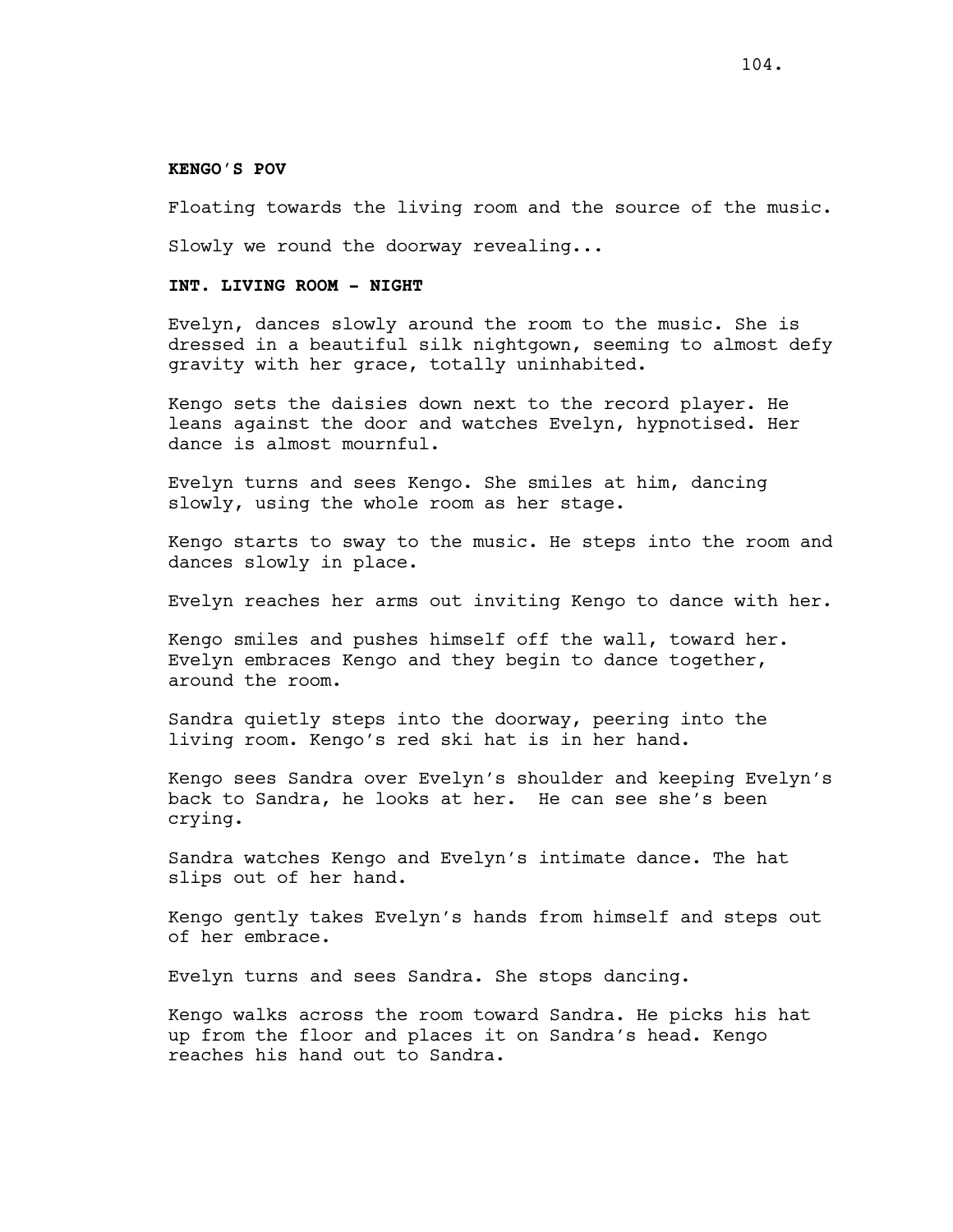**KENGO'S POV**

Floating towards the living room and the source of the music.

Slowly we round the doorway revealing...

**INT. LIVING ROOM - NIGHT**

Evelyn, dances slowly around the room to the music. She is dressed in a beautiful silk nightgown, seeming to almost defy gravity with her grace, totally uninhabited.

Kengo sets the daisies down next to the record player. He leans against the door and watches Evelyn, hypnotised. Her dance is almost mournful.

Evelyn turns and sees Kengo. She smiles at him, dancing slowly, using the whole room as her stage.

Kengo starts to sway to the music. He steps into the room and dances slowly in place.

Evelyn reaches her arms out inviting Kengo to dance with her.

Kengo smiles and pushes himself off the wall, toward her. Evelyn embraces Kengo and they begin to dance together, around the room.

Sandra quietly steps into the doorway, peering into the living room. Kengo's red ski hat is in her hand.

Kengo sees Sandra over Evelyn's shoulder and keeping Evelyn's back to Sandra, he looks at her. He can see she's been crying.

Sandra watches Kengo and Evelyn's intimate dance. The hat slips out of her hand.

Kengo gently takes Evelyn's hands from himself and steps out of her embrace.

Evelyn turns and sees Sandra. She stops dancing.

Kengo walks across the room toward Sandra. He picks his hat up from the floor and places it on Sandra's head. Kengo reaches his hand out to Sandra.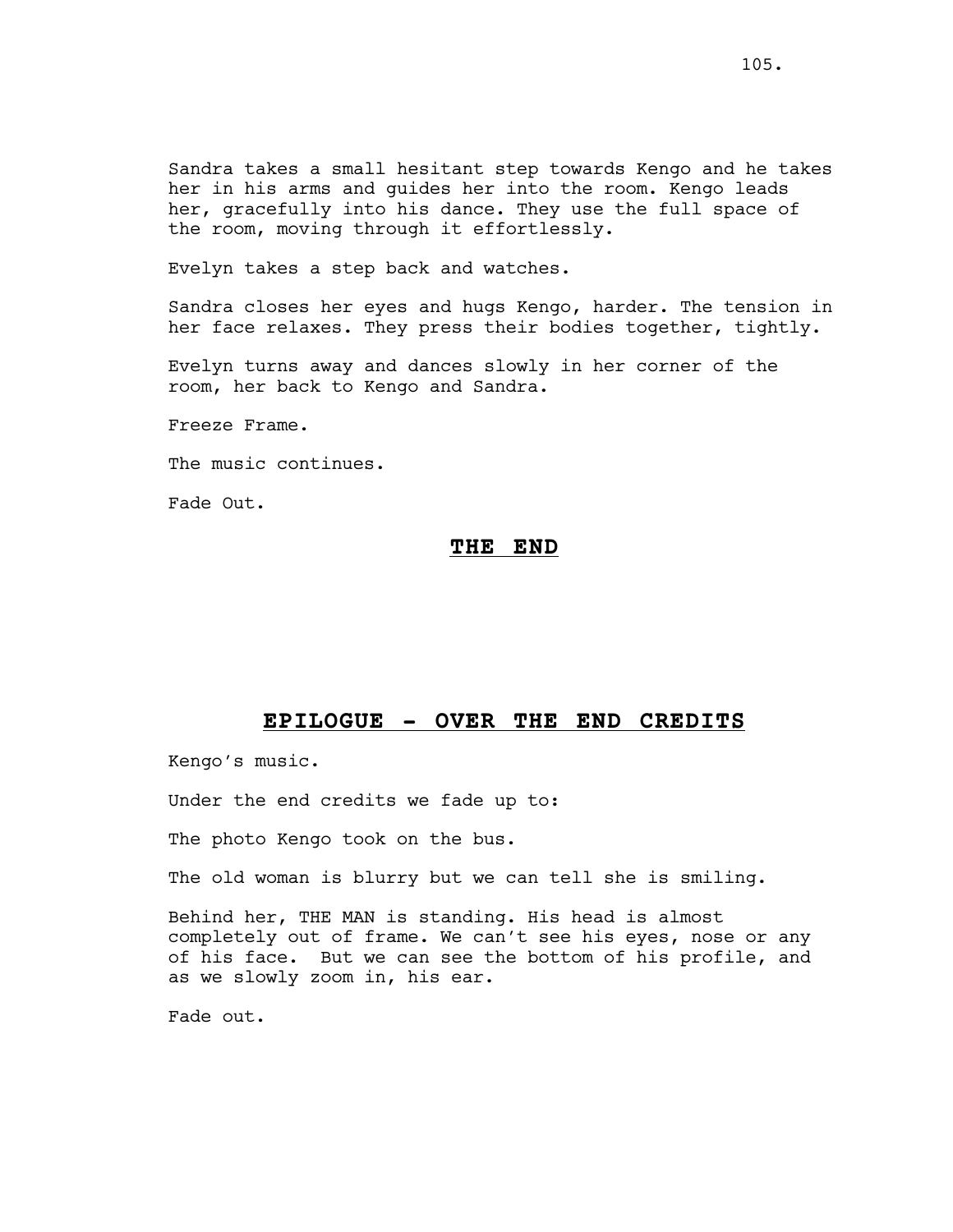Sandra takes a small hesitant step towards Kengo and he takes her in his arms and guides her into the room. Kengo leads her, gracefully into his dance. They use the full space of the room, moving through it effortlessly.

Evelyn takes a step back and watches.

Sandra closes her eyes and hugs Kengo, harder. The tension in her face relaxes. They press their bodies together, tightly.

Evelyn turns away and dances slowly in her corner of the room, her back to Kengo and Sandra.

Freeze Frame.

The music continues.

Fade Out.

## **THE END**

## **EPILOGUE - OVER THE END CREDITS**

Kengo's music.

Under the end credits we fade up to:

The photo Kengo took on the bus.

The old woman is blurry but we can tell she is smiling.

Behind her, THE MAN is standing. His head is almost completely out of frame. We can't see his eyes, nose or any of his face. But we can see the bottom of his profile, and as we slowly zoom in, his ear.

Fade out.